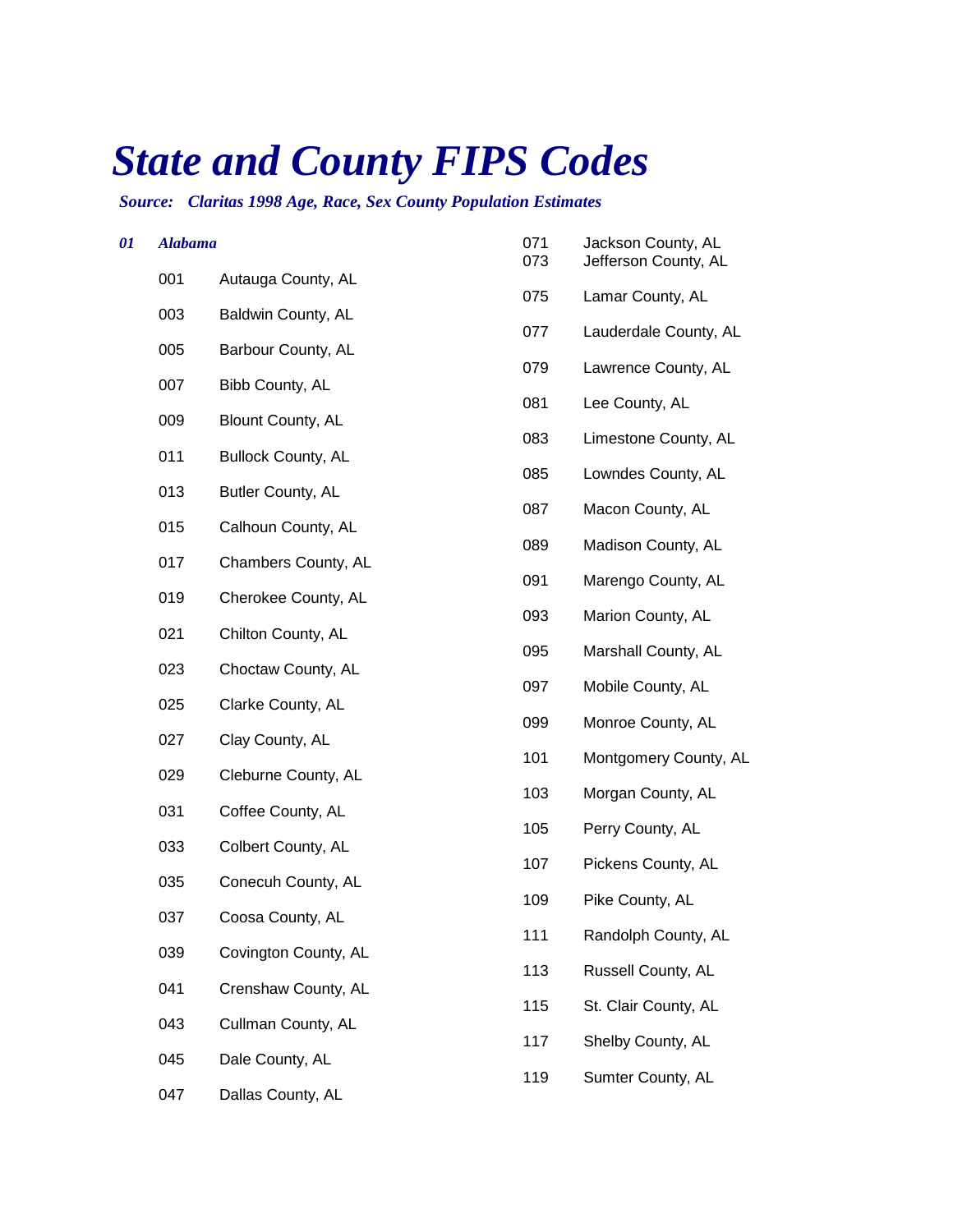# State and County FIPS Codes

***Source: Claritas 1998 Age, Race, Sex County Population Estimates***

***01 Alabama***

001 Autauga County, AL

003 Baldwin County, AL

005 Barbour County, AL

007 Bibb County, AL

009 Blount County, AL

011 Bullock County, AL

013 Butler County, AL

015 Calhoun County, AL

017 Chambers County, AL

019 Cherokee County, AL

021 Chilton County, AL

023 Choctaw County, AL

025 Clarke County, AL

027 Clay County, AL

029 Cleburne County, AL

031 Coffee County, AL

033 Colbert County, AL

035 Conecuh County, AL

037 Coosa County, AL

039 Covington County, AL

041 Crenshaw County, AL

043 Cullman County, AL

045 Dale County, AL

047 Dallas County, AL

071 Jackson County, AL

073 Jefferson County, AL

075 Lamar County, AL

077 Lauderdale County, AL

079 Lawrence County, AL

081 Lee County, AL

083 Limestone County, AL

085 Lowndes County, AL

087 Macon County, AL

089 Madison County, AL

091 Marengo County, AL

093 Marion County, AL

095 Marshall County, AL

097 Mobile County, AL

099 Monroe County, AL

101 Montgomery County, AL

103 Morgan County, AL

105 Perry County, AL

107 Pickens County, AL

109 Pike County, AL

111 Randolph County, AL

113 Russell County, AL

115 St. Clair County, AL

117 Shelby County, AL

119 Sumter County, AL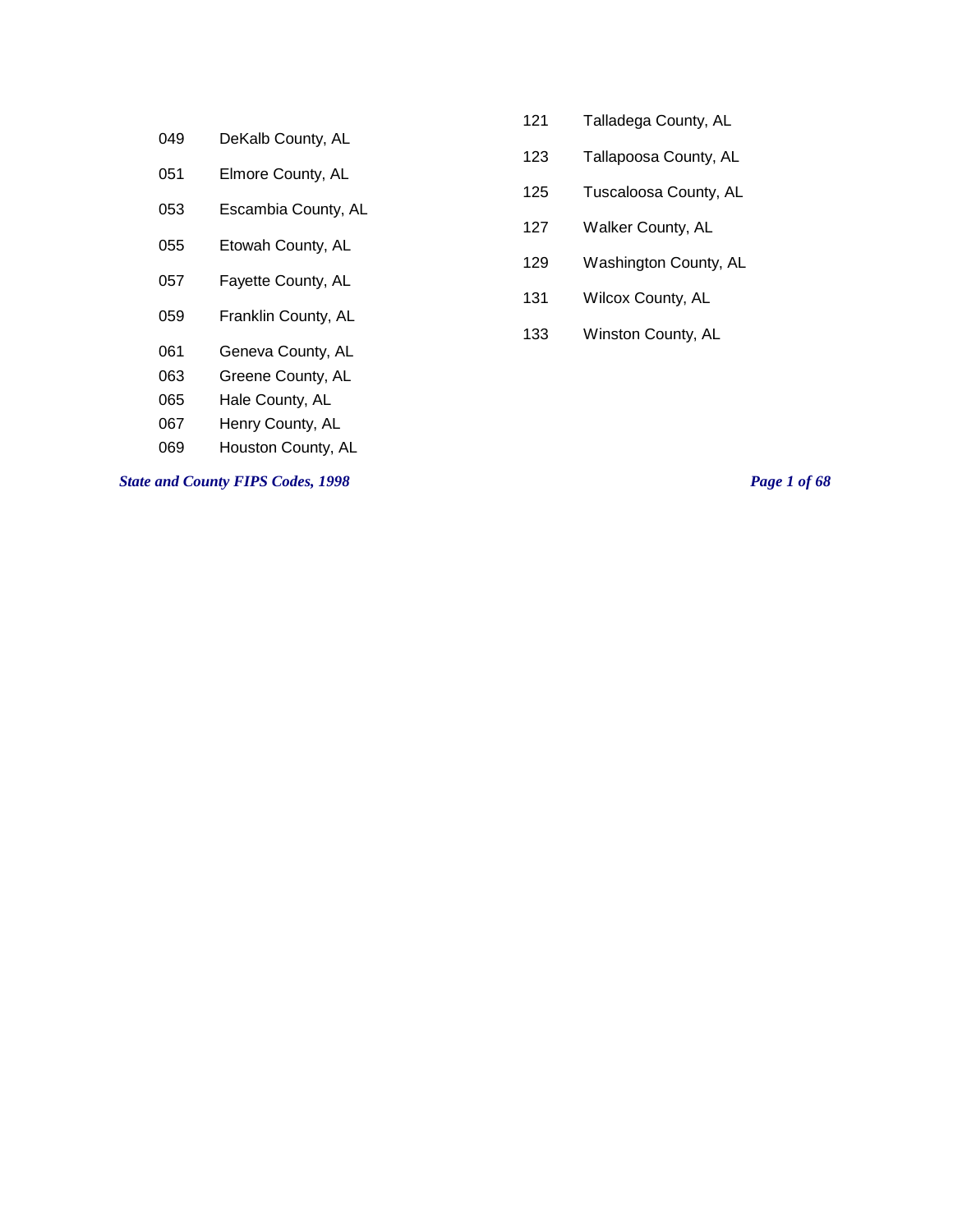049 DeKalb County, AL

051 Elmore County, AL

053 Escambia County, AL

055 Etowah County, AL

057 Fayette County, AL

059 Franklin County, AL

061 Geneva County, AL

063 Greene County, AL

065 Hale County, AL

067 Henry County, AL

069 Houston County, AL

121 Talladega County, AL

123 Tallapoosa County, AL

125 Tuscaloosa County, AL

127 Walker County, AL

129 Washington County, AL

131 Wilcox County, AL

133 Winston County, AL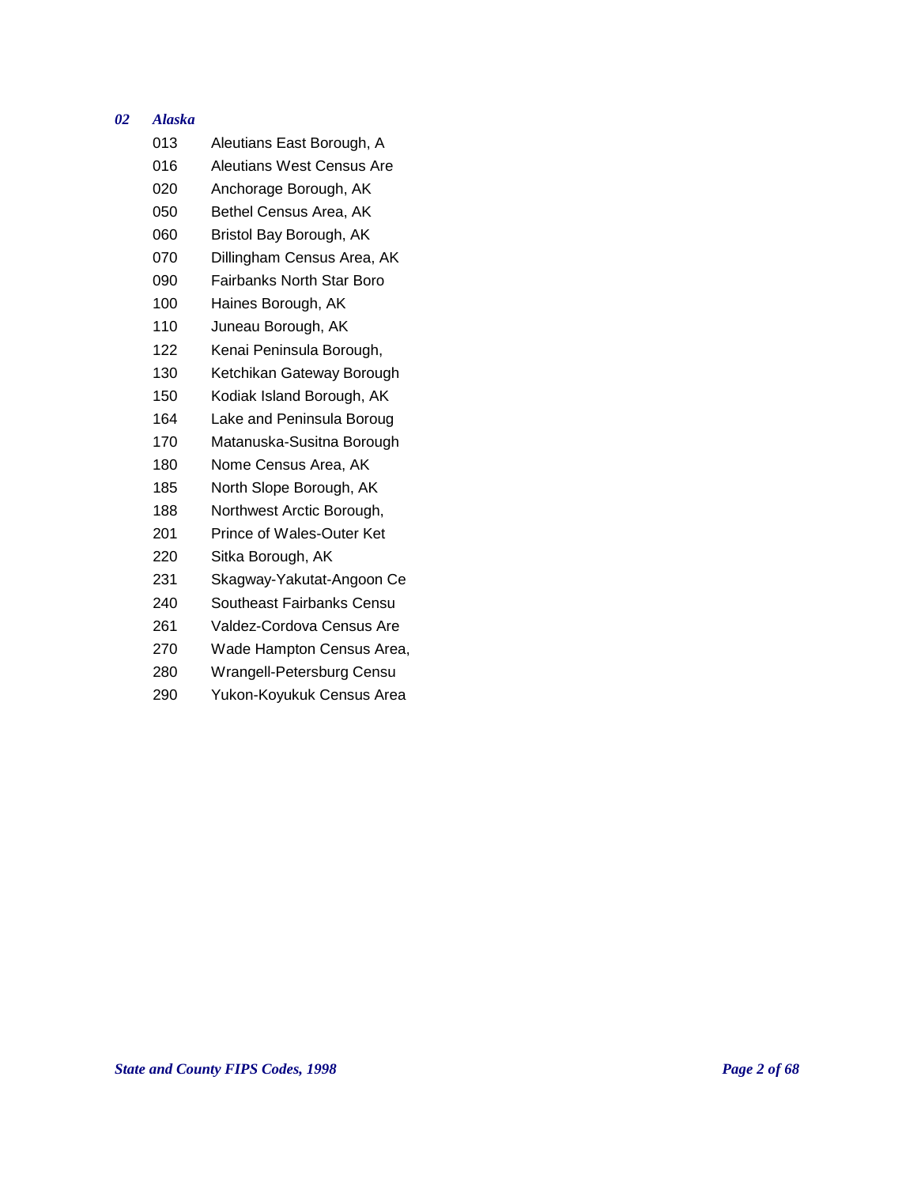## *02 Alaska*

| Code | Name |
|---|---|
| 013 | Aleutians East Borough, A |
| 016 | Aleutians West Census Are |
| 020 | Anchorage Borough, AK |
| 050 | Bethel Census Area, AK |
| 060 | Bristol Bay Borough, AK |
| 070 | Dillingham Census Area, AK |
| 090 | Fairbanks North Star Boro |
| 100 | Haines Borough, AK |
| 110 | Juneau Borough, AK |
| 122 | Kenai Peninsula Borough, |
| 130 | Ketchikan Gateway Borough |
| 150 | Kodiak Island Borough, AK |
| 164 | Lake and Peninsula Boroug |
| 170 | Matanuska-Susitna Borough |
| 180 | Nome Census Area, AK |
| 185 | North Slope Borough, AK |
| 188 | Northwest Arctic Borough, |
| 201 | Prince of Wales-Outer Ket |
| 220 | Sitka Borough, AK |
| 231 | Skagway-Yakutat-Angoon Ce |
| 240 | Southeast Fairbanks Censu |
| 261 | Valdez-Cordova Census Are |
| 270 | Wade Hampton Census Area, |
| 280 | Wrangell-Petersburg Censu |
| 290 | Yukon-Koyukuk Census Area |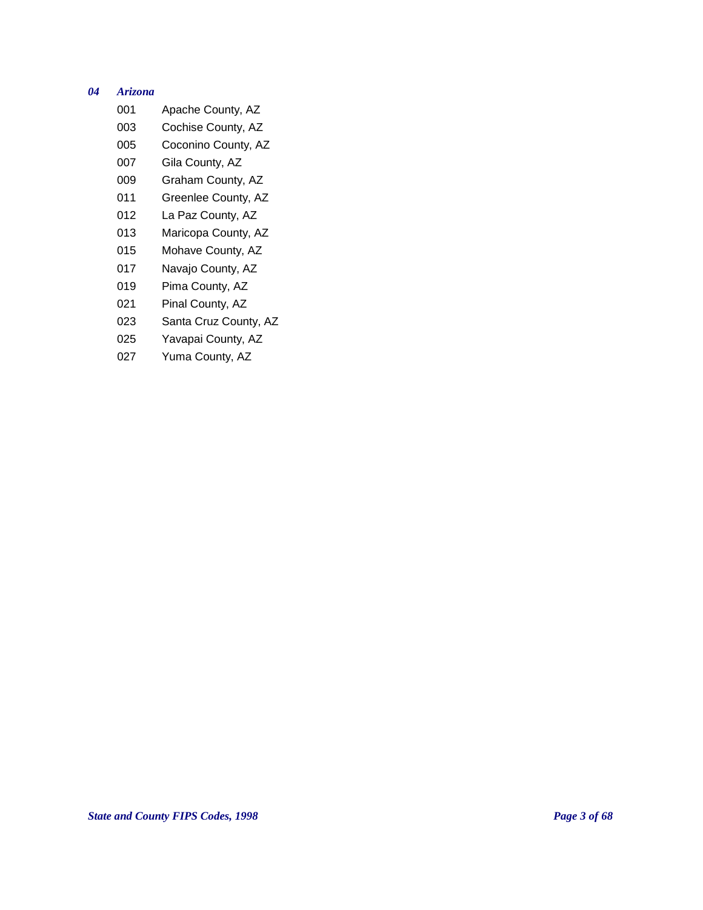### *04 Arizona*

| Code | County |
|---|---|
| 001 | Apache County, AZ |
| 003 | Cochise County, AZ |
| 005 | Coconino County, AZ |
| 007 | Gila County, AZ |
| 009 | Graham County, AZ |
| 011 | Greenlee County, AZ |
| 012 | La Paz County, AZ |
| 013 | Maricopa County, AZ |
| 015 | Mohave County, AZ |
| 017 | Navajo County, AZ |
| 019 | Pima County, AZ |
| 021 | Pinal County, AZ |
| 023 | Santa Cruz County, AZ |
| 025 | Yavapai County, AZ |
| 027 | Yuma County, AZ |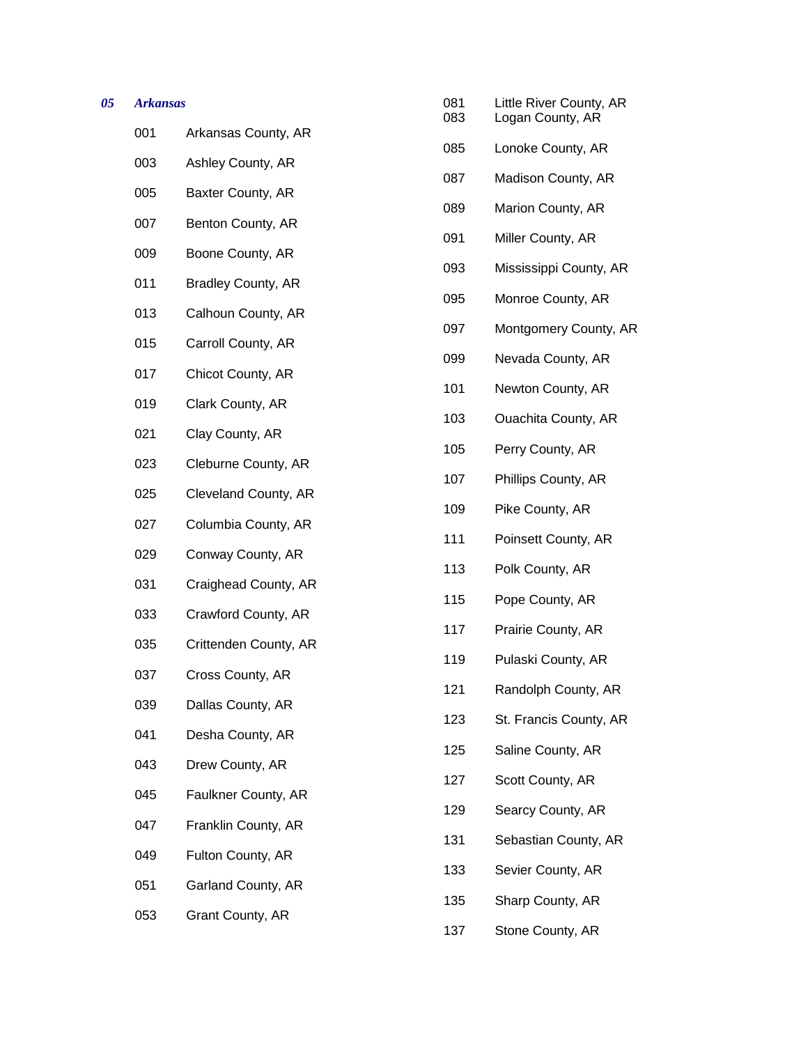### *05 Arkansas*

| Code | County |
|---|---|
| 001 | Arkansas County, AR |
| 003 | Ashley County, AR |
| 005 | Baxter County, AR |
| 007 | Benton County, AR |
| 009 | Boone County, AR |
| 011 | Bradley County, AR |
| 013 | Calhoun County, AR |
| 015 | Carroll County, AR |
| 017 | Chicot County, AR |
| 019 | Clark County, AR |
| 021 | Clay County, AR |
| 023 | Cleburne County, AR |
| 025 | Cleveland County, AR |
| 027 | Columbia County, AR |
| 029 | Conway County, AR |
| 031 | Craighead County, AR |
| 033 | Crawford County, AR |
| 035 | Crittenden County, AR |
| 037 | Cross County, AR |
| 039 | Dallas County, AR |
| 041 | Desha County, AR |
| 043 | Drew County, AR |
| 045 | Faulkner County, AR |
| 047 | Franklin County, AR |
| 049 | Fulton County, AR |
| 051 | Garland County, AR |
| 053 | Grant County, AR |
| 081 | Little River County, AR |
| 083 | Logan County, AR |
| 085 | Lonoke County, AR |
| 087 | Madison County, AR |
| 089 | Marion County, AR |
| 091 | Miller County, AR |
| 093 | Mississippi County, AR |
| 095 | Monroe County, AR |
| 097 | Montgomery County, AR |
| 099 | Nevada County, AR |
| 101 | Newton County, AR |
| 103 | Ouachita County, AR |
| 105 | Perry County, AR |
| 107 | Phillips County, AR |
| 109 | Pike County, AR |
| 111 | Poinsett County, AR |
| 113 | Polk County, AR |
| 115 | Pope County, AR |
| 117 | Prairie County, AR |
| 119 | Pulaski County, AR |
| 121 | Randolph County, AR |
| 123 | St. Francis County, AR |
| 125 | Saline County, AR |
| 127 | Scott County, AR |
| 129 | Searcy County, AR |
| 131 | Sebastian County, AR |
| 133 | Sevier County, AR |
| 135 | Sharp County, AR |
| 137 | Stone County, AR |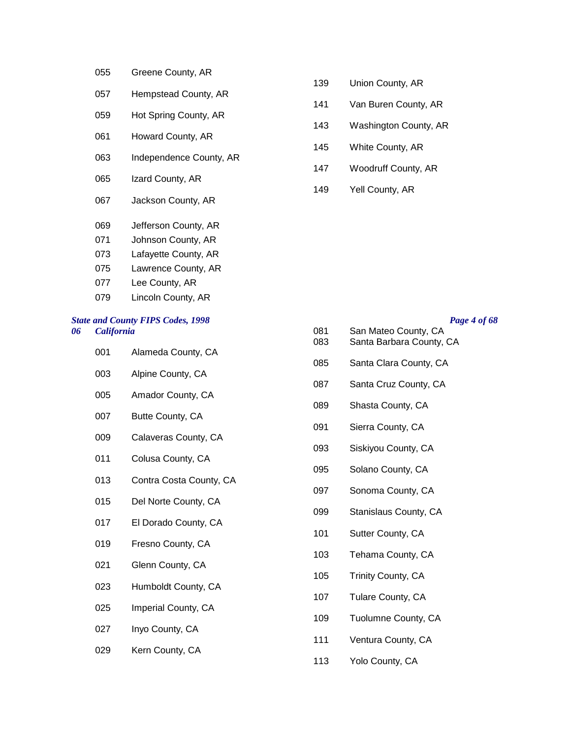055 Greene County, AR

057 Hempstead County, AR

059 Hot Spring County, AR

061 Howard County, AR

063 Independence County, AR

065 Izard County, AR

067 Jackson County, AR

069 Jefferson County, AR

071 Johnson County, AR

073 Lafayette County, AR

075 Lawrence County, AR

077 Lee County, AR

079 Lincoln County, AR

139 Union County, AR

141 Van Buren County, AR

143 Washington County, AR

145 White County, AR

147 Woodruff County, AR

149 Yell County, AR

## *06 California*

001 Alameda County, CA

003 Alpine County, CA

005 Amador County, CA

007 Butte County, CA

009 Calaveras County, CA

011 Colusa County, CA

013 Contra Costa County, CA

015 Del Norte County, CA

017 El Dorado County, CA

019 Fresno County, CA

021 Glenn County, CA

023 Humboldt County, CA

025 Imperial County, CA

027 Inyo County, CA

029 Kern County, CA

081 San Mateo County, CA

083 Santa Barbara County, CA

085 Santa Clara County, CA

087 Santa Cruz County, CA

089 Shasta County, CA

091 Sierra County, CA

093 Siskiyou County, CA

095 Solano County, CA

097 Sonoma County, CA

099 Stanislaus County, CA

101 Sutter County, CA

103 Tehama County, CA

105 Trinity County, CA

107 Tulare County, CA

109 Tuolumne County, CA

111 Ventura County, CA

113 Yolo County, CA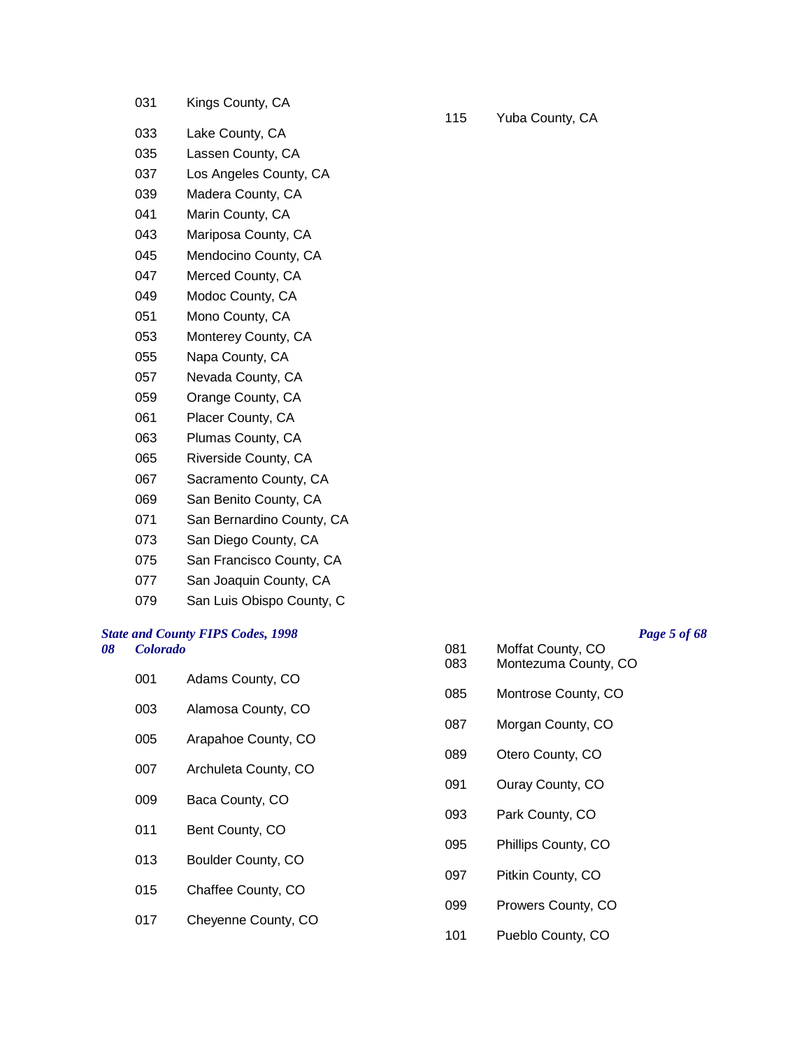031 Kings County, CA

033 Lake County, CA

035 Lassen County, CA

037 Los Angeles County, CA

039 Madera County, CA

041 Marin County, CA

043 Mariposa County, CA

045 Mendocino County, CA

047 Merced County, CA

049 Modoc County, CA

051 Mono County, CA

053 Monterey County, CA

055 Napa County, CA

057 Nevada County, CA

059 Orange County, CA

061 Placer County, CA

063 Plumas County, CA

065 Riverside County, CA

067 Sacramento County, CA

069 San Benito County, CA

071 San Bernardino County, CA

073 San Diego County, CA

075 San Francisco County, CA

077 San Joaquin County, CA

079 San Luis Obispo County, C

115 Yuba County, CA

***08 Colorado***

001 Adams County, CO

003 Alamosa County, CO

005 Arapahoe County, CO

007 Archuleta County, CO

009 Baca County, CO

011 Bent County, CO

013 Boulder County, CO

015 Chaffee County, CO

017 Cheyenne County, CO

081 Moffat County, CO

083 Montezuma County, CO

085 Montrose County, CO

087 Morgan County, CO

089 Otero County, CO

091 Ouray County, CO

093 Park County, CO

095 Phillips County, CO

097 Pitkin County, CO

099 Prowers County, CO

101 Pueblo County, CO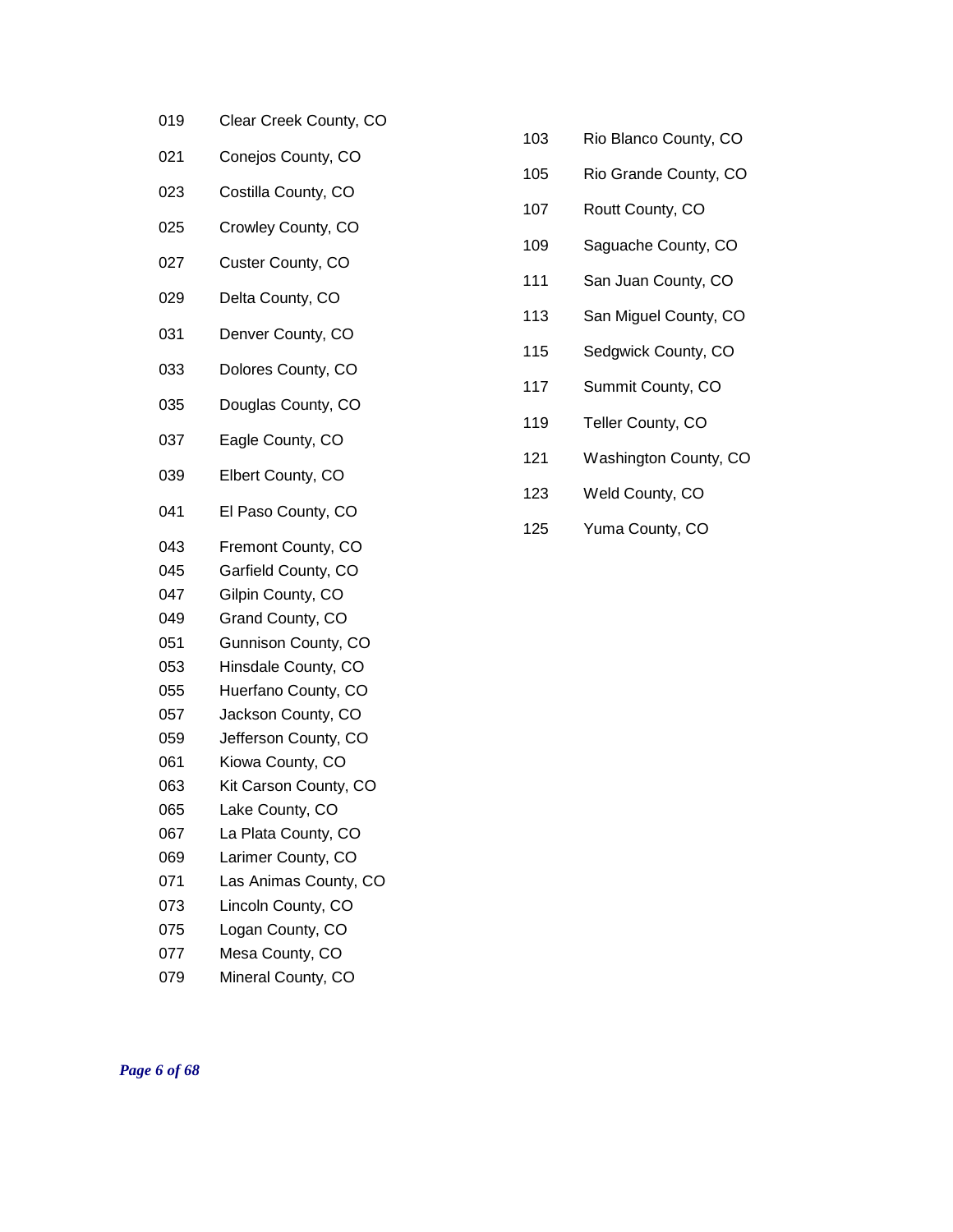019 Clear Creek County, CO
021 Conejos County, CO
023 Costilla County, CO
025 Crowley County, CO
027 Custer County, CO
029 Delta County, CO
031 Denver County, CO
033 Dolores County, CO
035 Douglas County, CO
037 Eagle County, CO
039 Elbert County, CO
041 El Paso County, CO
043 Fremont County, CO
045 Garfield County, CO
047 Gilpin County, CO
049 Grand County, CO
051 Gunnison County, CO
053 Hinsdale County, CO
055 Huerfano County, CO
057 Jackson County, CO
059 Jefferson County, CO
061 Kiowa County, CO
063 Kit Carson County, CO
065 Lake County, CO
067 La Plata County, CO
069 Larimer County, CO
071 Las Animas County, CO
073 Lincoln County, CO
075 Logan County, CO
077 Mesa County, CO
079 Mineral County, CO
103 Rio Blanco County, CO
105 Rio Grande County, CO
107 Routt County, CO
109 Saguache County, CO
111 San Juan County, CO
113 San Miguel County, CO
115 Sedgwick County, CO
117 Summit County, CO
119 Teller County, CO
121 Washington County, CO
123 Weld County, CO
125 Yuma County, CO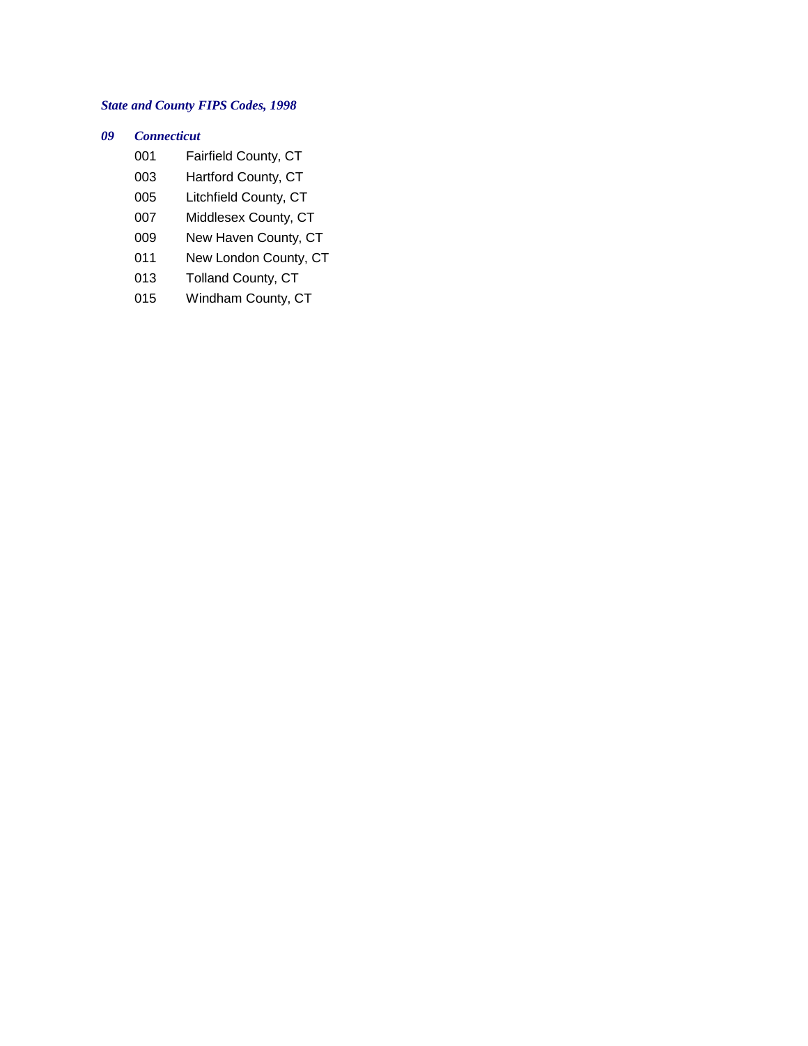*State and County FIPS Codes, 1998*

***09 Connecticut***

001 Fairfield County, CT
003 Hartford County, CT
005 Litchfield County, CT
007 Middlesex County, CT
009 New Haven County, CT
011 New London County, CT
013 Tolland County, CT
015 Windham County, CT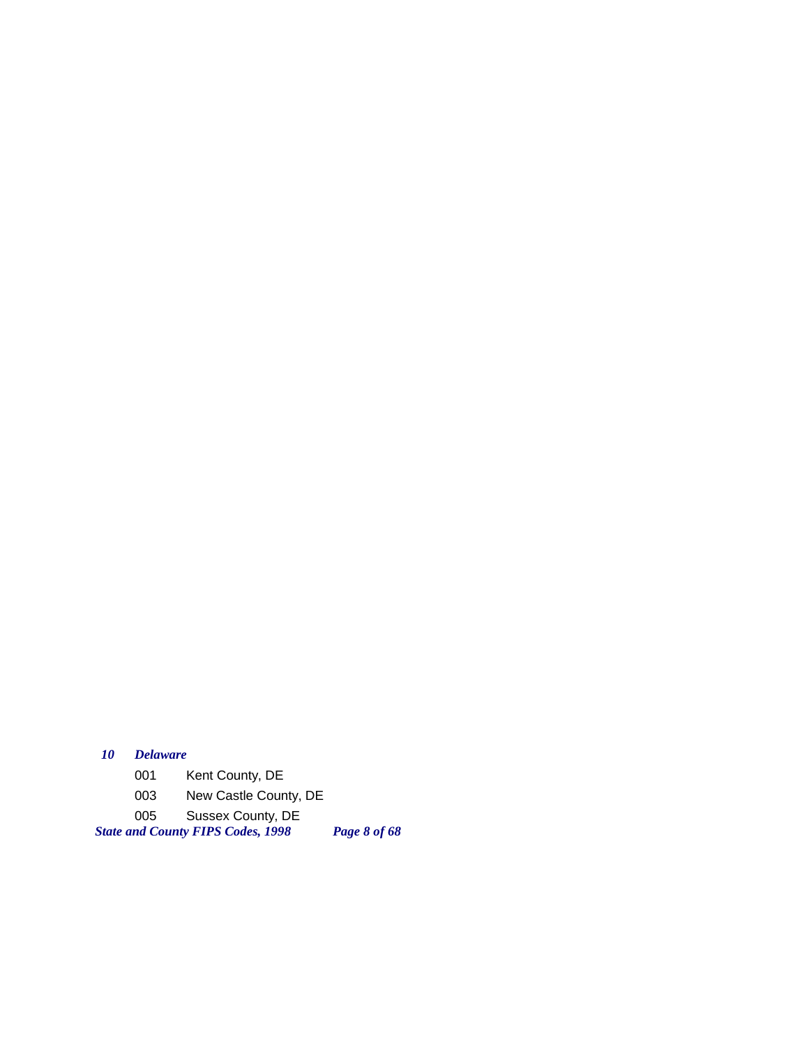### *10 Delaware*

001 Kent County, DE

003 New Castle County, DE

005 Sussex County, DE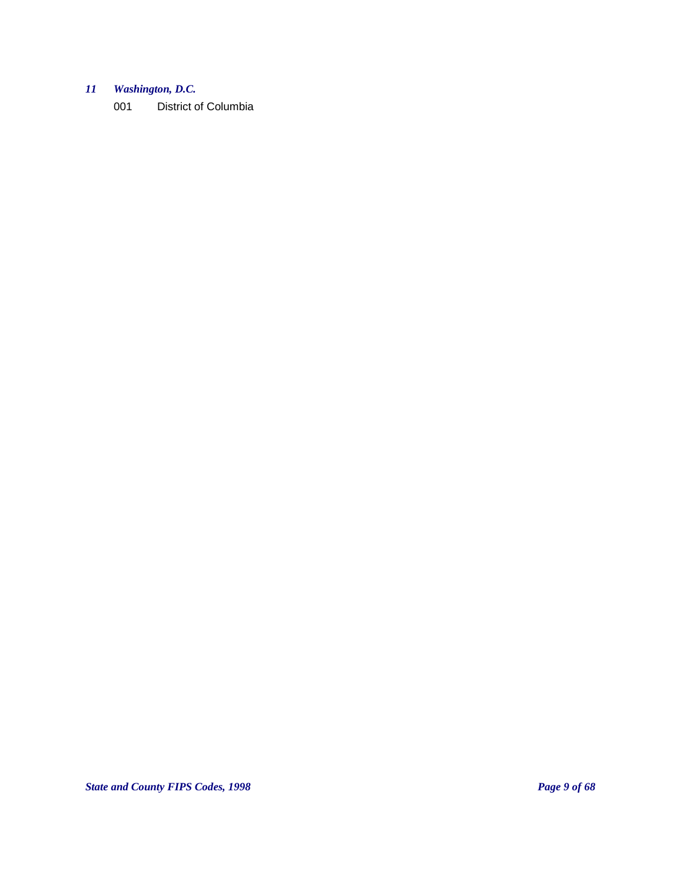### *11 Washington, D.C.*

001 District of Columbia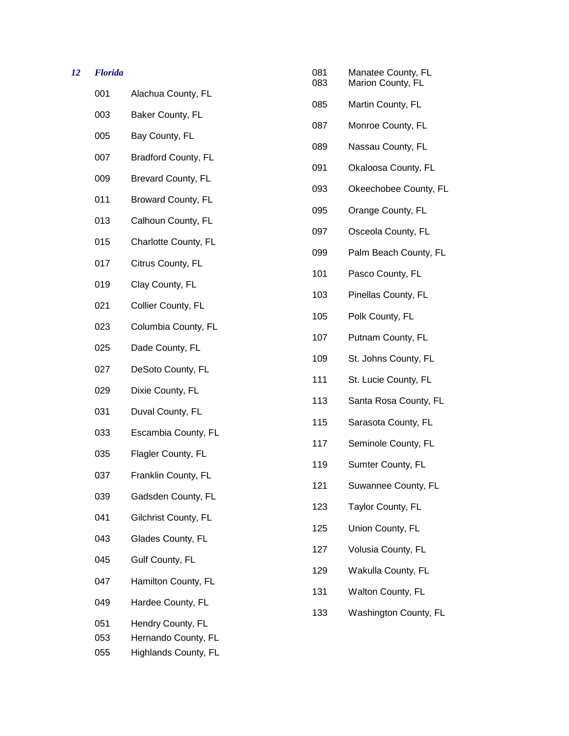## *12 Florida*

| Code | County |
|---|---|
| 001 | Alachua County, FL |
| 003 | Baker County, FL |
| 005 | Bay County, FL |
| 007 | Bradford County, FL |
| 009 | Brevard County, FL |
| 011 | Broward County, FL |
| 013 | Calhoun County, FL |
| 015 | Charlotte County, FL |
| 017 | Citrus County, FL |
| 019 | Clay County, FL |
| 021 | Collier County, FL |
| 023 | Columbia County, FL |
| 025 | Dade County, FL |
| 027 | DeSoto County, FL |
| 029 | Dixie County, FL |
| 031 | Duval County, FL |
| 033 | Escambia County, FL |
| 035 | Flagler County, FL |
| 037 | Franklin County, FL |
| 039 | Gadsden County, FL |
| 041 | Gilchrist County, FL |
| 043 | Glades County, FL |
| 045 | Gulf County, FL |
| 047 | Hamilton County, FL |
| 049 | Hardee County, FL |
| 051 | Hendry County, FL |
| 053 | Hernando County, FL |
| 055 | Highlands County, FL |
| 081 | Manatee County, FL |
| 083 | Marion County, FL |
| 085 | Martin County, FL |
| 087 | Monroe County, FL |
| 089 | Nassau County, FL |
| 091 | Okaloosa County, FL |
| 093 | Okeechobee County, FL |
| 095 | Orange County, FL |
| 097 | Osceola County, FL |
| 099 | Palm Beach County, FL |
| 101 | Pasco County, FL |
| 103 | Pinellas County, FL |
| 105 | Polk County, FL |
| 107 | Putnam County, FL |
| 109 | St. Johns County, FL |
| 111 | St. Lucie County, FL |
| 113 | Santa Rosa County, FL |
| 115 | Sarasota County, FL |
| 117 | Seminole County, FL |
| 119 | Sumter County, FL |
| 121 | Suwannee County, FL |
| 123 | Taylor County, FL |
| 125 | Union County, FL |
| 127 | Volusia County, FL |
| 129 | Wakulla County, FL |
| 131 | Walton County, FL |
| 133 | Washington County, FL |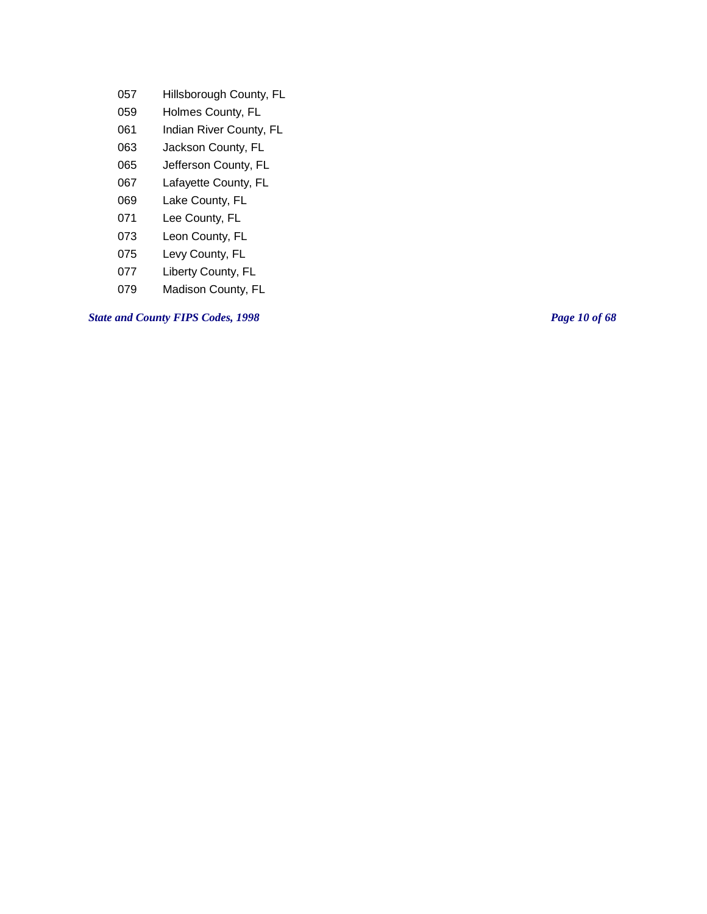057 Hillsborough County, FL

059 Holmes County, FL

061 Indian River County, FL

063 Jackson County, FL

065 Jefferson County, FL

067 Lafayette County, FL

069 Lake County, FL

071 Lee County, FL

073 Leon County, FL

075 Levy County, FL

077 Liberty County, FL

079 Madison County, FL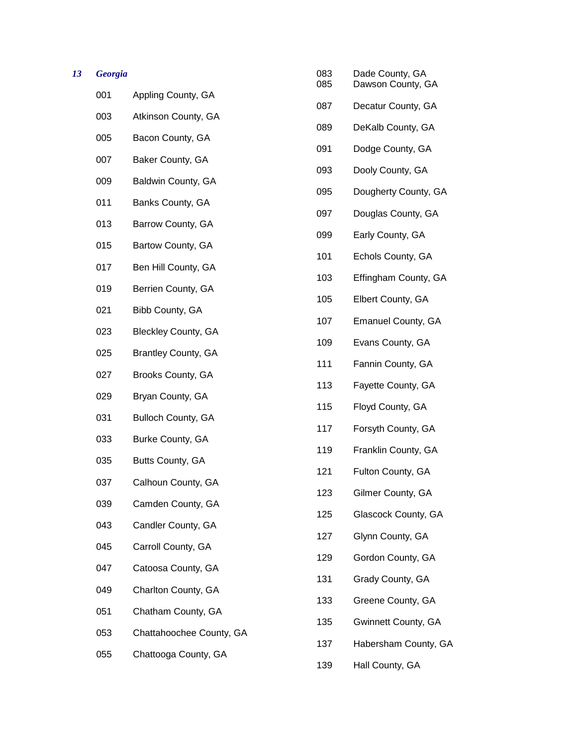## *13 Georgia*

001 Appling County, GA

003 Atkinson County, GA

005 Bacon County, GA

007 Baker County, GA

009 Baldwin County, GA

011 Banks County, GA

013 Barrow County, GA

015 Bartow County, GA

017 Ben Hill County, GA

019 Berrien County, GA

021 Bibb County, GA

023 Bleckley County, GA

025 Brantley County, GA

027 Brooks County, GA

029 Bryan County, GA

031 Bulloch County, GA

033 Burke County, GA

035 Butts County, GA

037 Calhoun County, GA

039 Camden County, GA

043 Candler County, GA

045 Carroll County, GA

047 Catoosa County, GA

049 Charlton County, GA

051 Chatham County, GA

053 Chattahoochee County, GA

055 Chattooga County, GA

083 Dade County, GA

085 Dawson County, GA

087 Decatur County, GA

089 DeKalb County, GA

091 Dodge County, GA

093 Dooly County, GA

095 Dougherty County, GA

097 Douglas County, GA

099 Early County, GA

101 Echols County, GA

103 Effingham County, GA

105 Elbert County, GA

107 Emanuel County, GA

109 Evans County, GA

111 Fannin County, GA

113 Fayette County, GA

115 Floyd County, GA

117 Forsyth County, GA

119 Franklin County, GA

121 Fulton County, GA

123 Gilmer County, GA

125 Glascock County, GA

127 Glynn County, GA

129 Gordon County, GA

131 Grady County, GA

133 Greene County, GA

135 Gwinnett County, GA

137 Habersham County, GA

139 Hall County, GA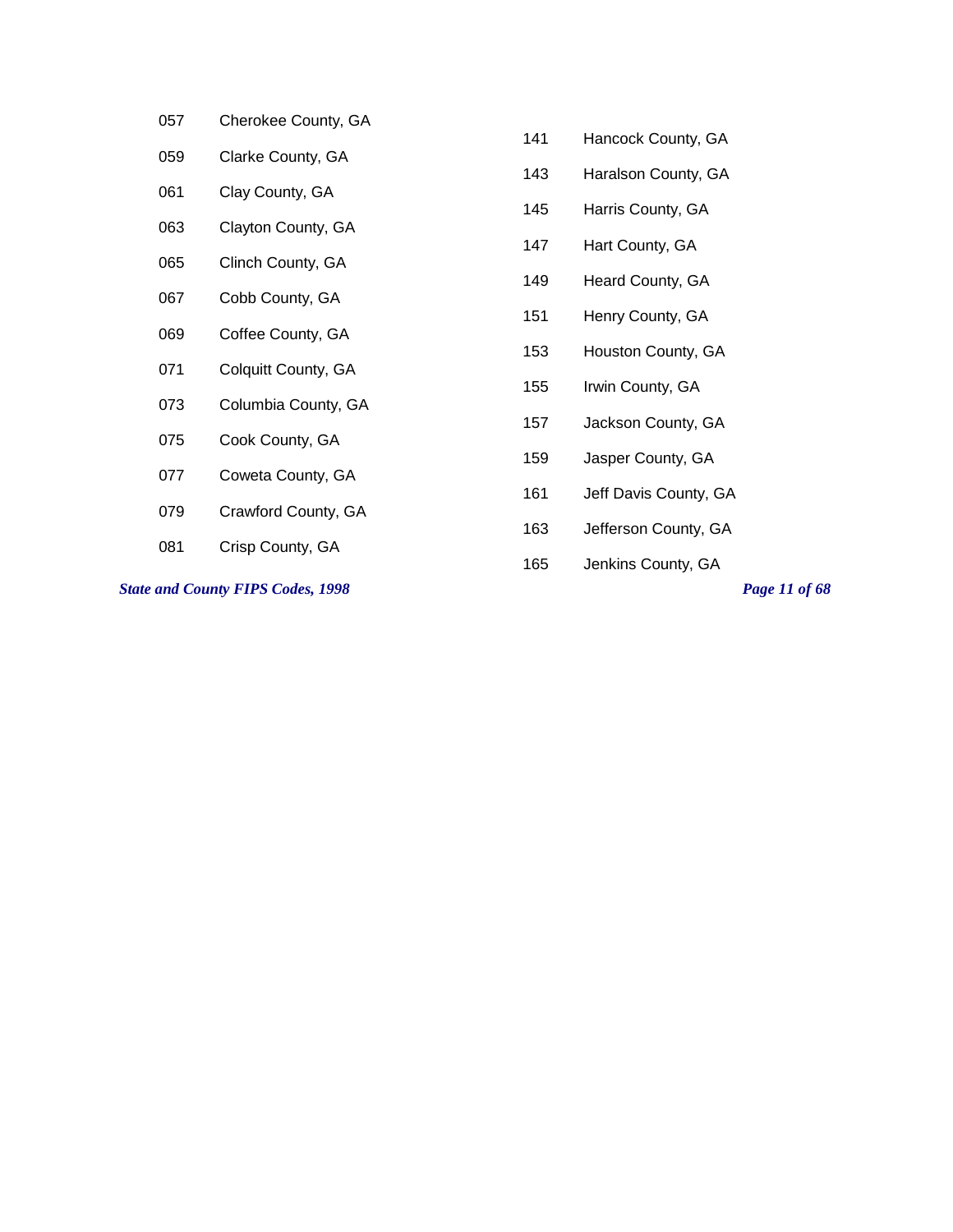057 Cherokee County, GA

059 Clarke County, GA

061 Clay County, GA

063 Clayton County, GA

065 Clinch County, GA

067 Cobb County, GA

069 Coffee County, GA

071 Colquitt County, GA

073 Columbia County, GA

075 Cook County, GA

077 Coweta County, GA

079 Crawford County, GA

081 Crisp County, GA

141 Hancock County, GA

143 Haralson County, GA

145 Harris County, GA

147 Hart County, GA

149 Heard County, GA

151 Henry County, GA

153 Houston County, GA

155 Irwin County, GA

157 Jackson County, GA

159 Jasper County, GA

161 Jeff Davis County, GA

163 Jefferson County, GA

165 Jenkins County, GA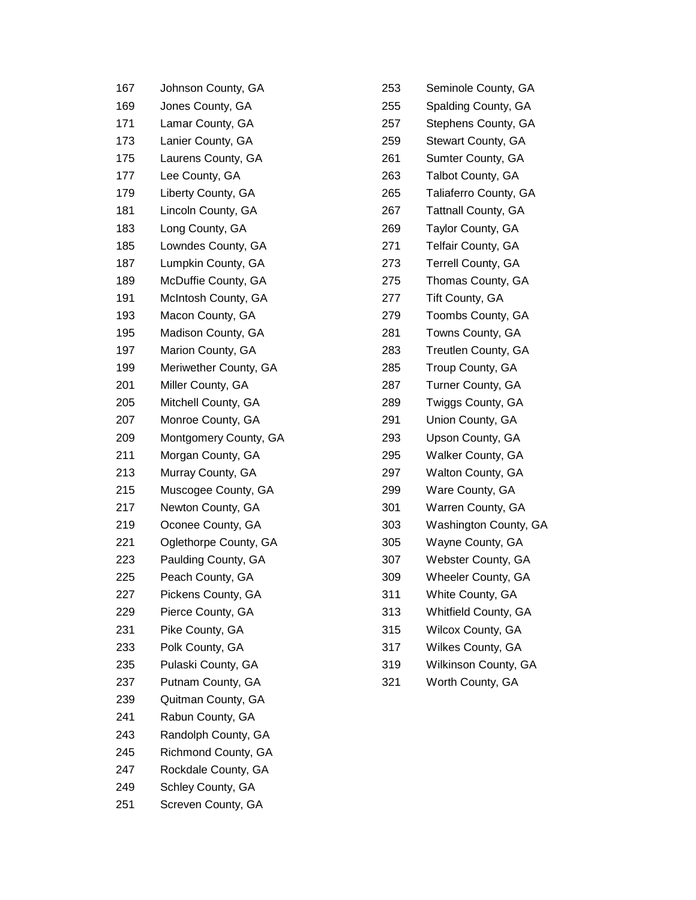| | |
|---|---|
| 167 | Johnson County, GA |
| 169 | Jones County, GA |
| 171 | Lamar County, GA |
| 173 | Lanier County, GA |
| 175 | Laurens County, GA |
| 177 | Lee County, GA |
| 179 | Liberty County, GA |
| 181 | Lincoln County, GA |
| 183 | Long County, GA |
| 185 | Lowndes County, GA |
| 187 | Lumpkin County, GA |
| 189 | McDuffie County, GA |
| 191 | McIntosh County, GA |
| 193 | Macon County, GA |
| 195 | Madison County, GA |
| 197 | Marion County, GA |
| 199 | Meriwether County, GA |
| 201 | Miller County, GA |
| 205 | Mitchell County, GA |
| 207 | Monroe County, GA |
| 209 | Montgomery County, GA |
| 211 | Morgan County, GA |
| 213 | Murray County, GA |
| 215 | Muscogee County, GA |
| 217 | Newton County, GA |
| 219 | Oconee County, GA |
| 221 | Oglethorpe County, GA |
| 223 | Paulding County, GA |
| 225 | Peach County, GA |
| 227 | Pickens County, GA |
| 229 | Pierce County, GA |
| 231 | Pike County, GA |
| 233 | Polk County, GA |
| 235 | Pulaski County, GA |
| 237 | Putnam County, GA |
| 239 | Quitman County, GA |
| 241 | Rabun County, GA |
| 243 | Randolph County, GA |
| 245 | Richmond County, GA |
| 247 | Rockdale County, GA |
| 249 | Schley County, GA |
| 251 | Screven County, GA |
| 253 | Seminole County, GA |
| 255 | Spalding County, GA |
| 257 | Stephens County, GA |
| 259 | Stewart County, GA |
| 261 | Sumter County, GA |
| 263 | Talbot County, GA |
| 265 | Taliaferro County, GA |
| 267 | Tattnall County, GA |
| 269 | Taylor County, GA |
| 271 | Telfair County, GA |
| 273 | Terrell County, GA |
| 275 | Thomas County, GA |
| 277 | Tift County, GA |
| 279 | Toombs County, GA |
| 281 | Towns County, GA |
| 283 | Treutlen County, GA |
| 285 | Troup County, GA |
| 287 | Turner County, GA |
| 289 | Twiggs County, GA |
| 291 | Union County, GA |
| 293 | Upson County, GA |
| 295 | Walker County, GA |
| 297 | Walton County, GA |
| 299 | Ware County, GA |
| 301 | Warren County, GA |
| 303 | Washington County, GA |
| 305 | Wayne County, GA |
| 307 | Webster County, GA |
| 309 | Wheeler County, GA |
| 311 | White County, GA |
| 313 | Whitfield County, GA |
| 315 | Wilcox County, GA |
| 317 | Wilkes County, GA |
| 319 | Wilkinson County, GA |
| 321 | Worth County, GA |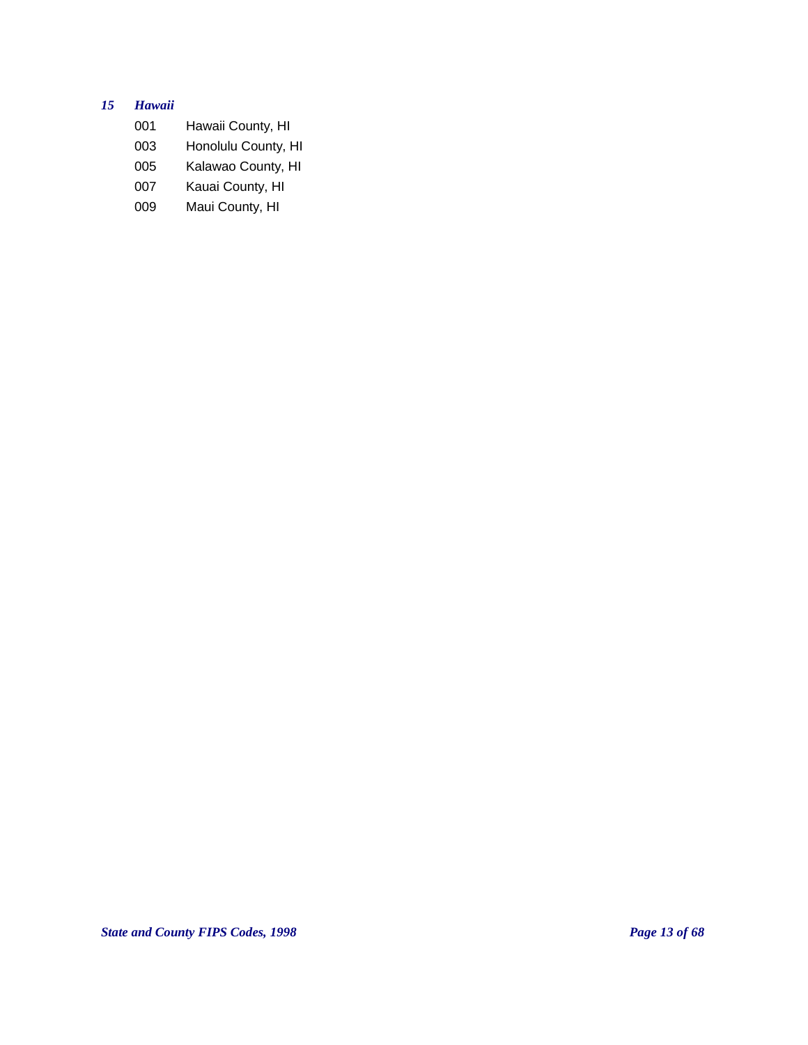### *15 Hawaii*

| Code | County |
|---|---|
| 001 | Hawaii County, HI |
| 003 | Honolulu County, HI |
| 005 | Kalawao County, HI |
| 007 | Kauai County, HI |
| 009 | Maui County, HI |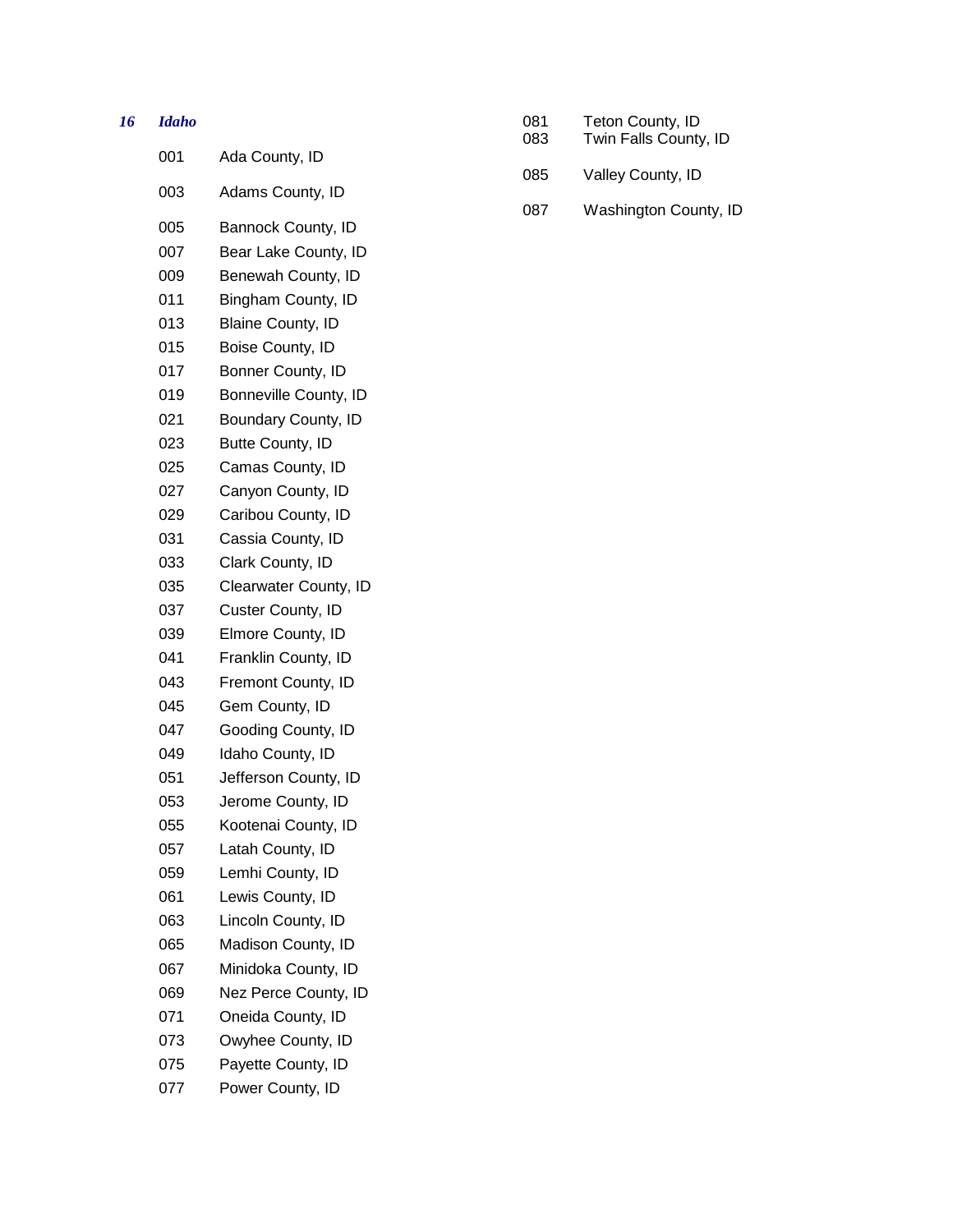### *16 Idaho*

001 Ada County, ID

003 Adams County, ID

005 Bannock County, ID

007 Bear Lake County, ID

009 Benewah County, ID

011 Bingham County, ID

013 Blaine County, ID

015 Boise County, ID

017 Bonner County, ID

019 Bonneville County, ID

021 Boundary County, ID

023 Butte County, ID

025 Camas County, ID

027 Canyon County, ID

029 Caribou County, ID

031 Cassia County, ID

033 Clark County, ID

035 Clearwater County, ID

037 Custer County, ID

039 Elmore County, ID

041 Franklin County, ID

043 Fremont County, ID

045 Gem County, ID

047 Gooding County, ID

049 Idaho County, ID

051 Jefferson County, ID

053 Jerome County, ID

055 Kootenai County, ID

057 Latah County, ID

059 Lemhi County, ID

061 Lewis County, ID

063 Lincoln County, ID

065 Madison County, ID

067 Minidoka County, ID

069 Nez Perce County, ID

071 Oneida County, ID

073 Owyhee County, ID

075 Payette County, ID

077 Power County, ID

081 Teton County, ID

083 Twin Falls County, ID

085 Valley County, ID

087 Washington County, ID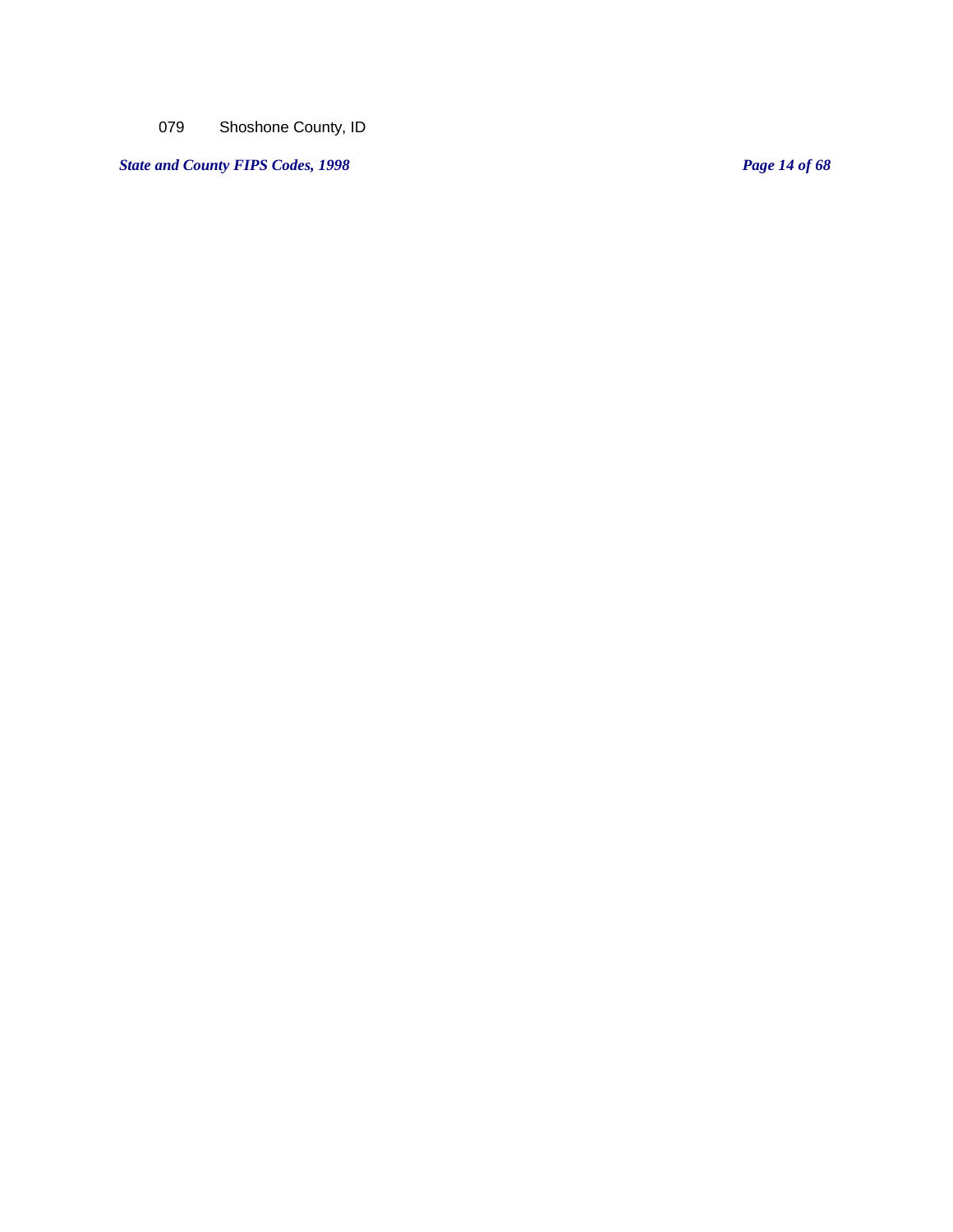079 Shoshone County, ID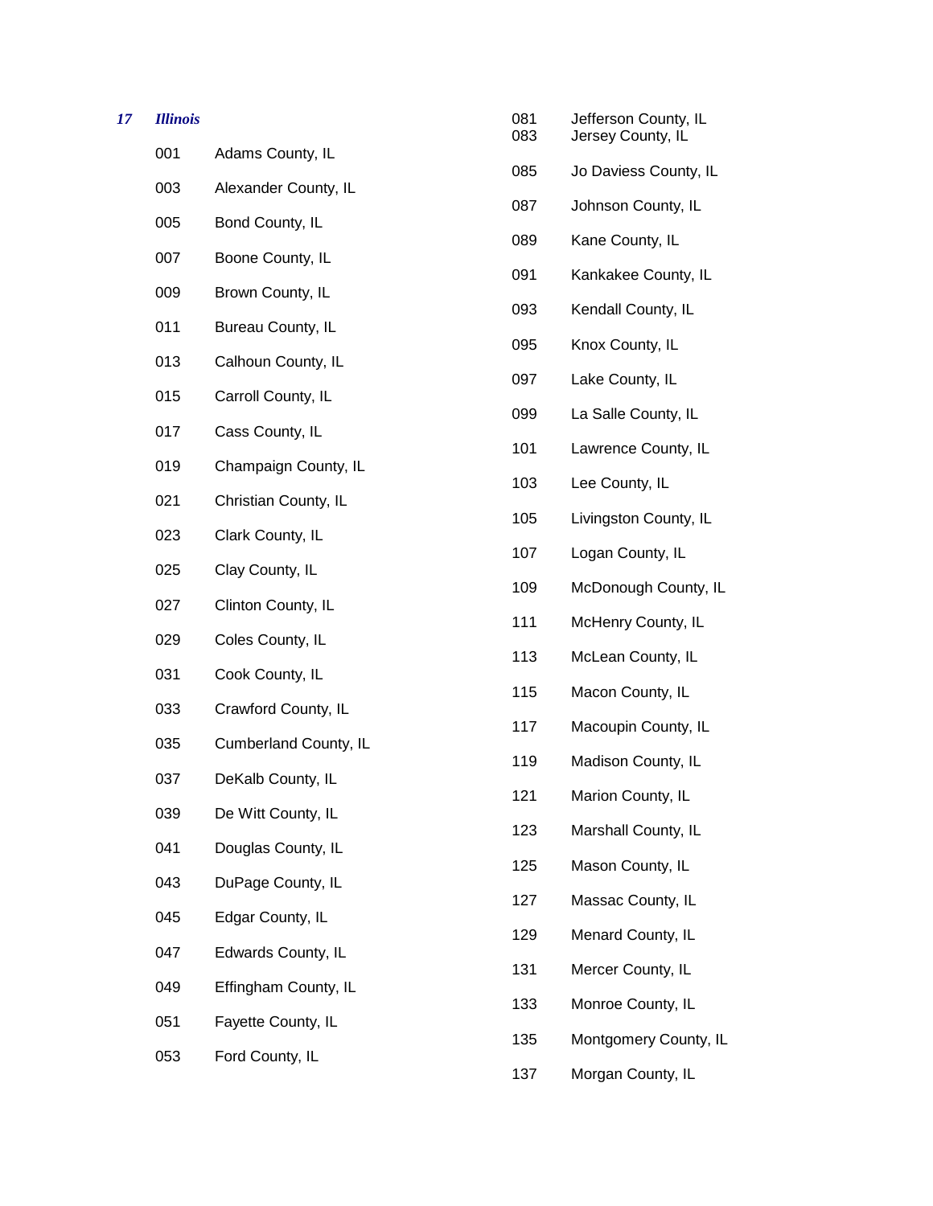*17* ***Illinois***

| Code | County |
|---|---|
| 001 | Adams County, IL |
| 003 | Alexander County, IL |
| 005 | Bond County, IL |
| 007 | Boone County, IL |
| 009 | Brown County, IL |
| 011 | Bureau County, IL |
| 013 | Calhoun County, IL |
| 015 | Carroll County, IL |
| 017 | Cass County, IL |
| 019 | Champaign County, IL |
| 021 | Christian County, IL |
| 023 | Clark County, IL |
| 025 | Clay County, IL |
| 027 | Clinton County, IL |
| 029 | Coles County, IL |
| 031 | Cook County, IL |
| 033 | Crawford County, IL |
| 035 | Cumberland County, IL |
| 037 | DeKalb County, IL |
| 039 | De Witt County, IL |
| 041 | Douglas County, IL |
| 043 | DuPage County, IL |
| 045 | Edgar County, IL |
| 047 | Edwards County, IL |
| 049 | Effingham County, IL |
| 051 | Fayette County, IL |
| 053 | Ford County, IL |
| 081 | Jefferson County, IL |
| 083 | Jersey County, IL |
| 085 | Jo Daviess County, IL |
| 087 | Johnson County, IL |
| 089 | Kane County, IL |
| 091 | Kankakee County, IL |
| 093 | Kendall County, IL |
| 095 | Knox County, IL |
| 097 | Lake County, IL |
| 099 | La Salle County, IL |
| 101 | Lawrence County, IL |
| 103 | Lee County, IL |
| 105 | Livingston County, IL |
| 107 | Logan County, IL |
| 109 | McDonough County, IL |
| 111 | McHenry County, IL |
| 113 | McLean County, IL |
| 115 | Macon County, IL |
| 117 | Macoupin County, IL |
| 119 | Madison County, IL |
| 121 | Marion County, IL |
| 123 | Marshall County, IL |
| 125 | Mason County, IL |
| 127 | Massac County, IL |
| 129 | Menard County, IL |
| 131 | Mercer County, IL |
| 133 | Monroe County, IL |
| 135 | Montgomery County, IL |
| 137 | Morgan County, IL |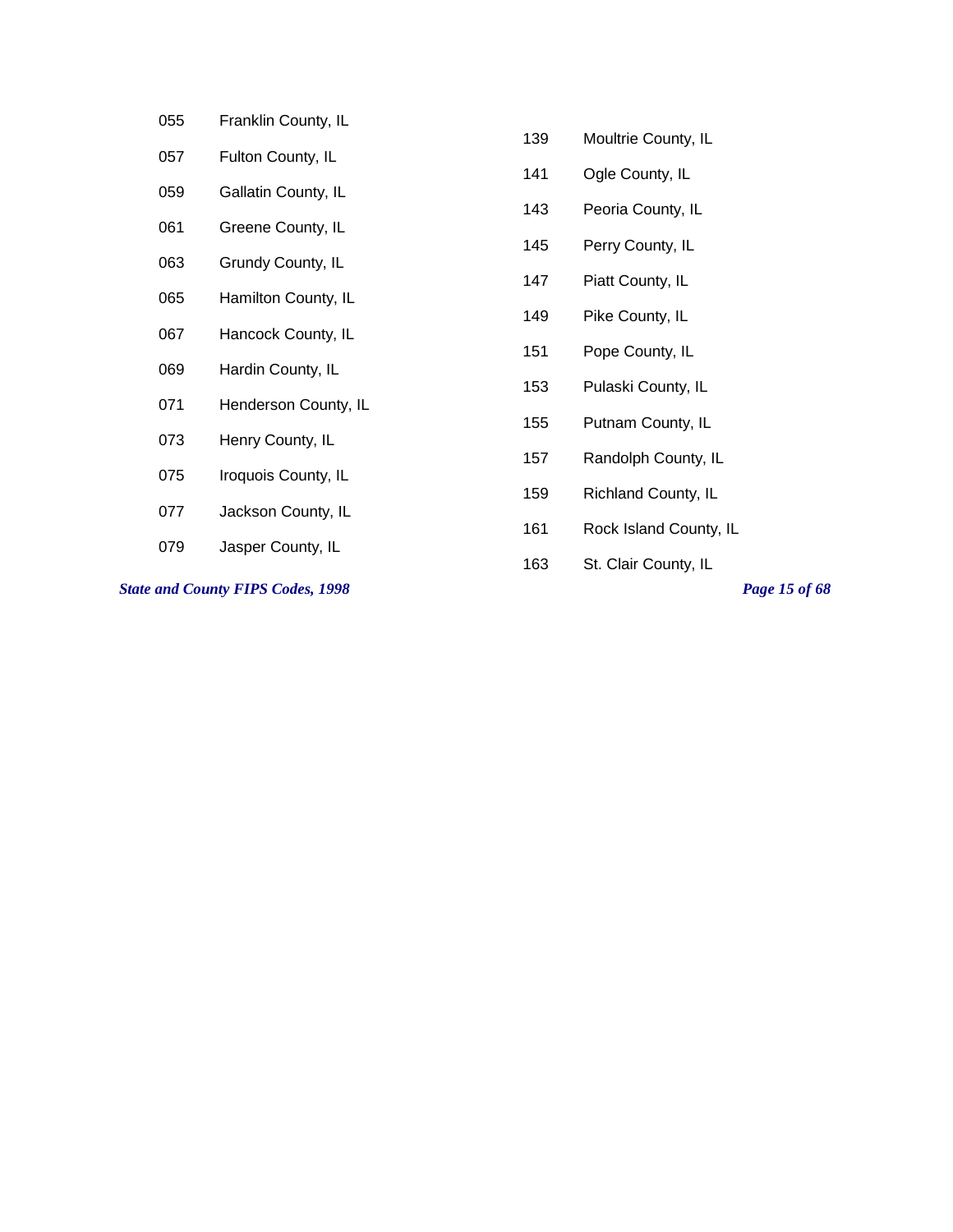| Code | County |
|---|---|
| 055 | Franklin County, IL |
| 057 | Fulton County, IL |
| 059 | Gallatin County, IL |
| 061 | Greene County, IL |
| 063 | Grundy County, IL |
| 065 | Hamilton County, IL |
| 067 | Hancock County, IL |
| 069 | Hardin County, IL |
| 071 | Henderson County, IL |
| 073 | Henry County, IL |
| 075 | Iroquois County, IL |
| 077 | Jackson County, IL |
| 079 | Jasper County, IL |
| 139 | Moultrie County, IL |
| 141 | Ogle County, IL |
| 143 | Peoria County, IL |
| 145 | Perry County, IL |
| 147 | Piatt County, IL |
| 149 | Pike County, IL |
| 151 | Pope County, IL |
| 153 | Pulaski County, IL |
| 155 | Putnam County, IL |
| 157 | Randolph County, IL |
| 159 | Richland County, IL |
| 161 | Rock Island County, IL |
| 163 | St. Clair County, IL |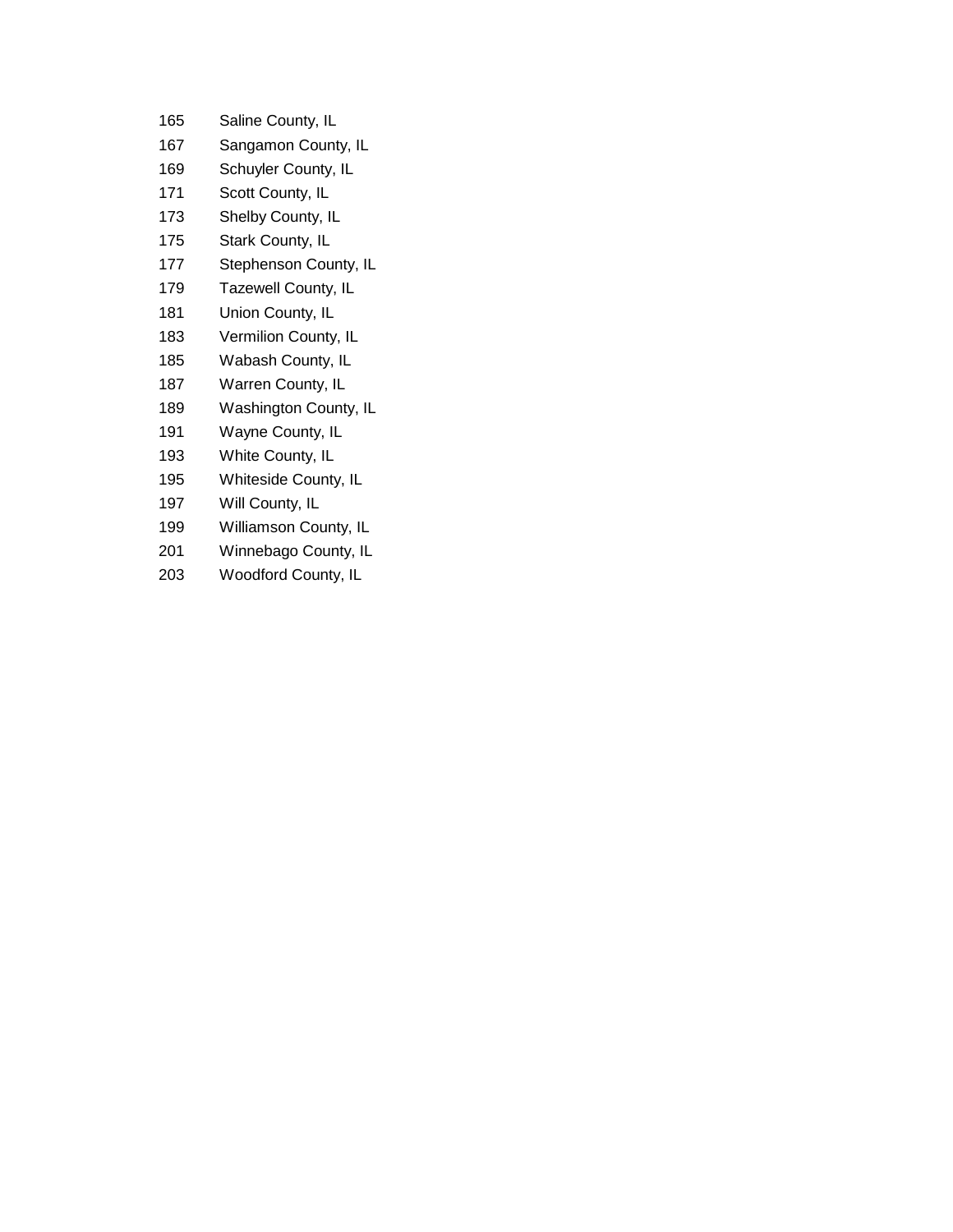| | |
|---|---|
| 165 | Saline County, IL |
| 167 | Sangamon County, IL |
| 169 | Schuyler County, IL |
| 171 | Scott County, IL |
| 173 | Shelby County, IL |
| 175 | Stark County, IL |
| 177 | Stephenson County, IL |
| 179 | Tazewell County, IL |
| 181 | Union County, IL |
| 183 | Vermilion County, IL |
| 185 | Wabash County, IL |
| 187 | Warren County, IL |
| 189 | Washington County, IL |
| 191 | Wayne County, IL |
| 193 | White County, IL |
| 195 | Whiteside County, IL |
| 197 | Will County, IL |
| 199 | Williamson County, IL |
| 201 | Winnebago County, IL |
| 203 | Woodford County, IL |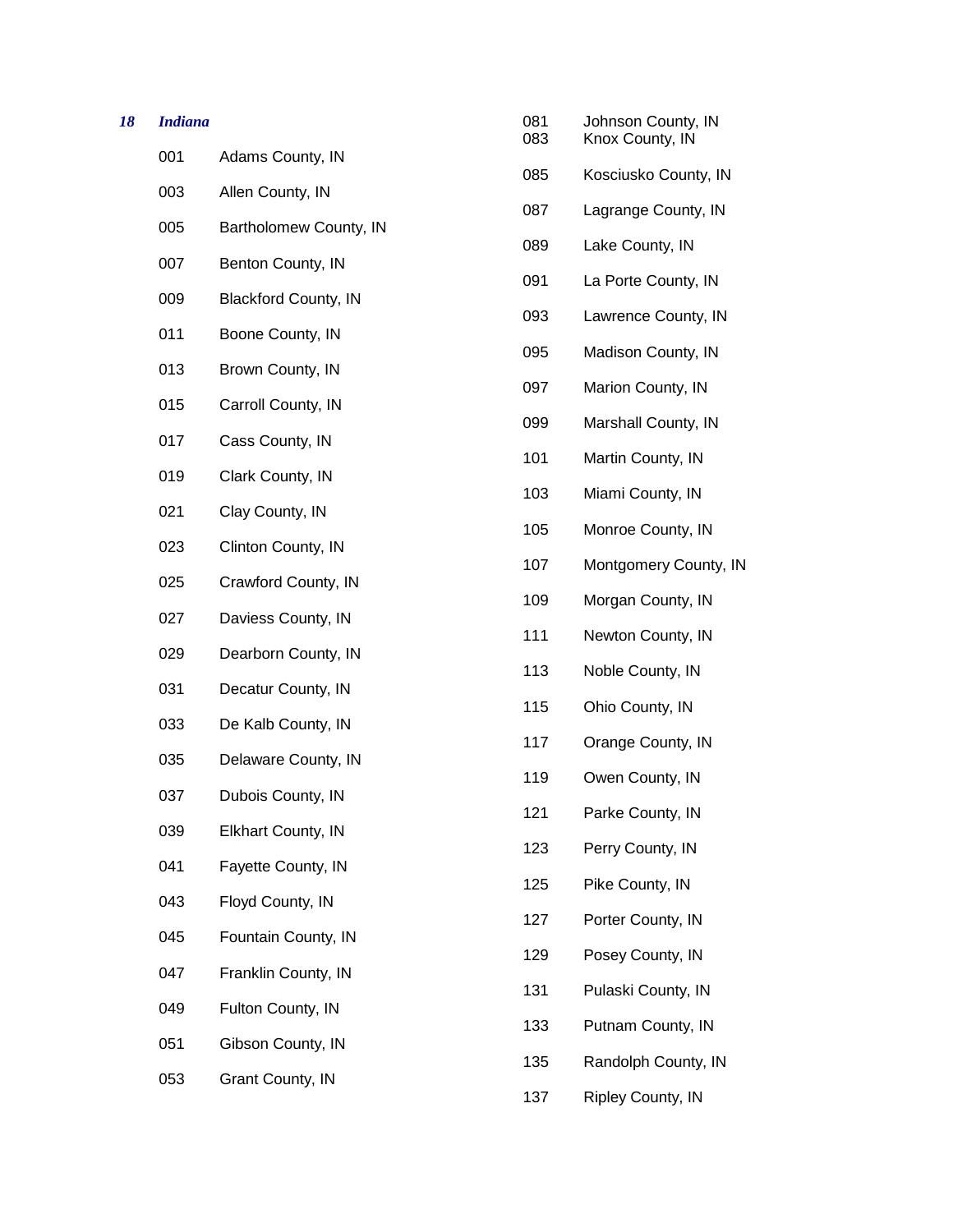***18 Indiana***

| Code | County |
|---|---|
| 001 | Adams County, IN |
| 003 | Allen County, IN |
| 005 | Bartholomew County, IN |
| 007 | Benton County, IN |
| 009 | Blackford County, IN |
| 011 | Boone County, IN |
| 013 | Brown County, IN |
| 015 | Carroll County, IN |
| 017 | Cass County, IN |
| 019 | Clark County, IN |
| 021 | Clay County, IN |
| 023 | Clinton County, IN |
| 025 | Crawford County, IN |
| 027 | Daviess County, IN |
| 029 | Dearborn County, IN |
| 031 | Decatur County, IN |
| 033 | De Kalb County, IN |
| 035 | Delaware County, IN |
| 037 | Dubois County, IN |
| 039 | Elkhart County, IN |
| 041 | Fayette County, IN |
| 043 | Floyd County, IN |
| 045 | Fountain County, IN |
| 047 | Franklin County, IN |
| 049 | Fulton County, IN |
| 051 | Gibson County, IN |
| 053 | Grant County, IN |
| 081 | Johnson County, IN |
| 083 | Knox County, IN |
| 085 | Kosciusko County, IN |
| 087 | Lagrange County, IN |
| 089 | Lake County, IN |
| 091 | La Porte County, IN |
| 093 | Lawrence County, IN |
| 095 | Madison County, IN |
| 097 | Marion County, IN |
| 099 | Marshall County, IN |
| 101 | Martin County, IN |
| 103 | Miami County, IN |
| 105 | Monroe County, IN |
| 107 | Montgomery County, IN |
| 109 | Morgan County, IN |
| 111 | Newton County, IN |
| 113 | Noble County, IN |
| 115 | Ohio County, IN |
| 117 | Orange County, IN |
| 119 | Owen County, IN |
| 121 | Parke County, IN |
| 123 | Perry County, IN |
| 125 | Pike County, IN |
| 127 | Porter County, IN |
| 129 | Posey County, IN |
| 131 | Pulaski County, IN |
| 133 | Putnam County, IN |
| 135 | Randolph County, IN |
| 137 | Ripley County, IN |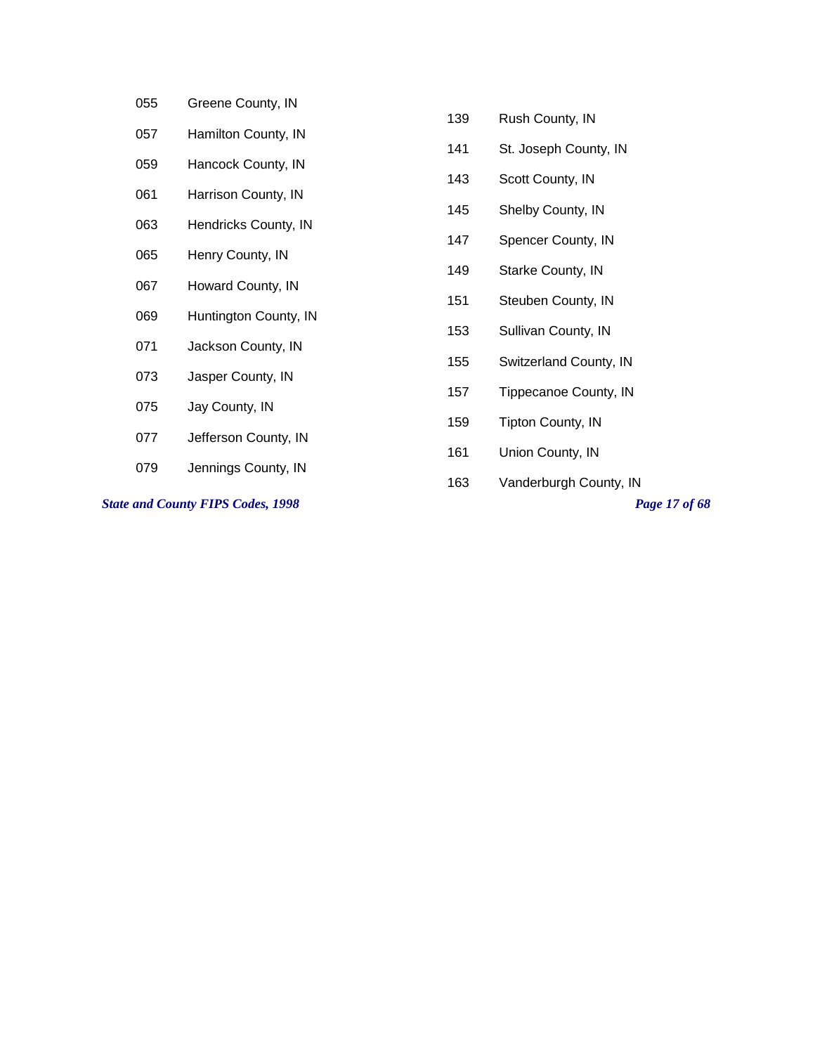| Code | County |
| --- | --- |
| 055 | Greene County, IN |
| 057 | Hamilton County, IN |
| 059 | Hancock County, IN |
| 061 | Harrison County, IN |
| 063 | Hendricks County, IN |
| 065 | Henry County, IN |
| 067 | Howard County, IN |
| 069 | Huntington County, IN |
| 071 | Jackson County, IN |
| 073 | Jasper County, IN |
| 075 | Jay County, IN |
| 077 | Jefferson County, IN |
| 079 | Jennings County, IN |
| 139 | Rush County, IN |
| 141 | St. Joseph County, IN |
| 143 | Scott County, IN |
| 145 | Shelby County, IN |
| 147 | Spencer County, IN |
| 149 | Starke County, IN |
| 151 | Steuben County, IN |
| 153 | Sullivan County, IN |
| 155 | Switzerland County, IN |
| 157 | Tippecanoe County, IN |
| 159 | Tipton County, IN |
| 161 | Union County, IN |
| 163 | Vanderburgh County, IN |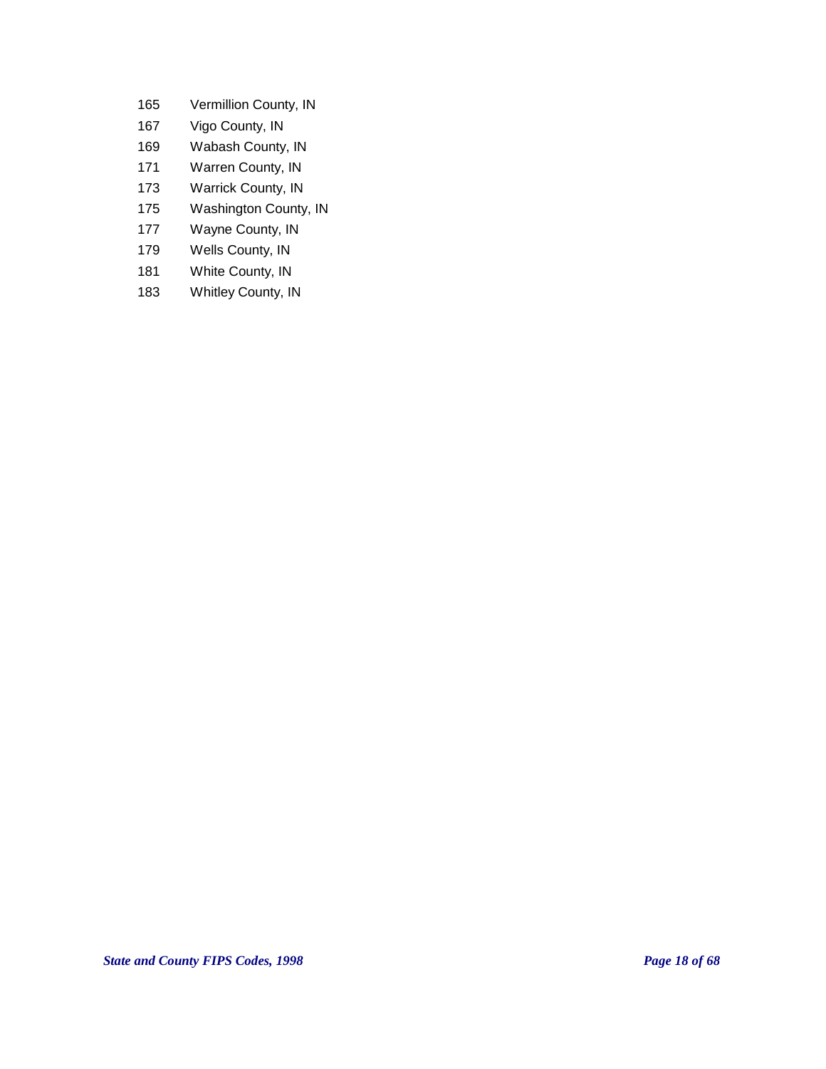| | |
|---|---|
| 165 | Vermillion County, IN |
| 167 | Vigo County, IN |
| 169 | Wabash County, IN |
| 171 | Warren County, IN |
| 173 | Warrick County, IN |
| 175 | Washington County, IN |
| 177 | Wayne County, IN |
| 179 | Wells County, IN |
| 181 | White County, IN |
| 183 | Whitley County, IN |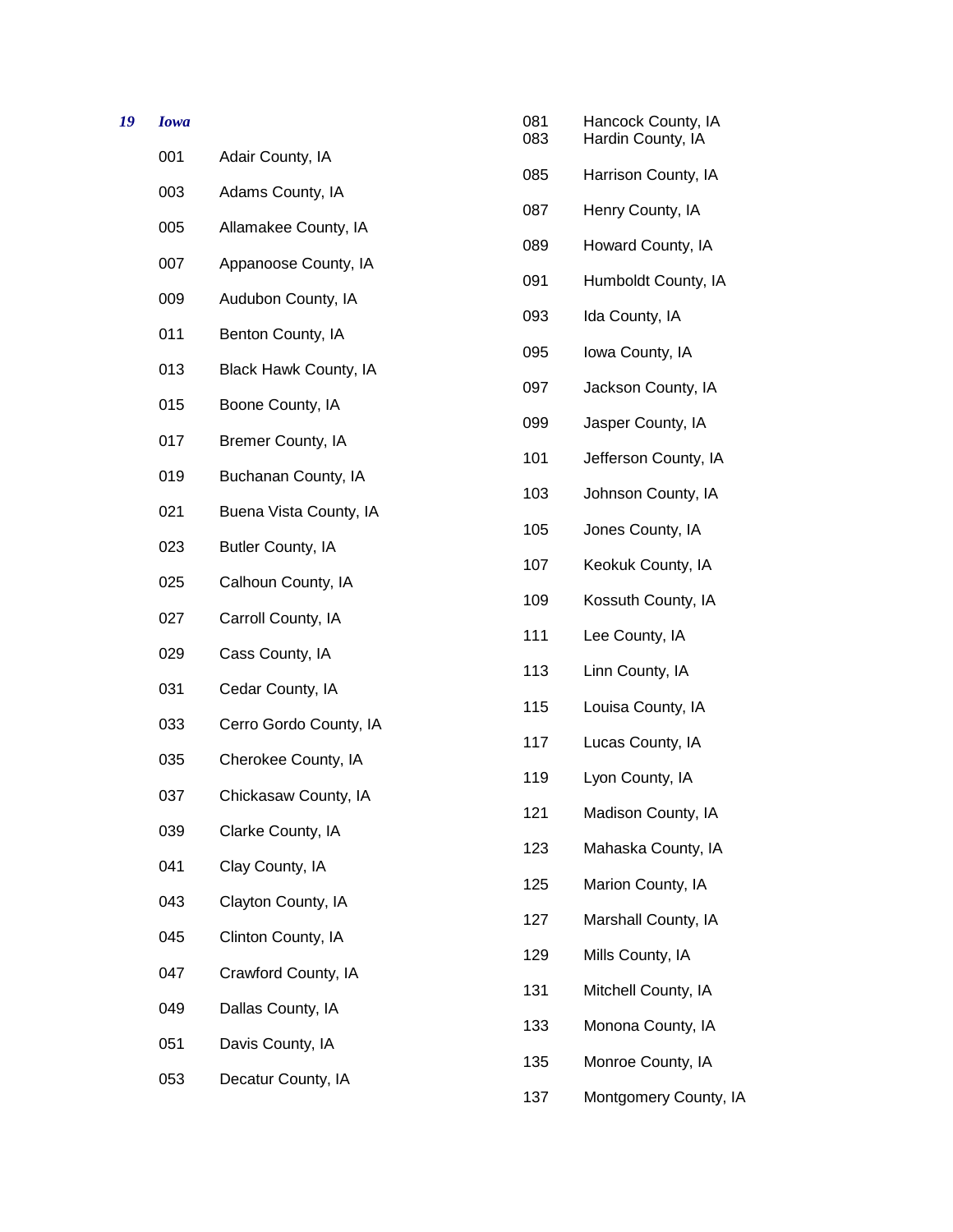***19 Iowa***

| Code | County |
|---|---|
| 001 | Adair County, IA |
| 003 | Adams County, IA |
| 005 | Allamakee County, IA |
| 007 | Appanoose County, IA |
| 009 | Audubon County, IA |
| 011 | Benton County, IA |
| 013 | Black Hawk County, IA |
| 015 | Boone County, IA |
| 017 | Bremer County, IA |
| 019 | Buchanan County, IA |
| 021 | Buena Vista County, IA |
| 023 | Butler County, IA |
| 025 | Calhoun County, IA |
| 027 | Carroll County, IA |
| 029 | Cass County, IA |
| 031 | Cedar County, IA |
| 033 | Cerro Gordo County, IA |
| 035 | Cherokee County, IA |
| 037 | Chickasaw County, IA |
| 039 | Clarke County, IA |
| 041 | Clay County, IA |
| 043 | Clayton County, IA |
| 045 | Clinton County, IA |
| 047 | Crawford County, IA |
| 049 | Dallas County, IA |
| 051 | Davis County, IA |
| 053 | Decatur County, IA |
| 081 | Hancock County, IA |
| 083 | Hardin County, IA |
| 085 | Harrison County, IA |
| 087 | Henry County, IA |
| 089 | Howard County, IA |
| 091 | Humboldt County, IA |
| 093 | Ida County, IA |
| 095 | Iowa County, IA |
| 097 | Jackson County, IA |
| 099 | Jasper County, IA |
| 101 | Jefferson County, IA |
| 103 | Johnson County, IA |
| 105 | Jones County, IA |
| 107 | Keokuk County, IA |
| 109 | Kossuth County, IA |
| 111 | Lee County, IA |
| 113 | Linn County, IA |
| 115 | Louisa County, IA |
| 117 | Lucas County, IA |
| 119 | Lyon County, IA |
| 121 | Madison County, IA |
| 123 | Mahaska County, IA |
| 125 | Marion County, IA |
| 127 | Marshall County, IA |
| 129 | Mills County, IA |
| 131 | Mitchell County, IA |
| 133 | Monona County, IA |
| 135 | Monroe County, IA |
| 137 | Montgomery County, IA |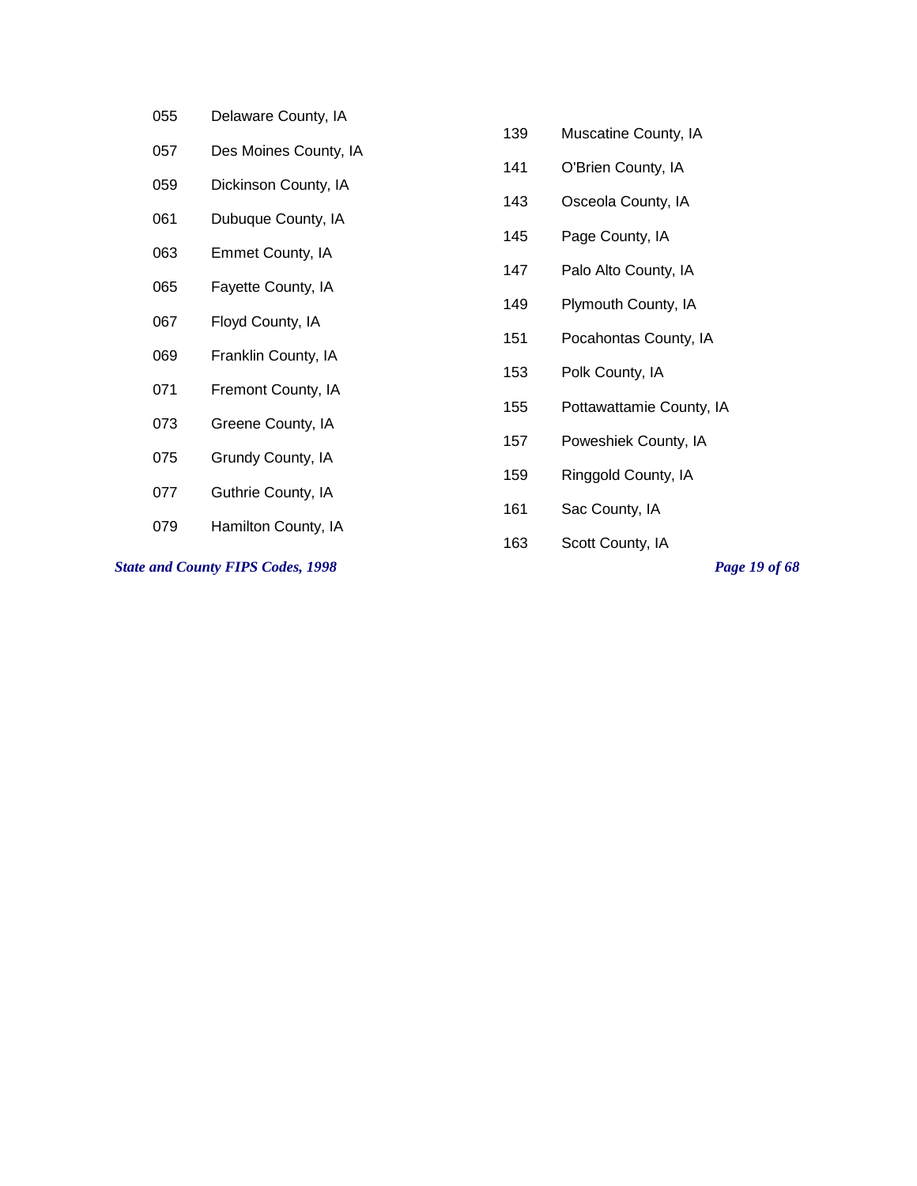| | |
|---|---|
| 055 | Delaware County, IA |
| 057 | Des Moines County, IA |
| 059 | Dickinson County, IA |
| 061 | Dubuque County, IA |
| 063 | Emmet County, IA |
| 065 | Fayette County, IA |
| 067 | Floyd County, IA |
| 069 | Franklin County, IA |
| 071 | Fremont County, IA |
| 073 | Greene County, IA |
| 075 | Grundy County, IA |
| 077 | Guthrie County, IA |
| 079 | Hamilton County, IA |
| 139 | Muscatine County, IA |
| 141 | O'Brien County, IA |
| 143 | Osceola County, IA |
| 145 | Page County, IA |
| 147 | Palo Alto County, IA |
| 149 | Plymouth County, IA |
| 151 | Pocahontas County, IA |
| 153 | Polk County, IA |
| 155 | Pottawattamie County, IA |
| 157 | Poweshiek County, IA |
| 159 | Ringgold County, IA |
| 161 | Sac County, IA |
| 163 | Scott County, IA |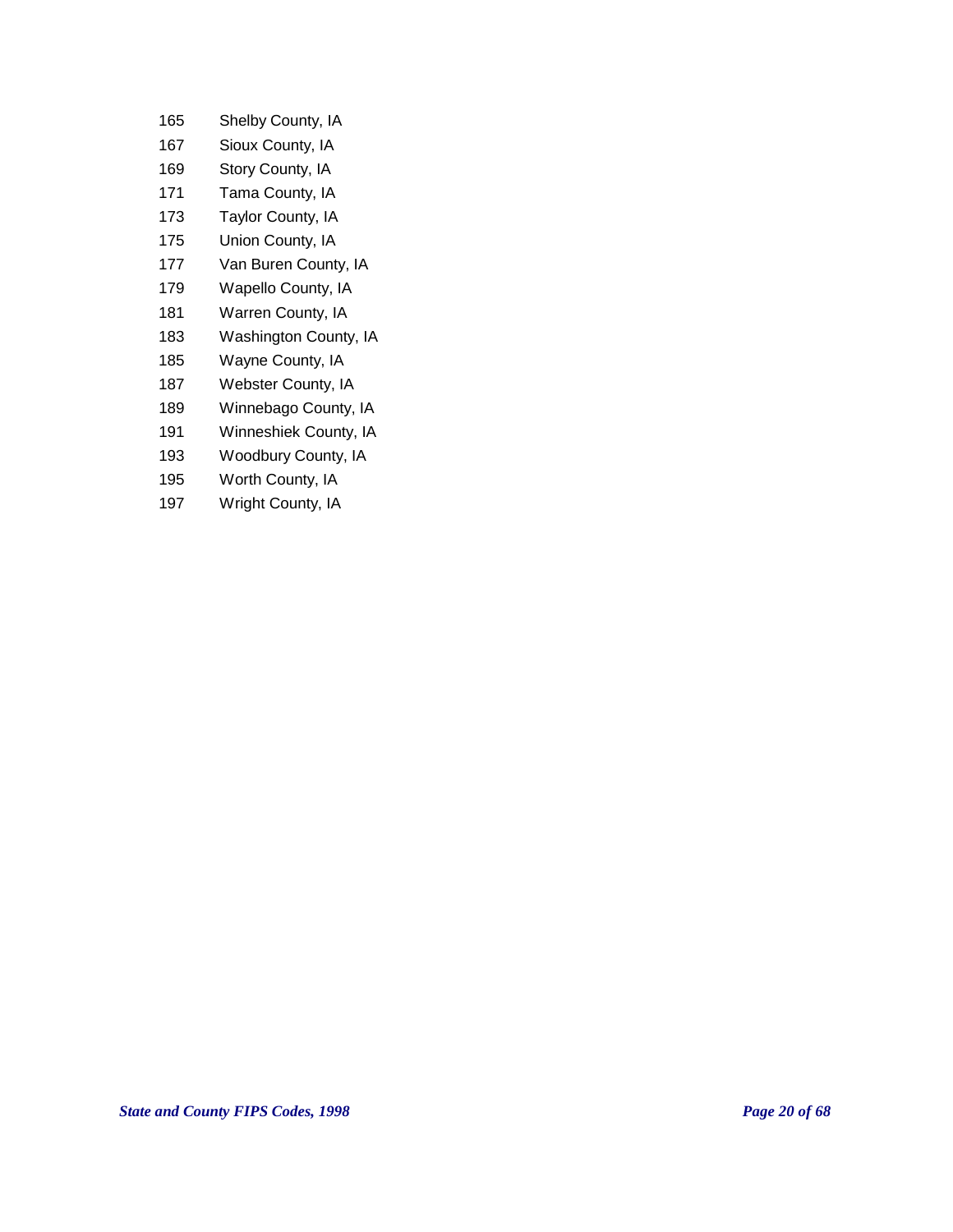| | |
|---|---|
| 165 | Shelby County, IA |
| 167 | Sioux County, IA |
| 169 | Story County, IA |
| 171 | Tama County, IA |
| 173 | Taylor County, IA |
| 175 | Union County, IA |
| 177 | Van Buren County, IA |
| 179 | Wapello County, IA |
| 181 | Warren County, IA |
| 183 | Washington County, IA |
| 185 | Wayne County, IA |
| 187 | Webster County, IA |
| 189 | Winnebago County, IA |
| 191 | Winneshiek County, IA |
| 193 | Woodbury County, IA |
| 195 | Worth County, IA |
| 197 | Wright County, IA |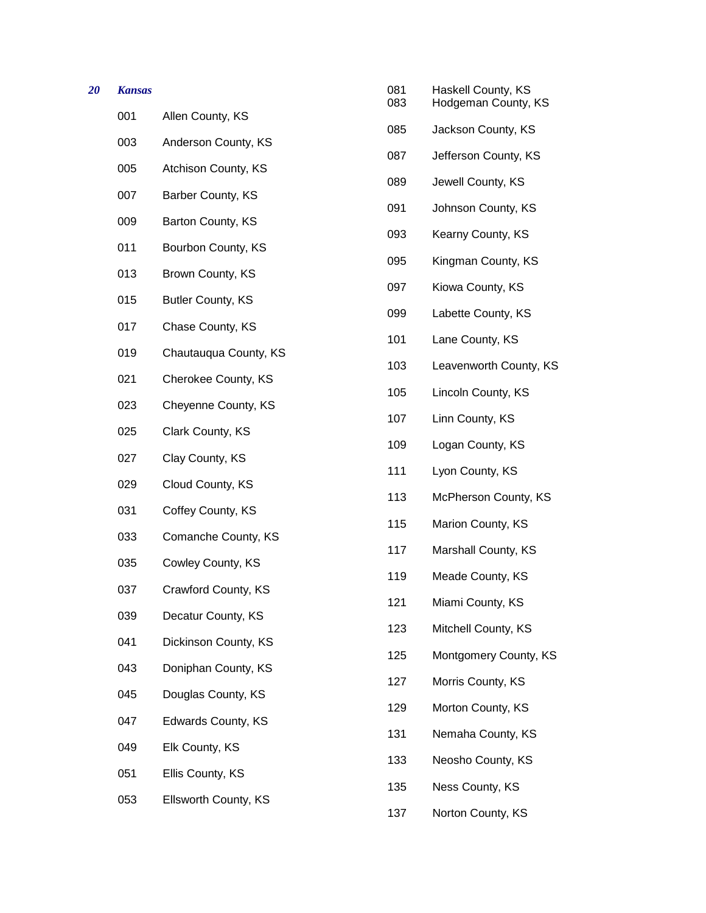*20 Kansas*

| Code | County |
|---|---|
| 001 | Allen County, KS |
| 003 | Anderson County, KS |
| 005 | Atchison County, KS |
| 007 | Barber County, KS |
| 009 | Barton County, KS |
| 011 | Bourbon County, KS |
| 013 | Brown County, KS |
| 015 | Butler County, KS |
| 017 | Chase County, KS |
| 019 | Chautauqua County, KS |
| 021 | Cherokee County, KS |
| 023 | Cheyenne County, KS |
| 025 | Clark County, KS |
| 027 | Clay County, KS |
| 029 | Cloud County, KS |
| 031 | Coffey County, KS |
| 033 | Comanche County, KS |
| 035 | Cowley County, KS |
| 037 | Crawford County, KS |
| 039 | Decatur County, KS |
| 041 | Dickinson County, KS |
| 043 | Doniphan County, KS |
| 045 | Douglas County, KS |
| 047 | Edwards County, KS |
| 049 | Elk County, KS |
| 051 | Ellis County, KS |
| 053 | Ellsworth County, KS |
| 081 | Haskell County, KS |
| 083 | Hodgeman County, KS |
| 085 | Jackson County, KS |
| 087 | Jefferson County, KS |
| 089 | Jewell County, KS |
| 091 | Johnson County, KS |
| 093 | Kearny County, KS |
| 095 | Kingman County, KS |
| 097 | Kiowa County, KS |
| 099 | Labette County, KS |
| 101 | Lane County, KS |
| 103 | Leavenworth County, KS |
| 105 | Lincoln County, KS |
| 107 | Linn County, KS |
| 109 | Logan County, KS |
| 111 | Lyon County, KS |
| 113 | McPherson County, KS |
| 115 | Marion County, KS |
| 117 | Marshall County, KS |
| 119 | Meade County, KS |
| 121 | Miami County, KS |
| 123 | Mitchell County, KS |
| 125 | Montgomery County, KS |
| 127 | Morris County, KS |
| 129 | Morton County, KS |
| 131 | Nemaha County, KS |
| 133 | Neosho County, KS |
| 135 | Ness County, KS |
| 137 | Norton County, KS |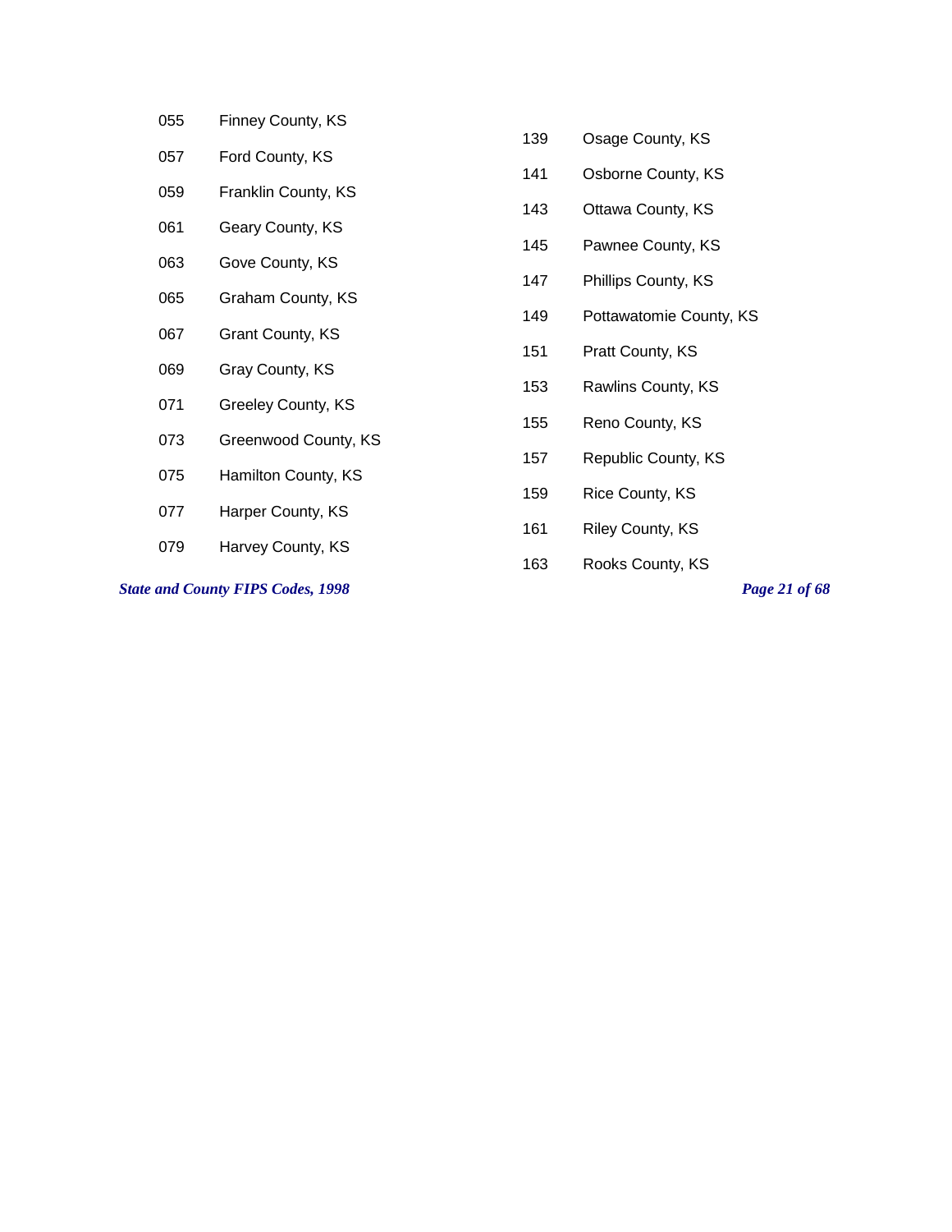| Code | County |
|---|---|
| 055 | Finney County, KS |
| 057 | Ford County, KS |
| 059 | Franklin County, KS |
| 061 | Geary County, KS |
| 063 | Gove County, KS |
| 065 | Graham County, KS |
| 067 | Grant County, KS |
| 069 | Gray County, KS |
| 071 | Greeley County, KS |
| 073 | Greenwood County, KS |
| 075 | Hamilton County, KS |
| 077 | Harper County, KS |
| 079 | Harvey County, KS |
| 139 | Osage County, KS |
| 141 | Osborne County, KS |
| 143 | Ottawa County, KS |
| 145 | Pawnee County, KS |
| 147 | Phillips County, KS |
| 149 | Pottawatomie County, KS |
| 151 | Pratt County, KS |
| 153 | Rawlins County, KS |
| 155 | Reno County, KS |
| 157 | Republic County, KS |
| 159 | Rice County, KS |
| 161 | Riley County, KS |
| 163 | Rooks County, KS |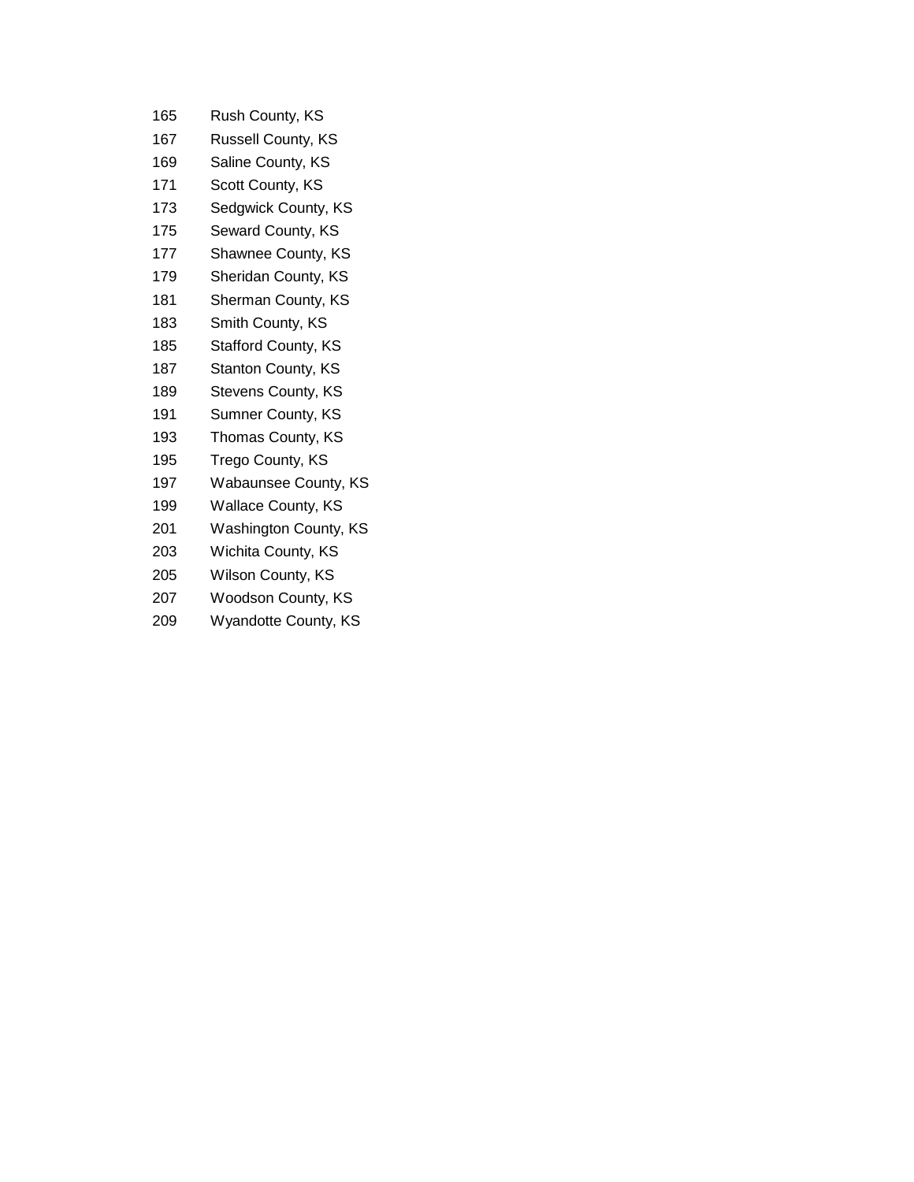| | |
|---|---|
| 165 | Rush County, KS |
| 167 | Russell County, KS |
| 169 | Saline County, KS |
| 171 | Scott County, KS |
| 173 | Sedgwick County, KS |
| 175 | Seward County, KS |
| 177 | Shawnee County, KS |
| 179 | Sheridan County, KS |
| 181 | Sherman County, KS |
| 183 | Smith County, KS |
| 185 | Stafford County, KS |
| 187 | Stanton County, KS |
| 189 | Stevens County, KS |
| 191 | Sumner County, KS |
| 193 | Thomas County, KS |
| 195 | Trego County, KS |
| 197 | Wabaunsee County, KS |
| 199 | Wallace County, KS |
| 201 | Washington County, KS |
| 203 | Wichita County, KS |
| 205 | Wilson County, KS |
| 207 | Woodson County, KS |
| 209 | Wyandotte County, KS |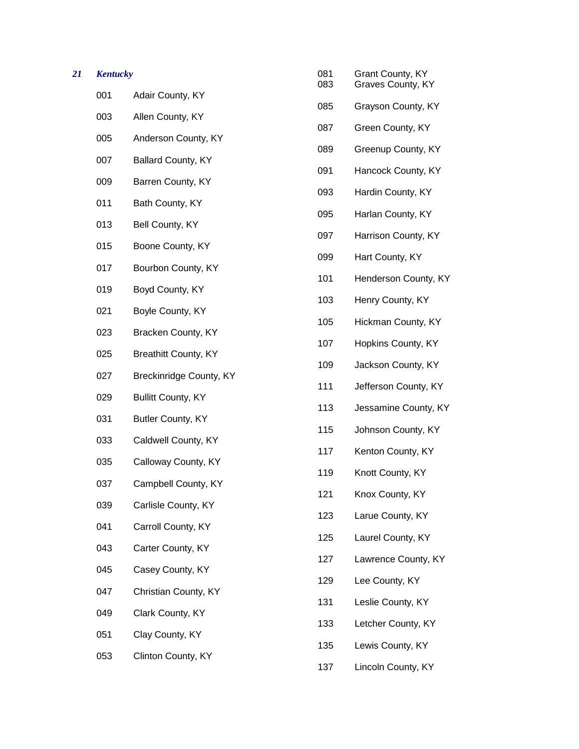## *21 Kentucky*

| Code | County |
|---|---|
| 001 | Adair County, KY |
| 003 | Allen County, KY |
| 005 | Anderson County, KY |
| 007 | Ballard County, KY |
| 009 | Barren County, KY |
| 011 | Bath County, KY |
| 013 | Bell County, KY |
| 015 | Boone County, KY |
| 017 | Bourbon County, KY |
| 019 | Boyd County, KY |
| 021 | Boyle County, KY |
| 023 | Bracken County, KY |
| 025 | Breathitt County, KY |
| 027 | Breckinridge County, KY |
| 029 | Bullitt County, KY |
| 031 | Butler County, KY |
| 033 | Caldwell County, KY |
| 035 | Calloway County, KY |
| 037 | Campbell County, KY |
| 039 | Carlisle County, KY |
| 041 | Carroll County, KY |
| 043 | Carter County, KY |
| 045 | Casey County, KY |
| 047 | Christian County, KY |
| 049 | Clark County, KY |
| 051 | Clay County, KY |
| 053 | Clinton County, KY |
| 081 | Grant County, KY |
| 083 | Graves County, KY |
| 085 | Grayson County, KY |
| 087 | Green County, KY |
| 089 | Greenup County, KY |
| 091 | Hancock County, KY |
| 093 | Hardin County, KY |
| 095 | Harlan County, KY |
| 097 | Harrison County, KY |
| 099 | Hart County, KY |
| 101 | Henderson County, KY |
| 103 | Henry County, KY |
| 105 | Hickman County, KY |
| 107 | Hopkins County, KY |
| 109 | Jackson County, KY |
| 111 | Jefferson County, KY |
| 113 | Jessamine County, KY |
| 115 | Johnson County, KY |
| 117 | Kenton County, KY |
| 119 | Knott County, KY |
| 121 | Knox County, KY |
| 123 | Larue County, KY |
| 125 | Laurel County, KY |
| 127 | Lawrence County, KY |
| 129 | Lee County, KY |
| 131 | Leslie County, KY |
| 133 | Letcher County, KY |
| 135 | Lewis County, KY |
| 137 | Lincoln County, KY |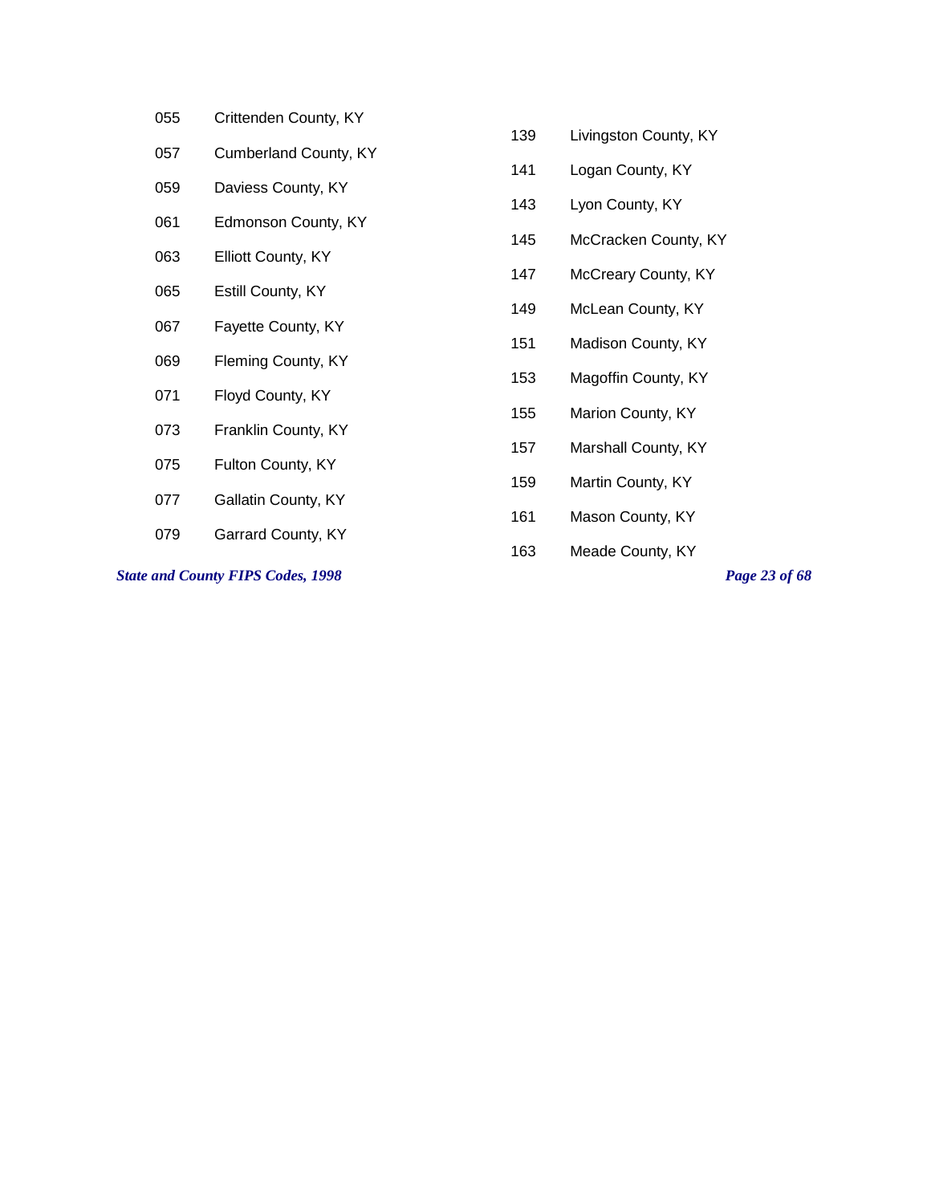055 Crittenden County, KY

057 Cumberland County, KY

059 Daviess County, KY

061 Edmonson County, KY

063 Elliott County, KY

065 Estill County, KY

067 Fayette County, KY

069 Fleming County, KY

071 Floyd County, KY

073 Franklin County, KY

075 Fulton County, KY

077 Gallatin County, KY

079 Garrard County, KY

139 Livingston County, KY

141 Logan County, KY

143 Lyon County, KY

145 McCracken County, KY

147 McCreary County, KY

149 McLean County, KY

151 Madison County, KY

153 Magoffin County, KY

155 Marion County, KY

157 Marshall County, KY

159 Martin County, KY

161 Mason County, KY

163 Meade County, KY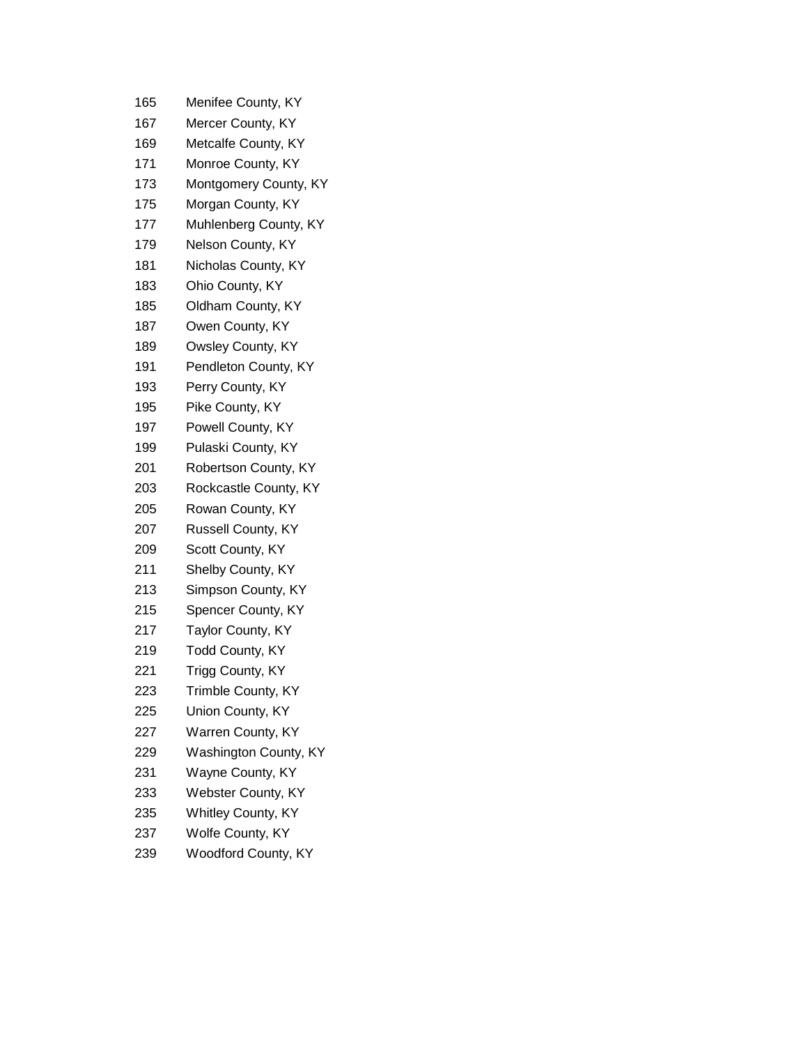| | |
|---|---|
| 165 | Menifee County, KY |
| 167 | Mercer County, KY |
| 169 | Metcalfe County, KY |
| 171 | Monroe County, KY |
| 173 | Montgomery County, KY |
| 175 | Morgan County, KY |
| 177 | Muhlenberg County, KY |
| 179 | Nelson County, KY |
| 181 | Nicholas County, KY |
| 183 | Ohio County, KY |
| 185 | Oldham County, KY |
| 187 | Owen County, KY |
| 189 | Owsley County, KY |
| 191 | Pendleton County, KY |
| 193 | Perry County, KY |
| 195 | Pike County, KY |
| 197 | Powell County, KY |
| 199 | Pulaski County, KY |
| 201 | Robertson County, KY |
| 203 | Rockcastle County, KY |
| 205 | Rowan County, KY |
| 207 | Russell County, KY |
| 209 | Scott County, KY |
| 211 | Shelby County, KY |
| 213 | Simpson County, KY |
| 215 | Spencer County, KY |
| 217 | Taylor County, KY |
| 219 | Todd County, KY |
| 221 | Trigg County, KY |
| 223 | Trimble County, KY |
| 225 | Union County, KY |
| 227 | Warren County, KY |
| 229 | Washington County, KY |
| 231 | Wayne County, KY |
| 233 | Webster County, KY |
| 235 | Whitley County, KY |
| 237 | Wolfe County, KY |
| 239 | Woodford County, KY |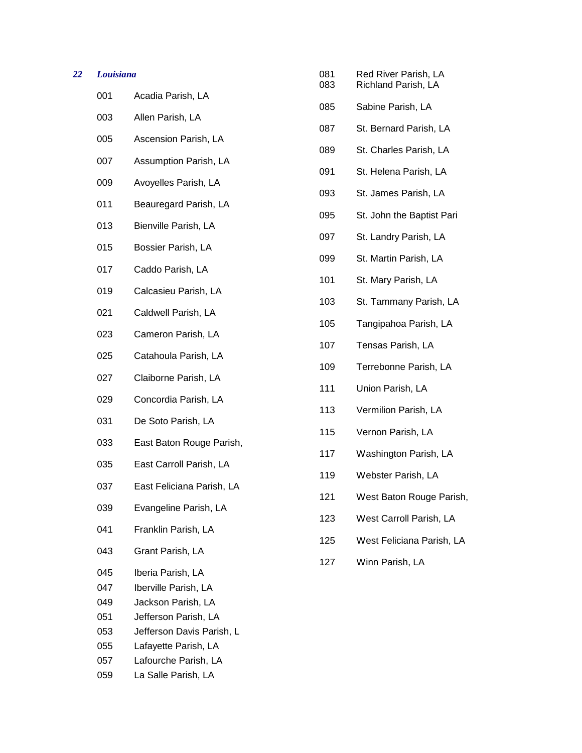***22 Louisiana***

| | |
|---|---|
| 001 | Acadia Parish, LA |
| 003 | Allen Parish, LA |
| 005 | Ascension Parish, LA |
| 007 | Assumption Parish, LA |
| 009 | Avoyelles Parish, LA |
| 011 | Beauregard Parish, LA |
| 013 | Bienville Parish, LA |
| 015 | Bossier Parish, LA |
| 017 | Caddo Parish, LA |
| 019 | Calcasieu Parish, LA |
| 021 | Caldwell Parish, LA |
| 023 | Cameron Parish, LA |
| 025 | Catahoula Parish, LA |
| 027 | Claiborne Parish, LA |
| 029 | Concordia Parish, LA |
| 031 | De Soto Parish, LA |
| 033 | East Baton Rouge Parish, |
| 035 | East Carroll Parish, LA |
| 037 | East Feliciana Parish, LA |
| 039 | Evangeline Parish, LA |
| 041 | Franklin Parish, LA |
| 043 | Grant Parish, LA |
| 045 | Iberia Parish, LA |
| 047 | Iberville Parish, LA |
| 049 | Jackson Parish, LA |
| 051 | Jefferson Parish, LA |
| 053 | Jefferson Davis Parish, L |
| 055 | Lafayette Parish, LA |
| 057 | Lafourche Parish, LA |
| 059 | La Salle Parish, LA |
| 081 | Red River Parish, LA |
| 083 | Richland Parish, LA |
| 085 | Sabine Parish, LA |
| 087 | St. Bernard Parish, LA |
| 089 | St. Charles Parish, LA |
| 091 | St. Helena Parish, LA |
| 093 | St. James Parish, LA |
| 095 | St. John the Baptist Pari |
| 097 | St. Landry Parish, LA |
| 099 | St. Martin Parish, LA |
| 101 | St. Mary Parish, LA |
| 103 | St. Tammany Parish, LA |
| 105 | Tangipahoa Parish, LA |
| 107 | Tensas Parish, LA |
| 109 | Terrebonne Parish, LA |
| 111 | Union Parish, LA |
| 113 | Vermilion Parish, LA |
| 115 | Vernon Parish, LA |
| 117 | Washington Parish, LA |
| 119 | Webster Parish, LA |
| 121 | West Baton Rouge Parish, |
| 123 | West Carroll Parish, LA |
| 125 | West Feliciana Parish, LA |
| 127 | Winn Parish, LA |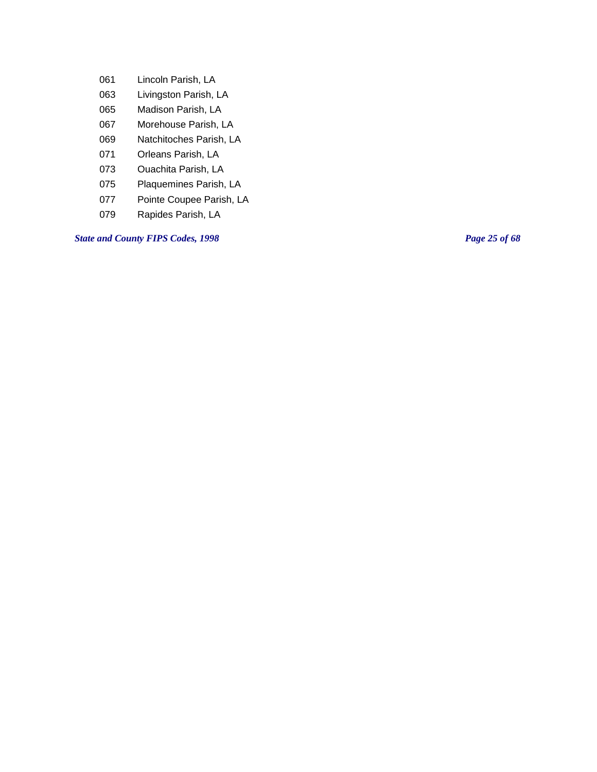| | |
|---|---|
| 061 | Lincoln Parish, LA |
| 063 | Livingston Parish, LA |
| 065 | Madison Parish, LA |
| 067 | Morehouse Parish, LA |
| 069 | Natchitoches Parish, LA |
| 071 | Orleans Parish, LA |
| 073 | Ouachita Parish, LA |
| 075 | Plaquemines Parish, LA |
| 077 | Pointe Coupee Parish, LA |
| 079 | Rapides Parish, LA |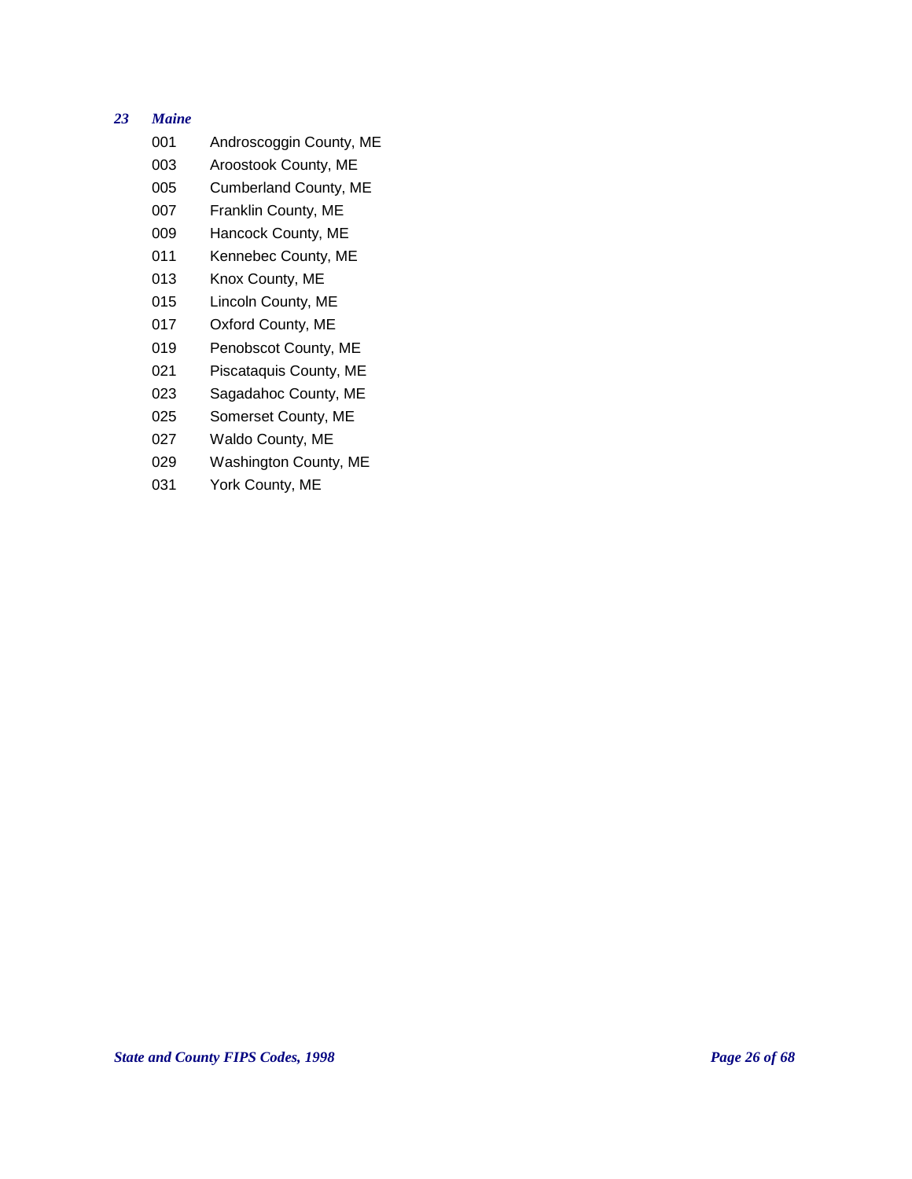*23 Maine*

| Code | County |
|---|---|
| 001 | Androscoggin County, ME |
| 003 | Aroostook County, ME |
| 005 | Cumberland County, ME |
| 007 | Franklin County, ME |
| 009 | Hancock County, ME |
| 011 | Kennebec County, ME |
| 013 | Knox County, ME |
| 015 | Lincoln County, ME |
| 017 | Oxford County, ME |
| 019 | Penobscot County, ME |
| 021 | Piscataquis County, ME |
| 023 | Sagadahoc County, ME |
| 025 | Somerset County, ME |
| 027 | Waldo County, ME |
| 029 | Washington County, ME |
| 031 | York County, ME |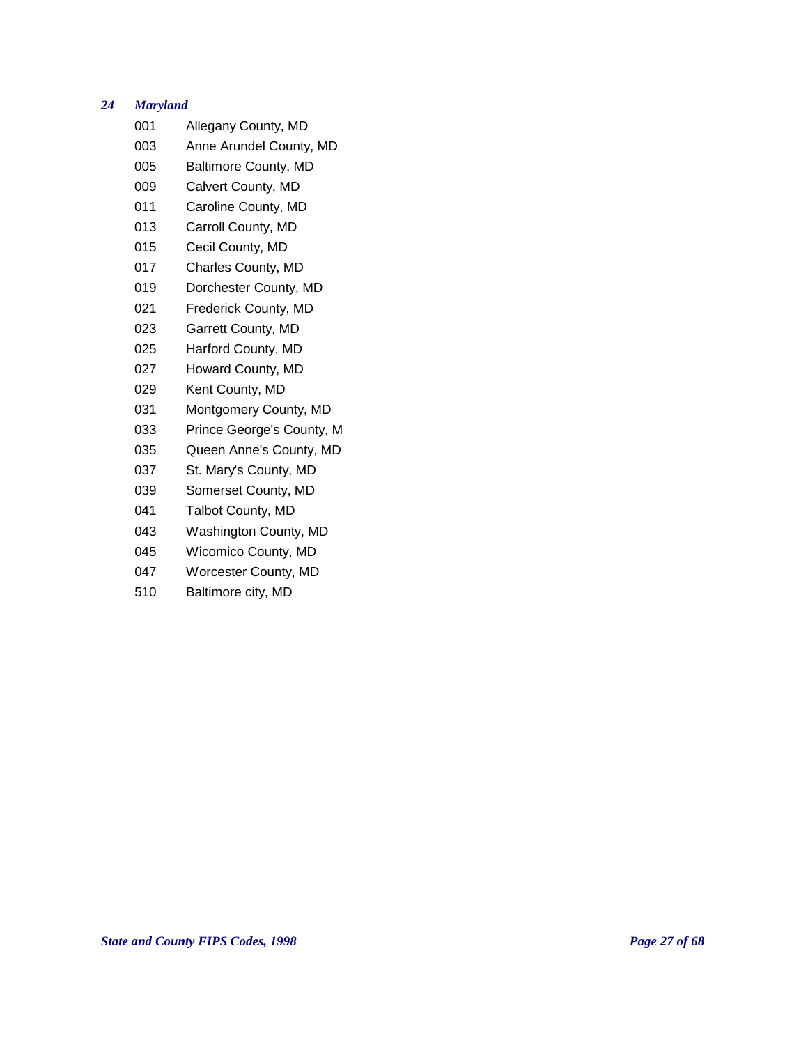### *24 Maryland*

| Code | County |
|---|---|
| 001 | Allegany County, MD |
| 003 | Anne Arundel County, MD |
| 005 | Baltimore County, MD |
| 009 | Calvert County, MD |
| 011 | Caroline County, MD |
| 013 | Carroll County, MD |
| 015 | Cecil County, MD |
| 017 | Charles County, MD |
| 019 | Dorchester County, MD |
| 021 | Frederick County, MD |
| 023 | Garrett County, MD |
| 025 | Harford County, MD |
| 027 | Howard County, MD |
| 029 | Kent County, MD |
| 031 | Montgomery County, MD |
| 033 | Prince George's County, M |
| 035 | Queen Anne's County, MD |
| 037 | St. Mary's County, MD |
| 039 | Somerset County, MD |
| 041 | Talbot County, MD |
| 043 | Washington County, MD |
| 045 | Wicomico County, MD |
| 047 | Worcester County, MD |
| 510 | Baltimore city, MD |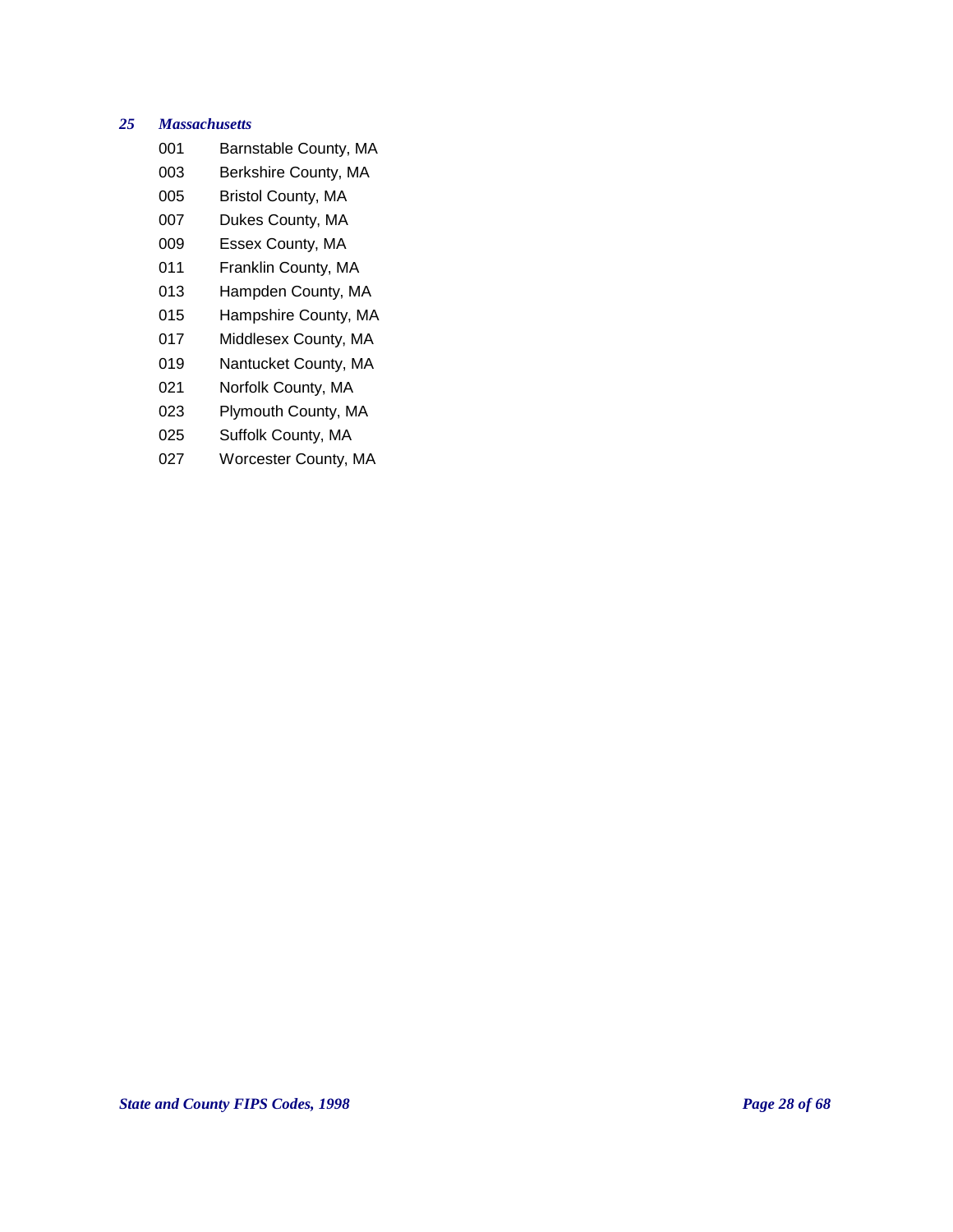### *25 Massachusetts*

| Code | County |
|---|---|
| 001 | Barnstable County, MA |
| 003 | Berkshire County, MA |
| 005 | Bristol County, MA |
| 007 | Dukes County, MA |
| 009 | Essex County, MA |
| 011 | Franklin County, MA |
| 013 | Hampden County, MA |
| 015 | Hampshire County, MA |
| 017 | Middlesex County, MA |
| 019 | Nantucket County, MA |
| 021 | Norfolk County, MA |
| 023 | Plymouth County, MA |
| 025 | Suffolk County, MA |
| 027 | Worcester County, MA |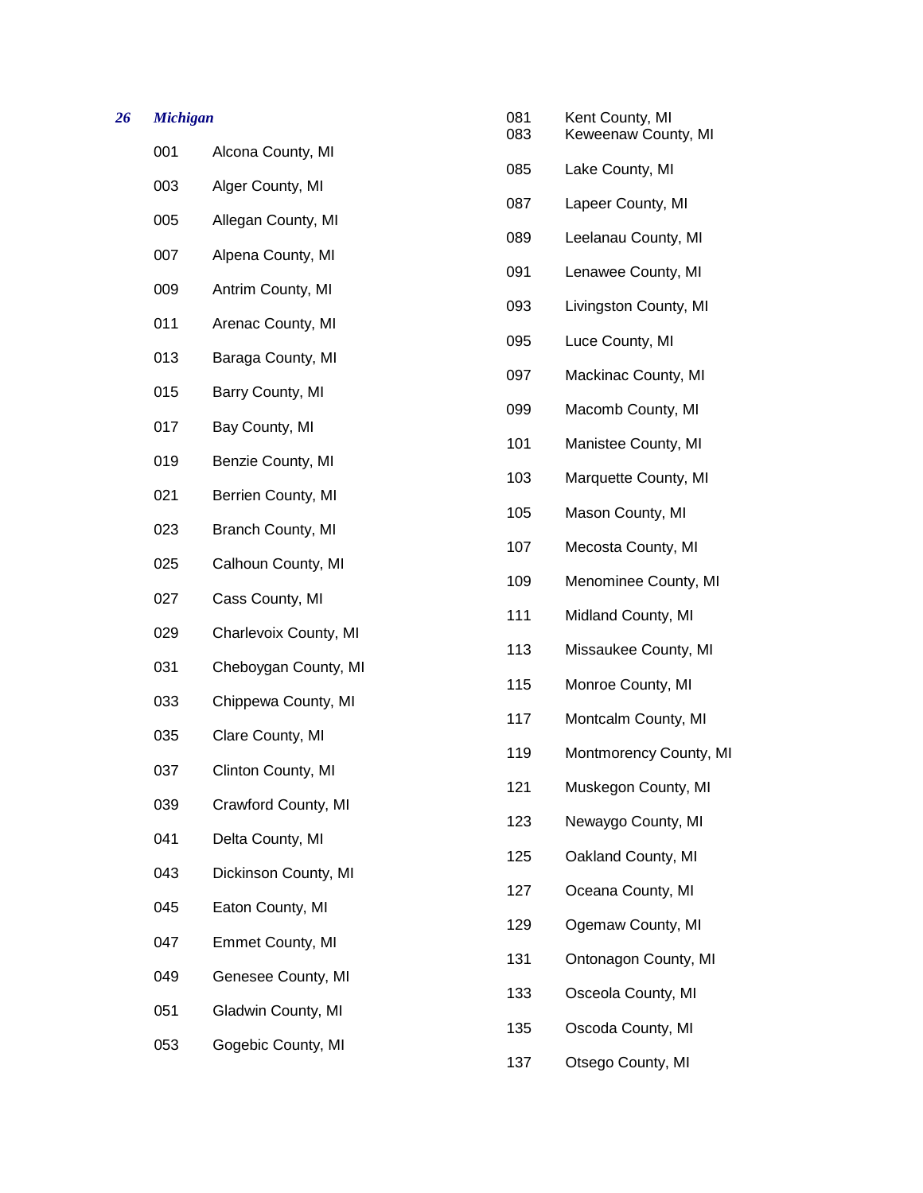***26 Michigan***

| Code | County |
|---|---|
| 001 | Alcona County, MI |
| 003 | Alger County, MI |
| 005 | Allegan County, MI |
| 007 | Alpena County, MI |
| 009 | Antrim County, MI |
| 011 | Arenac County, MI |
| 013 | Baraga County, MI |
| 015 | Barry County, MI |
| 017 | Bay County, MI |
| 019 | Benzie County, MI |
| 021 | Berrien County, MI |
| 023 | Branch County, MI |
| 025 | Calhoun County, MI |
| 027 | Cass County, MI |
| 029 | Charlevoix County, MI |
| 031 | Cheboygan County, MI |
| 033 | Chippewa County, MI |
| 035 | Clare County, MI |
| 037 | Clinton County, MI |
| 039 | Crawford County, MI |
| 041 | Delta County, MI |
| 043 | Dickinson County, MI |
| 045 | Eaton County, MI |
| 047 | Emmet County, MI |
| 049 | Genesee County, MI |
| 051 | Gladwin County, MI |
| 053 | Gogebic County, MI |
| 081 | Kent County, MI |
| 083 | Keweenaw County, MI |
| 085 | Lake County, MI |
| 087 | Lapeer County, MI |
| 089 | Leelanau County, MI |
| 091 | Lenawee County, MI |
| 093 | Livingston County, MI |
| 095 | Luce County, MI |
| 097 | Mackinac County, MI |
| 099 | Macomb County, MI |
| 101 | Manistee County, MI |
| 103 | Marquette County, MI |
| 105 | Mason County, MI |
| 107 | Mecosta County, MI |
| 109 | Menominee County, MI |
| 111 | Midland County, MI |
| 113 | Missaukee County, MI |
| 115 | Monroe County, MI |
| 117 | Montcalm County, MI |
| 119 | Montmorency County, MI |
| 121 | Muskegon County, MI |
| 123 | Newaygo County, MI |
| 125 | Oakland County, MI |
| 127 | Oceana County, MI |
| 129 | Ogemaw County, MI |
| 131 | Ontonagon County, MI |
| 133 | Osceola County, MI |
| 135 | Oscoda County, MI |
| 137 | Otsego County, MI |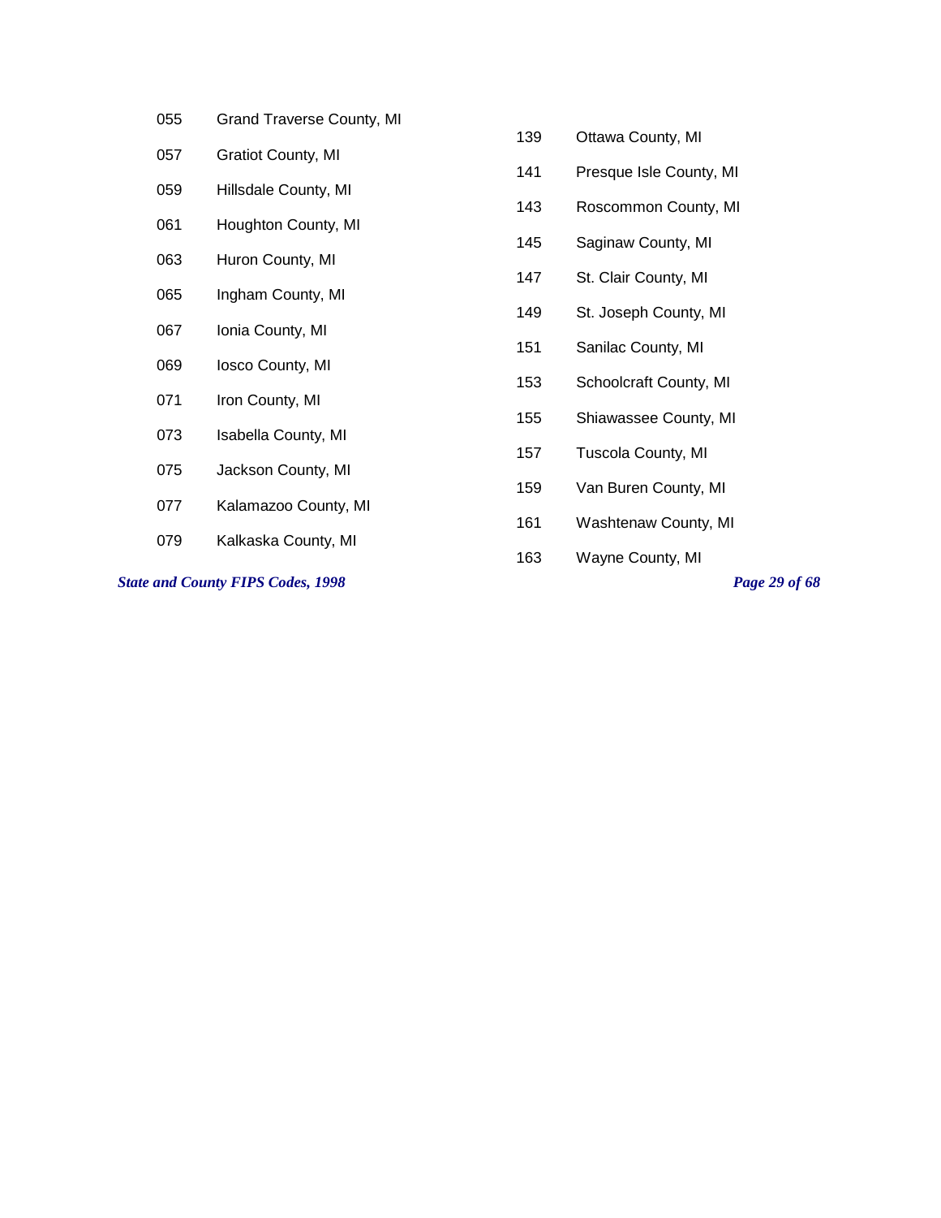| Code | County |
|---|---|
| 055 | Grand Traverse County, MI |
| 057 | Gratiot County, MI |
| 059 | Hillsdale County, MI |
| 061 | Houghton County, MI |
| 063 | Huron County, MI |
| 065 | Ingham County, MI |
| 067 | Ionia County, MI |
| 069 | Iosco County, MI |
| 071 | Iron County, MI |
| 073 | Isabella County, MI |
| 075 | Jackson County, MI |
| 077 | Kalamazoo County, MI |
| 079 | Kalkaska County, MI |
| 139 | Ottawa County, MI |
| 141 | Presque Isle County, MI |
| 143 | Roscommon County, MI |
| 145 | Saginaw County, MI |
| 147 | St. Clair County, MI |
| 149 | St. Joseph County, MI |
| 151 | Sanilac County, MI |
| 153 | Schoolcraft County, MI |
| 155 | Shiawassee County, MI |
| 157 | Tuscola County, MI |
| 159 | Van Buren County, MI |
| 161 | Washtenaw County, MI |
| 163 | Wayne County, MI |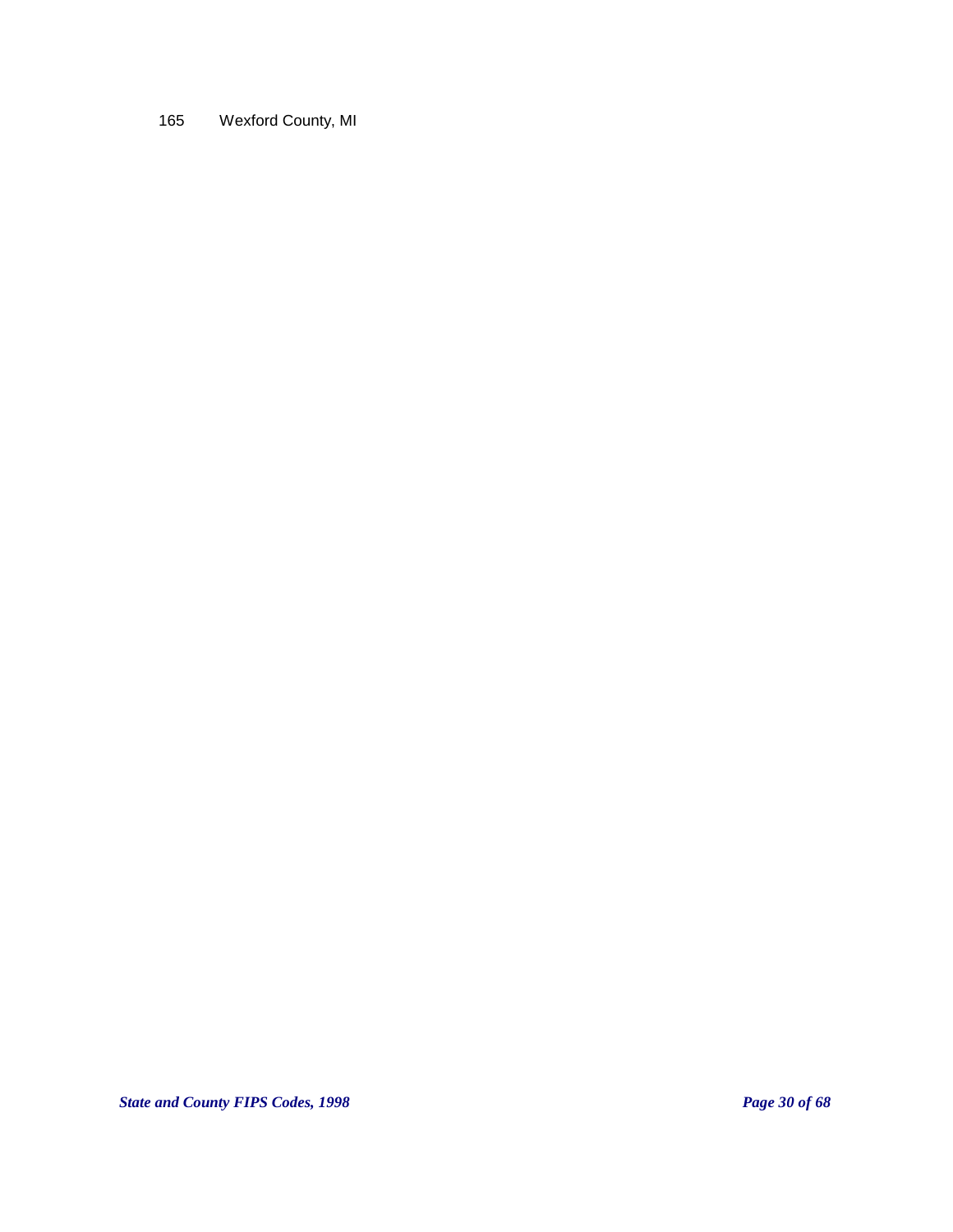165 Wexford County, MI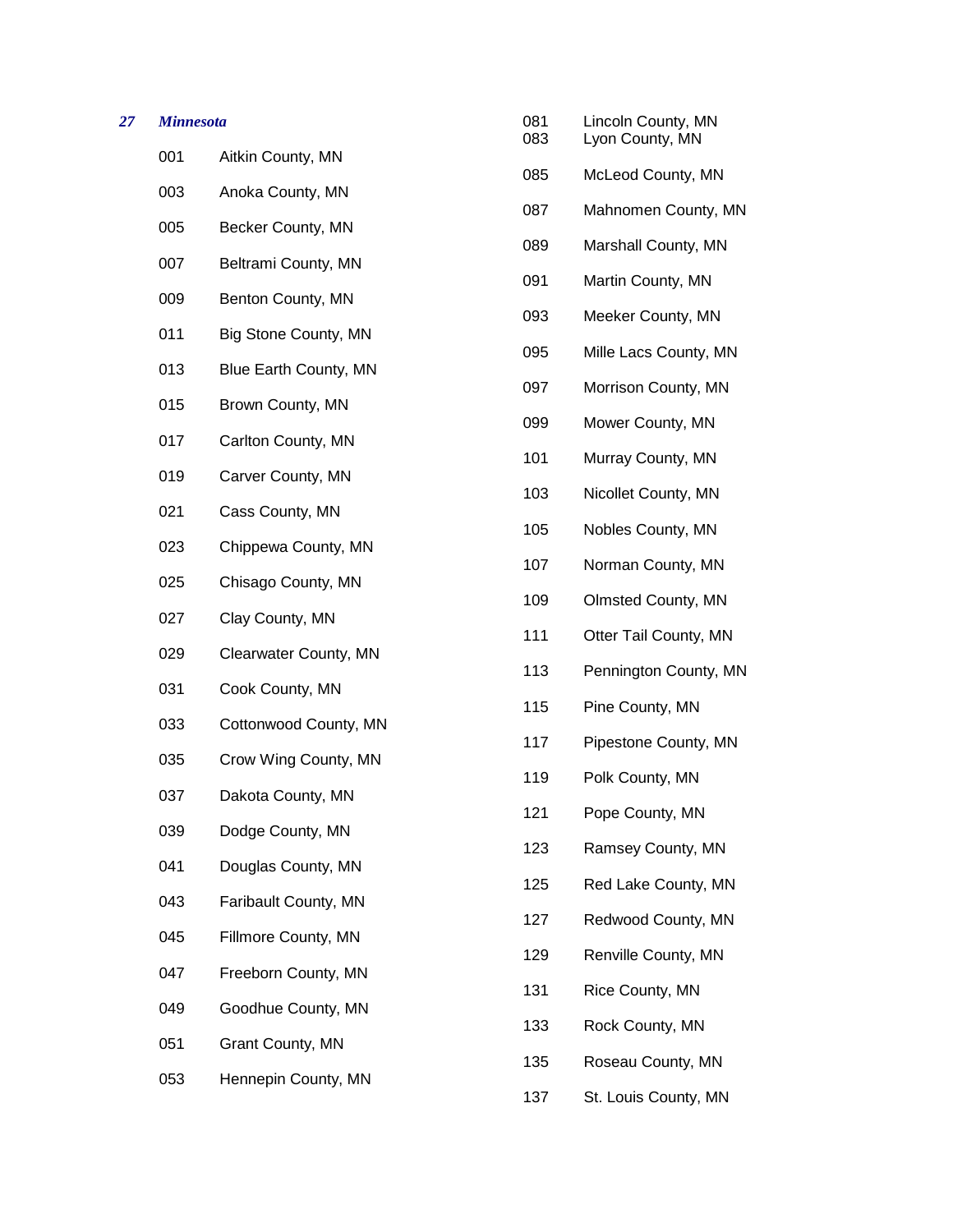***27 Minnesota***

| | |
|---|---|
| 001 | Aitkin County, MN |
| 003 | Anoka County, MN |
| 005 | Becker County, MN |
| 007 | Beltrami County, MN |
| 009 | Benton County, MN |
| 011 | Big Stone County, MN |
| 013 | Blue Earth County, MN |
| 015 | Brown County, MN |
| 017 | Carlton County, MN |
| 019 | Carver County, MN |
| 021 | Cass County, MN |
| 023 | Chippewa County, MN |
| 025 | Chisago County, MN |
| 027 | Clay County, MN |
| 029 | Clearwater County, MN |
| 031 | Cook County, MN |
| 033 | Cottonwood County, MN |
| 035 | Crow Wing County, MN |
| 037 | Dakota County, MN |
| 039 | Dodge County, MN |
| 041 | Douglas County, MN |
| 043 | Faribault County, MN |
| 045 | Fillmore County, MN |
| 047 | Freeborn County, MN |
| 049 | Goodhue County, MN |
| 051 | Grant County, MN |
| 053 | Hennepin County, MN |
| 081 | Lincoln County, MN |
| 083 | Lyon County, MN |
| 085 | McLeod County, MN |
| 087 | Mahnomen County, MN |
| 089 | Marshall County, MN |
| 091 | Martin County, MN |
| 093 | Meeker County, MN |
| 095 | Mille Lacs County, MN |
| 097 | Morrison County, MN |
| 099 | Mower County, MN |
| 101 | Murray County, MN |
| 103 | Nicollet County, MN |
| 105 | Nobles County, MN |
| 107 | Norman County, MN |
| 109 | Olmsted County, MN |
| 111 | Otter Tail County, MN |
| 113 | Pennington County, MN |
| 115 | Pine County, MN |
| 117 | Pipestone County, MN |
| 119 | Polk County, MN |
| 121 | Pope County, MN |
| 123 | Ramsey County, MN |
| 125 | Red Lake County, MN |
| 127 | Redwood County, MN |
| 129 | Renville County, MN |
| 131 | Rice County, MN |
| 133 | Rock County, MN |
| 135 | Roseau County, MN |
| 137 | St. Louis County, MN |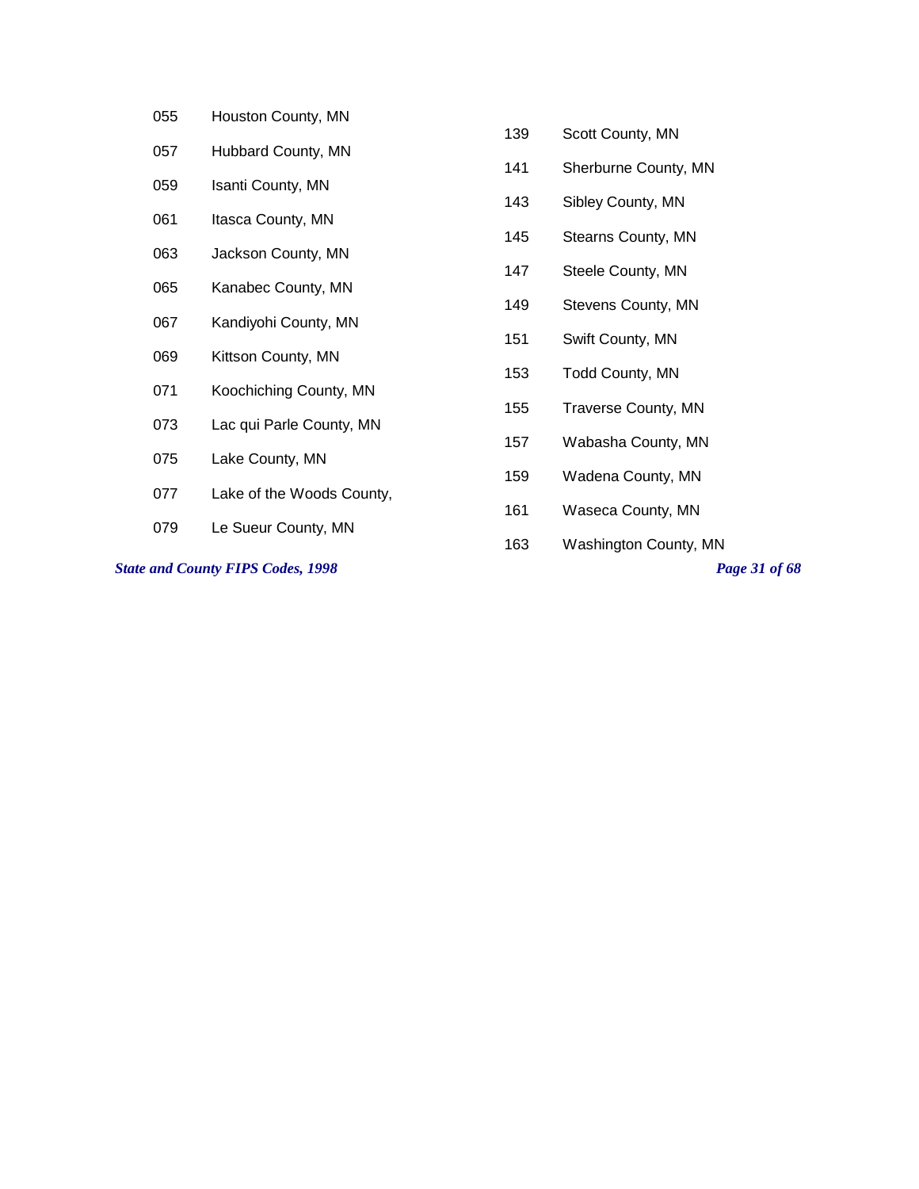055 Houston County, MN

057 Hubbard County, MN

059 Isanti County, MN

061 Itasca County, MN

063 Jackson County, MN

065 Kanabec County, MN

067 Kandiyohi County, MN

069 Kittson County, MN

071 Koochiching County, MN

073 Lac qui Parle County, MN

075 Lake County, MN

077 Lake of the Woods County,

079 Le Sueur County, MN

139 Scott County, MN

141 Sherburne County, MN

143 Sibley County, MN

145 Stearns County, MN

147 Steele County, MN

149 Stevens County, MN

151 Swift County, MN

153 Todd County, MN

155 Traverse County, MN

157 Wabasha County, MN

159 Wadena County, MN

161 Waseca County, MN

163 Washington County, MN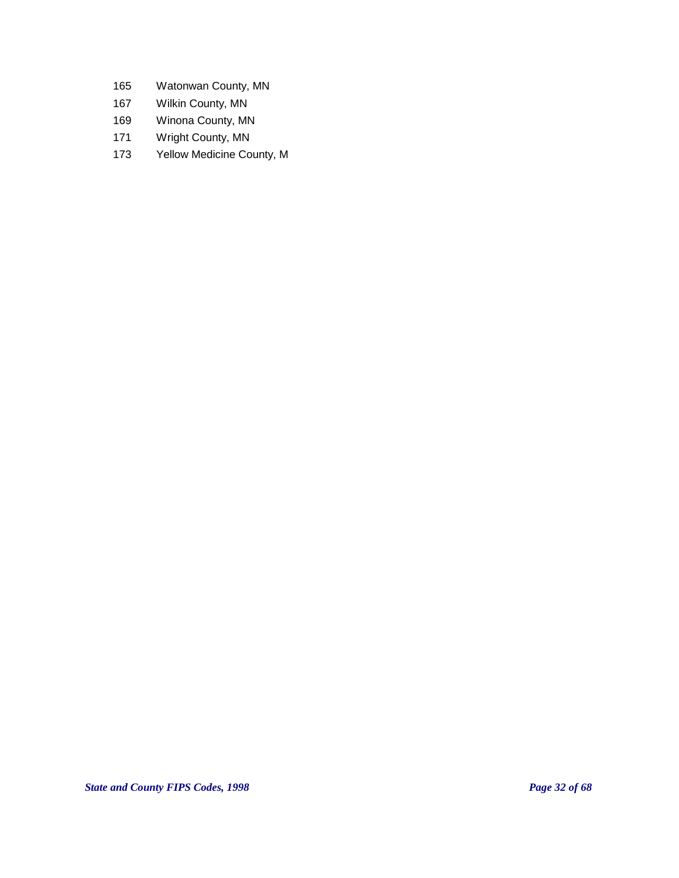| | |
|---|---|
| 165 | Watonwan County, MN |
| 167 | Wilkin County, MN |
| 169 | Winona County, MN |
| 171 | Wright County, MN |
| 173 | Yellow Medicine County, M |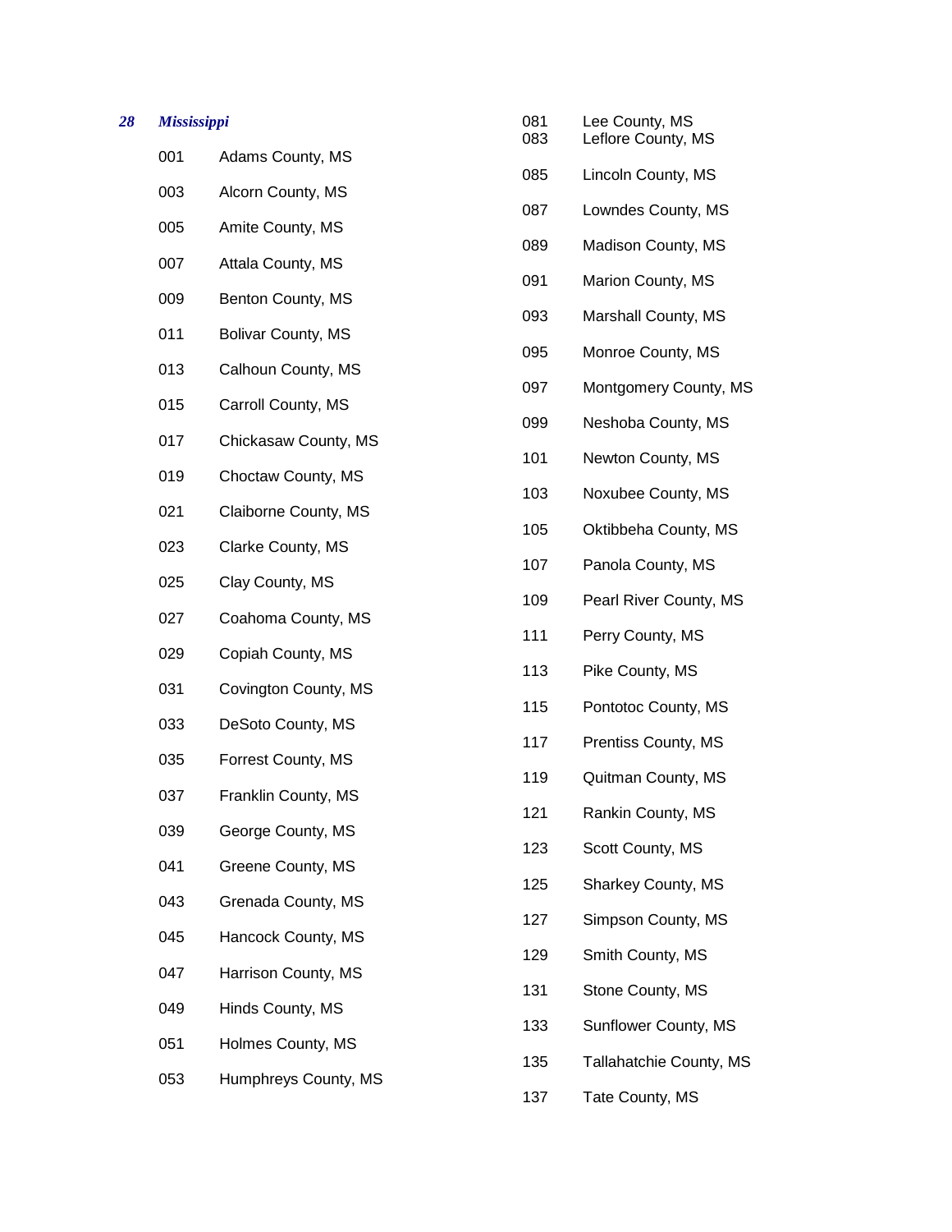***28 Mississippi***

| Code | County |
|---|---|
| 001 | Adams County, MS |
| 003 | Alcorn County, MS |
| 005 | Amite County, MS |
| 007 | Attala County, MS |
| 009 | Benton County, MS |
| 011 | Bolivar County, MS |
| 013 | Calhoun County, MS |
| 015 | Carroll County, MS |
| 017 | Chickasaw County, MS |
| 019 | Choctaw County, MS |
| 021 | Claiborne County, MS |
| 023 | Clarke County, MS |
| 025 | Clay County, MS |
| 027 | Coahoma County, MS |
| 029 | Copiah County, MS |
| 031 | Covington County, MS |
| 033 | DeSoto County, MS |
| 035 | Forrest County, MS |
| 037 | Franklin County, MS |
| 039 | George County, MS |
| 041 | Greene County, MS |
| 043 | Grenada County, MS |
| 045 | Hancock County, MS |
| 047 | Harrison County, MS |
| 049 | Hinds County, MS |
| 051 | Holmes County, MS |
| 053 | Humphreys County, MS |
| 081 | Lee County, MS |
| 083 | Leflore County, MS |
| 085 | Lincoln County, MS |
| 087 | Lowndes County, MS |
| 089 | Madison County, MS |
| 091 | Marion County, MS |
| 093 | Marshall County, MS |
| 095 | Monroe County, MS |
| 097 | Montgomery County, MS |
| 099 | Neshoba County, MS |
| 101 | Newton County, MS |
| 103 | Noxubee County, MS |
| 105 | Oktibbeha County, MS |
| 107 | Panola County, MS |
| 109 | Pearl River County, MS |
| 111 | Perry County, MS |
| 113 | Pike County, MS |
| 115 | Pontotoc County, MS |
| 117 | Prentiss County, MS |
| 119 | Quitman County, MS |
| 121 | Rankin County, MS |
| 123 | Scott County, MS |
| 125 | Sharkey County, MS |
| 127 | Simpson County, MS |
| 129 | Smith County, MS |
| 131 | Stone County, MS |
| 133 | Sunflower County, MS |
| 135 | Tallahatchie County, MS |
| 137 | Tate County, MS |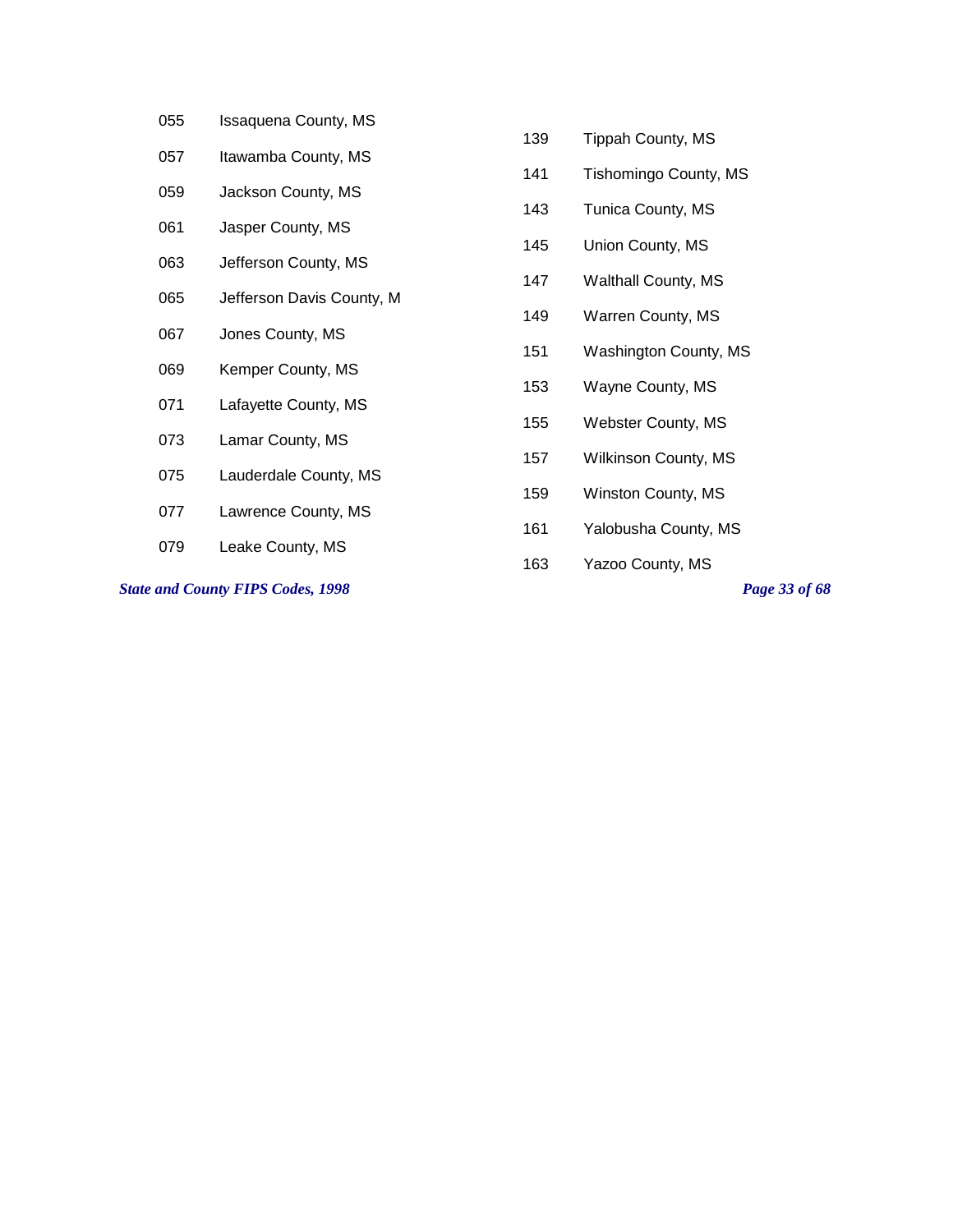| Code | County |
|---|---|
| 055 | Issaquena County, MS |
| 057 | Itawamba County, MS |
| 059 | Jackson County, MS |
| 061 | Jasper County, MS |
| 063 | Jefferson County, MS |
| 065 | Jefferson Davis County, M |
| 067 | Jones County, MS |
| 069 | Kemper County, MS |
| 071 | Lafayette County, MS |
| 073 | Lamar County, MS |
| 075 | Lauderdale County, MS |
| 077 | Lawrence County, MS |
| 079 | Leake County, MS |
| 139 | Tippah County, MS |
| 141 | Tishomingo County, MS |
| 143 | Tunica County, MS |
| 145 | Union County, MS |
| 147 | Walthall County, MS |
| 149 | Warren County, MS |
| 151 | Washington County, MS |
| 153 | Wayne County, MS |
| 155 | Webster County, MS |
| 157 | Wilkinson County, MS |
| 159 | Winston County, MS |
| 161 | Yalobusha County, MS |
| 163 | Yazoo County, MS |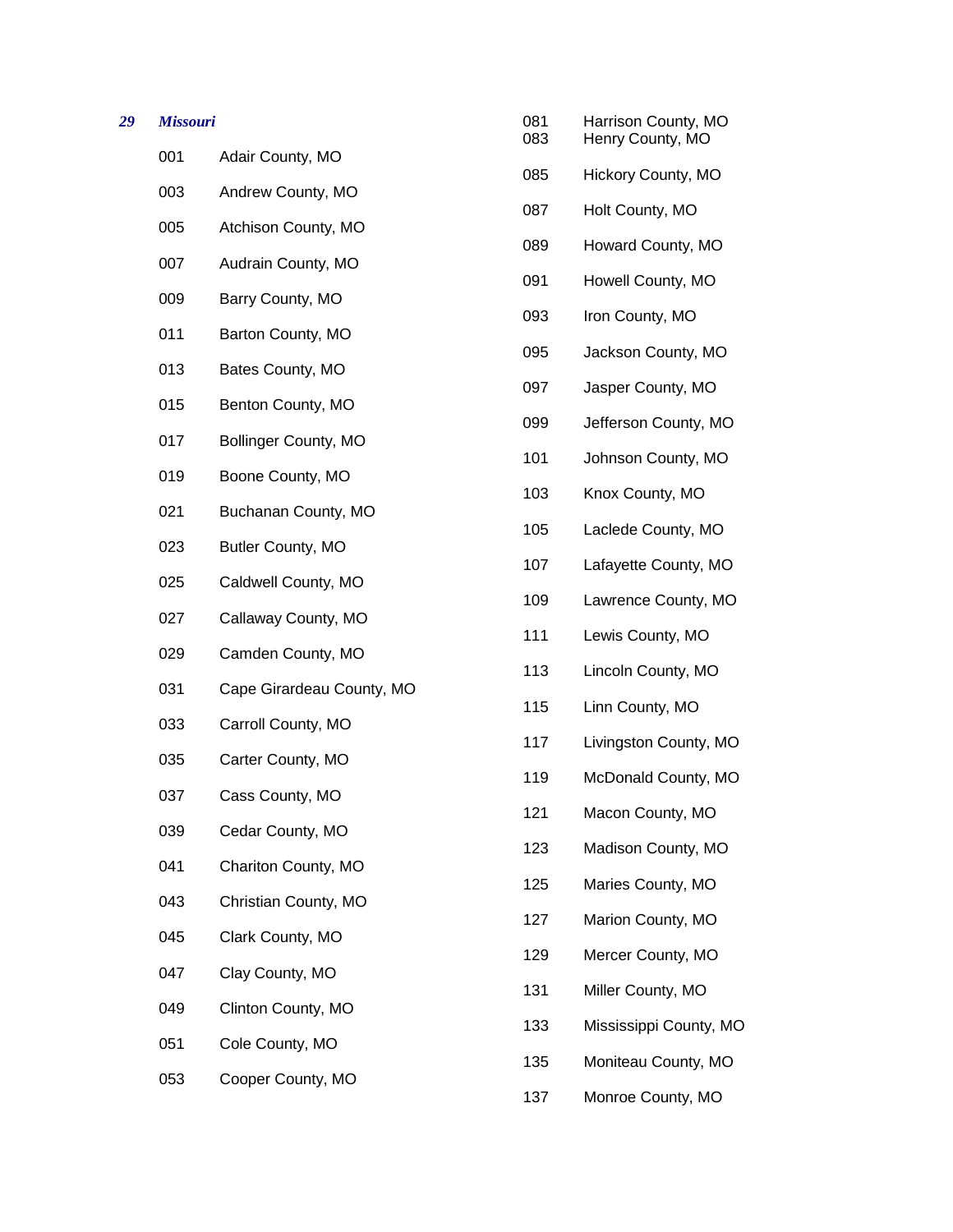*29* ***Missouri***

| Code | County |
|---|---|
| 001 | Adair County, MO |
| 003 | Andrew County, MO |
| 005 | Atchison County, MO |
| 007 | Audrain County, MO |
| 009 | Barry County, MO |
| 011 | Barton County, MO |
| 013 | Bates County, MO |
| 015 | Benton County, MO |
| 017 | Bollinger County, MO |
| 019 | Boone County, MO |
| 021 | Buchanan County, MO |
| 023 | Butler County, MO |
| 025 | Caldwell County, MO |
| 027 | Callaway County, MO |
| 029 | Camden County, MO |
| 031 | Cape Girardeau County, MO |
| 033 | Carroll County, MO |
| 035 | Carter County, MO |
| 037 | Cass County, MO |
| 039 | Cedar County, MO |
| 041 | Chariton County, MO |
| 043 | Christian County, MO |
| 045 | Clark County, MO |
| 047 | Clay County, MO |
| 049 | Clinton County, MO |
| 051 | Cole County, MO |
| 053 | Cooper County, MO |
| 081 | Harrison County, MO |
| 083 | Henry County, MO |
| 085 | Hickory County, MO |
| 087 | Holt County, MO |
| 089 | Howard County, MO |
| 091 | Howell County, MO |
| 093 | Iron County, MO |
| 095 | Jackson County, MO |
| 097 | Jasper County, MO |
| 099 | Jefferson County, MO |
| 101 | Johnson County, MO |
| 103 | Knox County, MO |
| 105 | Laclede County, MO |
| 107 | Lafayette County, MO |
| 109 | Lawrence County, MO |
| 111 | Lewis County, MO |
| 113 | Lincoln County, MO |
| 115 | Linn County, MO |
| 117 | Livingston County, MO |
| 119 | McDonald County, MO |
| 121 | Macon County, MO |
| 123 | Madison County, MO |
| 125 | Maries County, MO |
| 127 | Marion County, MO |
| 129 | Mercer County, MO |
| 131 | Miller County, MO |
| 133 | Mississippi County, MO |
| 135 | Moniteau County, MO |
| 137 | Monroe County, MO |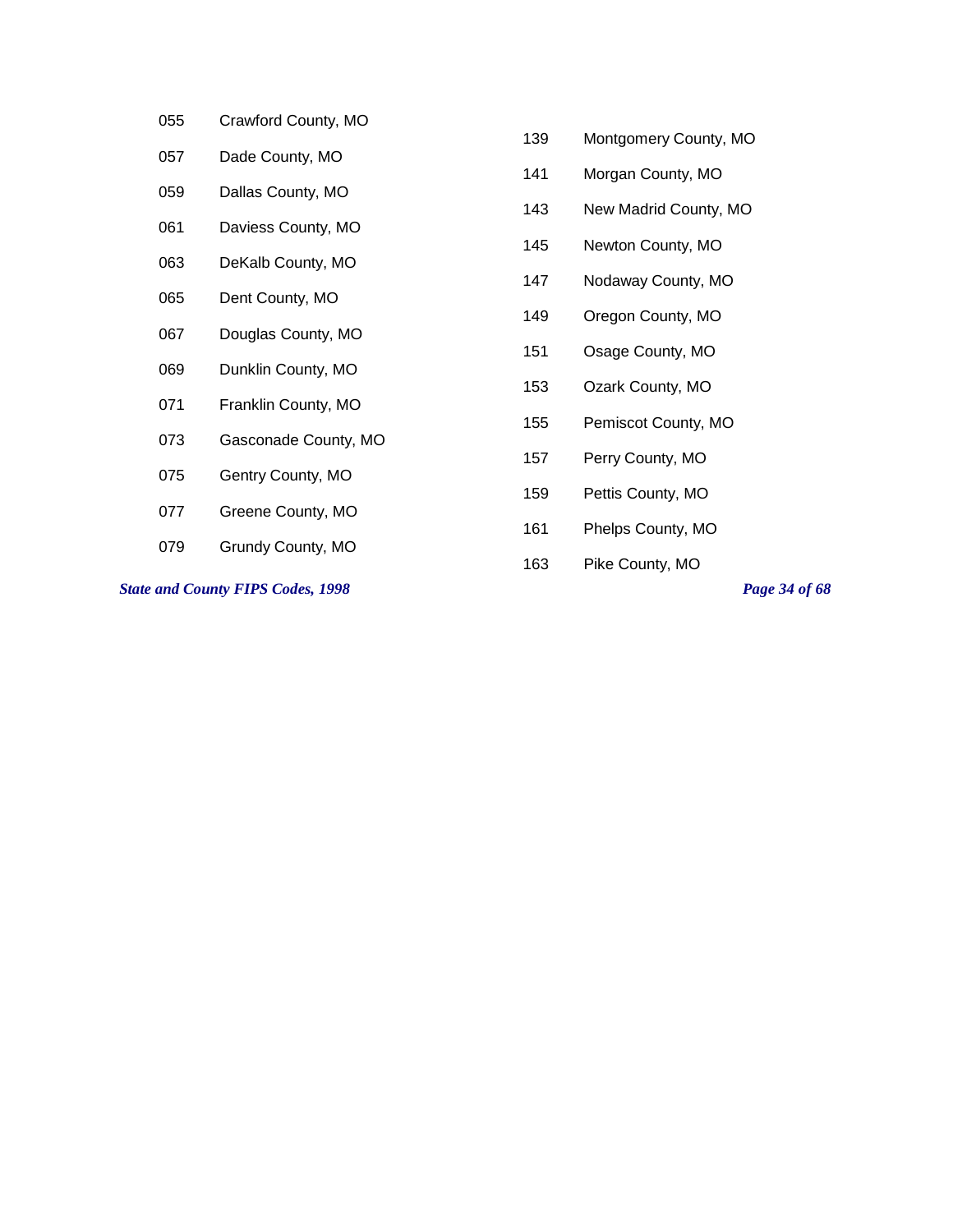055 Crawford County, MO

057 Dade County, MO

059 Dallas County, MO

061 Daviess County, MO

063 DeKalb County, MO

065 Dent County, MO

067 Douglas County, MO

069 Dunklin County, MO

071 Franklin County, MO

073 Gasconade County, MO

075 Gentry County, MO

077 Greene County, MO

079 Grundy County, MO

139 Montgomery County, MO

141 Morgan County, MO

143 New Madrid County, MO

145 Newton County, MO

147 Nodaway County, MO

149 Oregon County, MO

151 Osage County, MO

153 Ozark County, MO

155 Pemiscot County, MO

157 Perry County, MO

159 Pettis County, MO

161 Phelps County, MO

163 Pike County, MO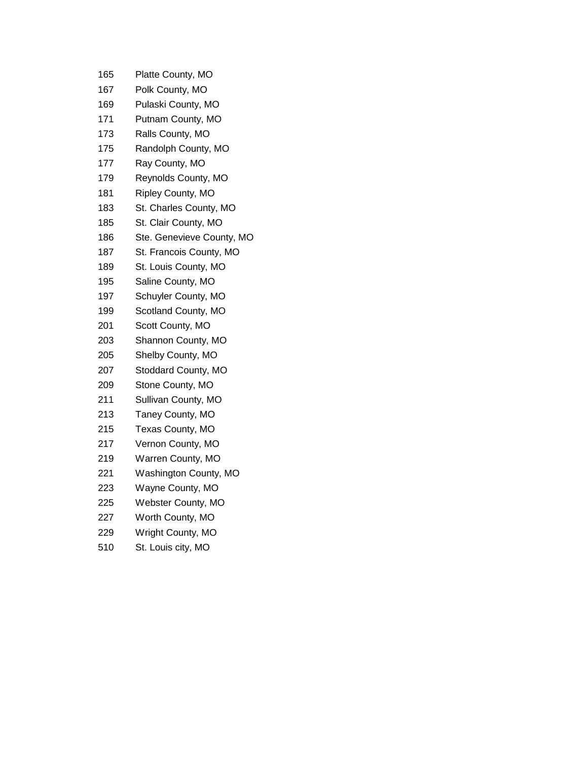| | |
|---|---|
| 165 | Platte County, MO |
| 167 | Polk County, MO |
| 169 | Pulaski County, MO |
| 171 | Putnam County, MO |
| 173 | Ralls County, MO |
| 175 | Randolph County, MO |
| 177 | Ray County, MO |
| 179 | Reynolds County, MO |
| 181 | Ripley County, MO |
| 183 | St. Charles County, MO |
| 185 | St. Clair County, MO |
| 186 | Ste. Genevieve County, MO |
| 187 | St. Francois County, MO |
| 189 | St. Louis County, MO |
| 195 | Saline County, MO |
| 197 | Schuyler County, MO |
| 199 | Scotland County, MO |
| 201 | Scott County, MO |
| 203 | Shannon County, MO |
| 205 | Shelby County, MO |
| 207 | Stoddard County, MO |
| 209 | Stone County, MO |
| 211 | Sullivan County, MO |
| 213 | Taney County, MO |
| 215 | Texas County, MO |
| 217 | Vernon County, MO |
| 219 | Warren County, MO |
| 221 | Washington County, MO |
| 223 | Wayne County, MO |
| 225 | Webster County, MO |
| 227 | Worth County, MO |
| 229 | Wright County, MO |
| 510 | St. Louis city, MO |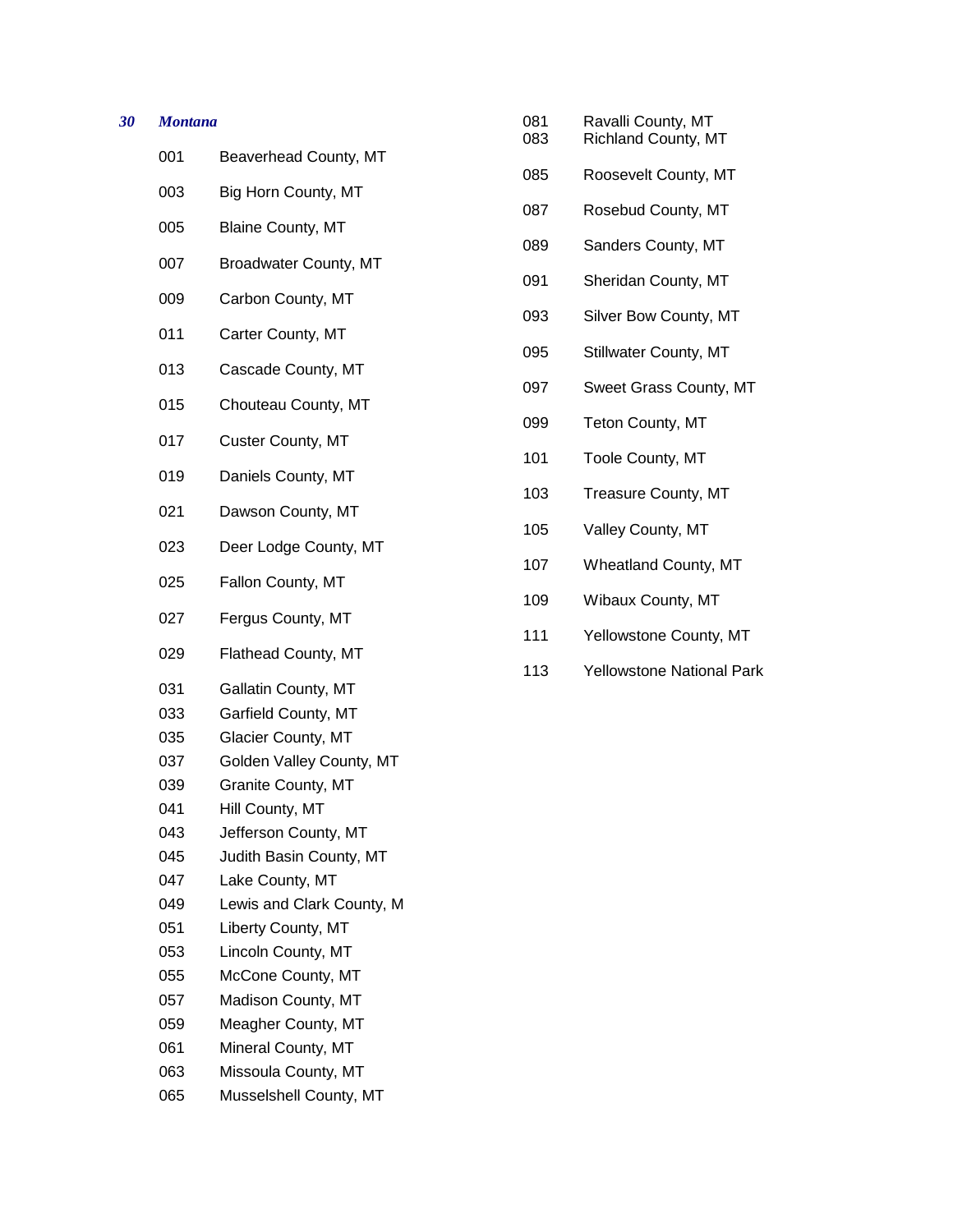***30 Montana***

| Code | County |
|---|---|
| 001 | Beaverhead County, MT |
| 003 | Big Horn County, MT |
| 005 | Blaine County, MT |
| 007 | Broadwater County, MT |
| 009 | Carbon County, MT |
| 011 | Carter County, MT |
| 013 | Cascade County, MT |
| 015 | Chouteau County, MT |
| 017 | Custer County, MT |
| 019 | Daniels County, MT |
| 021 | Dawson County, MT |
| 023 | Deer Lodge County, MT |
| 025 | Fallon County, MT |
| 027 | Fergus County, MT |
| 029 | Flathead County, MT |
| 031 | Gallatin County, MT |
| 033 | Garfield County, MT |
| 035 | Glacier County, MT |
| 037 | Golden Valley County, MT |
| 039 | Granite County, MT |
| 041 | Hill County, MT |
| 043 | Jefferson County, MT |
| 045 | Judith Basin County, MT |
| 047 | Lake County, MT |
| 049 | Lewis and Clark County, M |
| 051 | Liberty County, MT |
| 053 | Lincoln County, MT |
| 055 | McCone County, MT |
| 057 | Madison County, MT |
| 059 | Meagher County, MT |
| 061 | Mineral County, MT |
| 063 | Missoula County, MT |
| 065 | Musselshell County, MT |
| 081 | Ravalli County, MT |
| 083 | Richland County, MT |
| 085 | Roosevelt County, MT |
| 087 | Rosebud County, MT |
| 089 | Sanders County, MT |
| 091 | Sheridan County, MT |
| 093 | Silver Bow County, MT |
| 095 | Stillwater County, MT |
| 097 | Sweet Grass County, MT |
| 099 | Teton County, MT |
| 101 | Toole County, MT |
| 103 | Treasure County, MT |
| 105 | Valley County, MT |
| 107 | Wheatland County, MT |
| 109 | Wibaux County, MT |
| 111 | Yellowstone County, MT |
| 113 | Yellowstone National Park |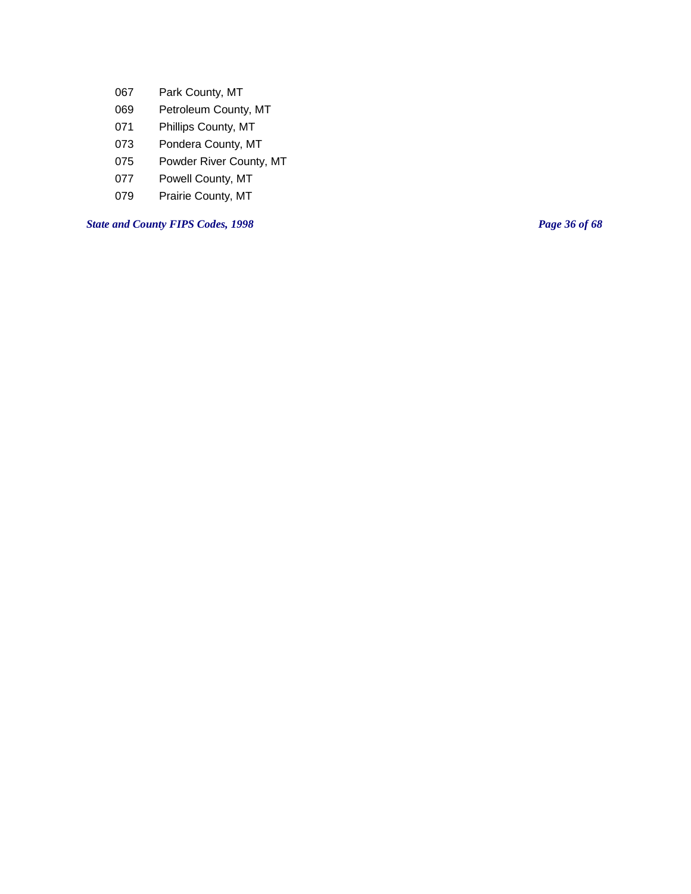| | |
|---|---|
| 067 | Park County, MT |
| 069 | Petroleum County, MT |
| 071 | Phillips County, MT |
| 073 | Pondera County, MT |
| 075 | Powder River County, MT |
| 077 | Powell County, MT |
| 079 | Prairie County, MT |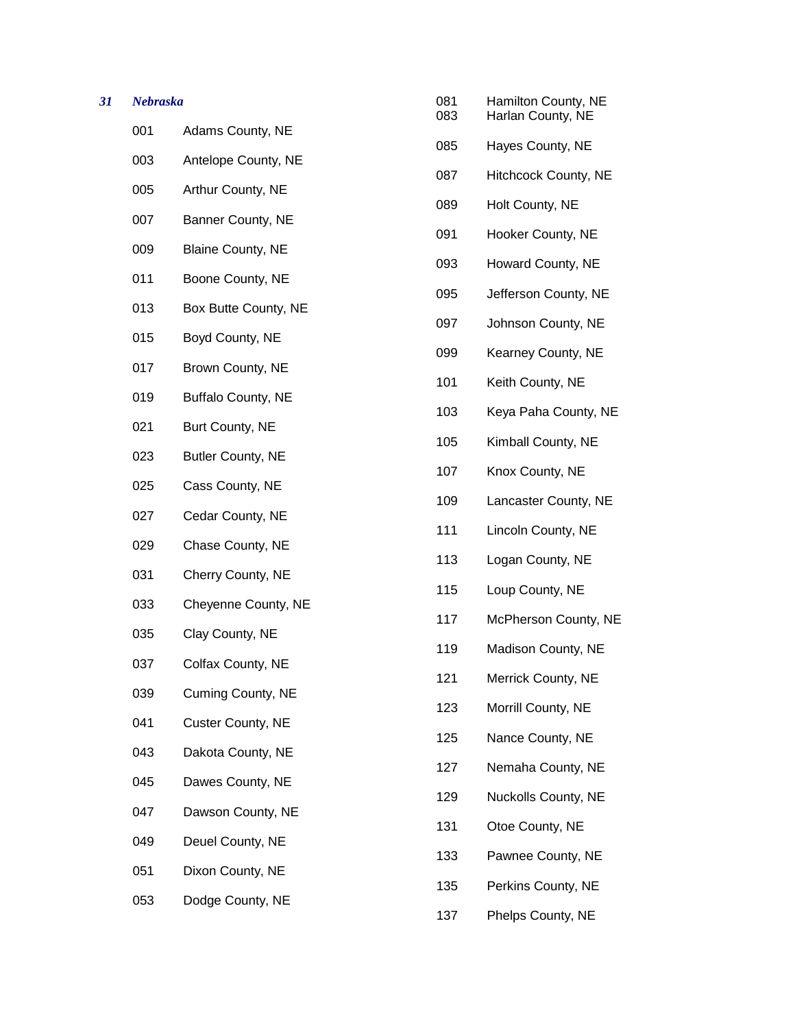***31 Nebraska***

| Code | County |
|---|---|
| 001 | Adams County, NE |
| 003 | Antelope County, NE |
| 005 | Arthur County, NE |
| 007 | Banner County, NE |
| 009 | Blaine County, NE |
| 011 | Boone County, NE |
| 013 | Box Butte County, NE |
| 015 | Boyd County, NE |
| 017 | Brown County, NE |
| 019 | Buffalo County, NE |
| 021 | Burt County, NE |
| 023 | Butler County, NE |
| 025 | Cass County, NE |
| 027 | Cedar County, NE |
| 029 | Chase County, NE |
| 031 | Cherry County, NE |
| 033 | Cheyenne County, NE |
| 035 | Clay County, NE |
| 037 | Colfax County, NE |
| 039 | Cuming County, NE |
| 041 | Custer County, NE |
| 043 | Dakota County, NE |
| 045 | Dawes County, NE |
| 047 | Dawson County, NE |
| 049 | Deuel County, NE |
| 051 | Dixon County, NE |
| 053 | Dodge County, NE |
| 081 | Hamilton County, NE |
| 083 | Harlan County, NE |
| 085 | Hayes County, NE |
| 087 | Hitchcock County, NE |
| 089 | Holt County, NE |
| 091 | Hooker County, NE |
| 093 | Howard County, NE |
| 095 | Jefferson County, NE |
| 097 | Johnson County, NE |
| 099 | Kearney County, NE |
| 101 | Keith County, NE |
| 103 | Keya Paha County, NE |
| 105 | Kimball County, NE |
| 107 | Knox County, NE |
| 109 | Lancaster County, NE |
| 111 | Lincoln County, NE |
| 113 | Logan County, NE |
| 115 | Loup County, NE |
| 117 | McPherson County, NE |
| 119 | Madison County, NE |
| 121 | Merrick County, NE |
| 123 | Morrill County, NE |
| 125 | Nance County, NE |
| 127 | Nemaha County, NE |
| 129 | Nuckolls County, NE |
| 131 | Otoe County, NE |
| 133 | Pawnee County, NE |
| 135 | Perkins County, NE |
| 137 | Phelps County, NE |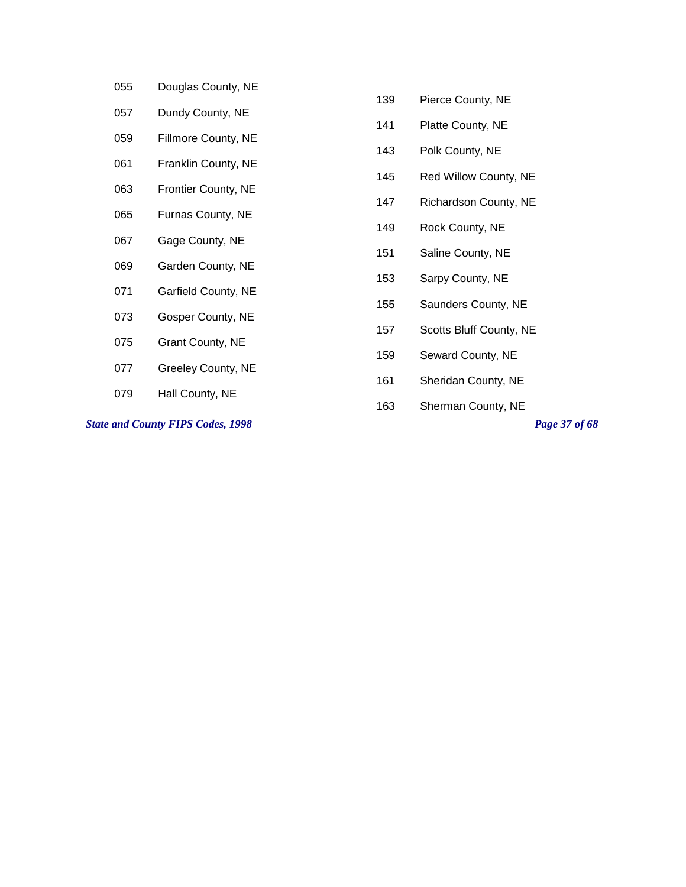| Code | County |
|---|---|
| 055 | Douglas County, NE |
| 057 | Dundy County, NE |
| 059 | Fillmore County, NE |
| 061 | Franklin County, NE |
| 063 | Frontier County, NE |
| 065 | Furnas County, NE |
| 067 | Gage County, NE |
| 069 | Garden County, NE |
| 071 | Garfield County, NE |
| 073 | Gosper County, NE |
| 075 | Grant County, NE |
| 077 | Greeley County, NE |
| 079 | Hall County, NE |
| 139 | Pierce County, NE |
| 141 | Platte County, NE |
| 143 | Polk County, NE |
| 145 | Red Willow County, NE |
| 147 | Richardson County, NE |
| 149 | Rock County, NE |
| 151 | Saline County, NE |
| 153 | Sarpy County, NE |
| 155 | Saunders County, NE |
| 157 | Scotts Bluff County, NE |
| 159 | Seward County, NE |
| 161 | Sheridan County, NE |
| 163 | Sherman County, NE |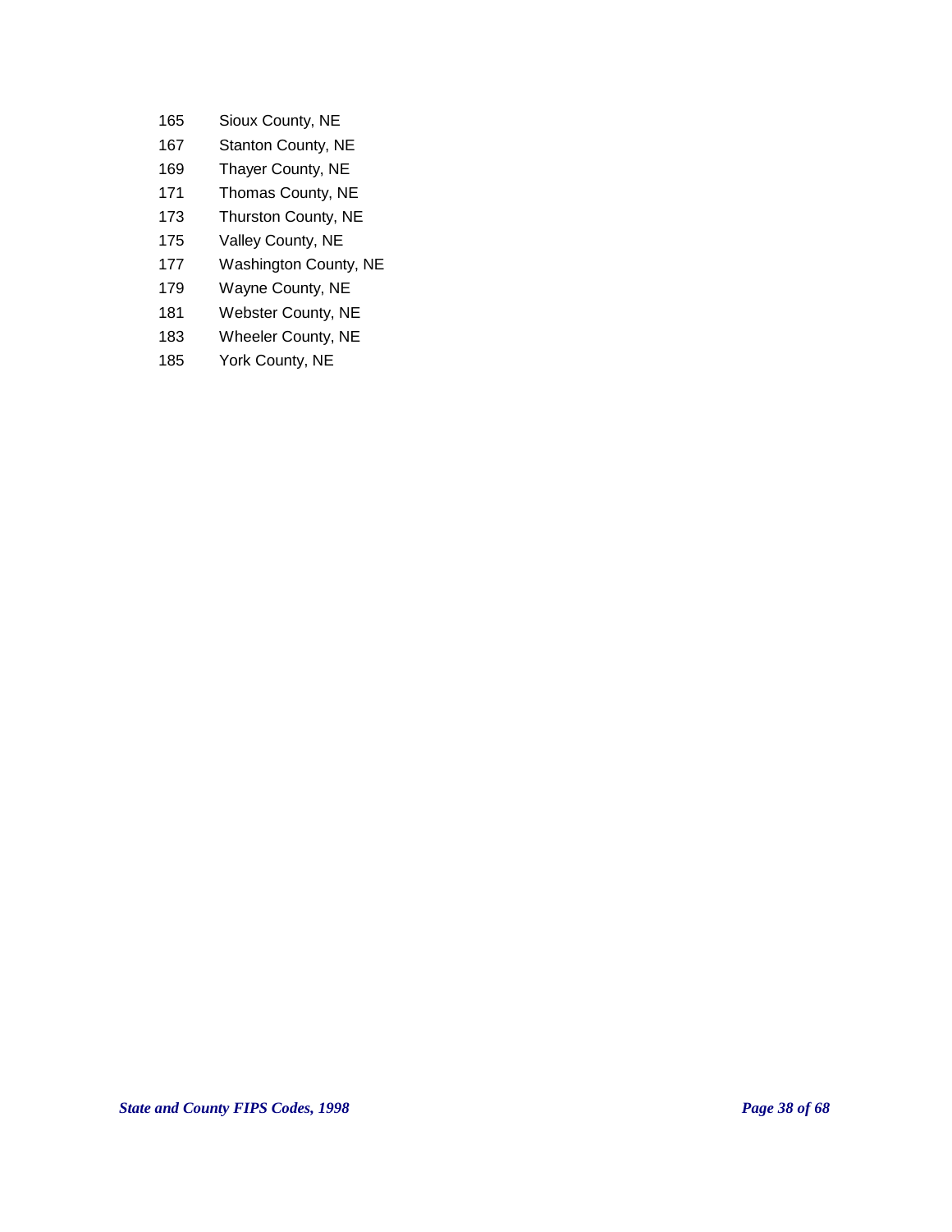| | |
|---|---|
| 165 | Sioux County, NE |
| 167 | Stanton County, NE |
| 169 | Thayer County, NE |
| 171 | Thomas County, NE |
| 173 | Thurston County, NE |
| 175 | Valley County, NE |
| 177 | Washington County, NE |
| 179 | Wayne County, NE |
| 181 | Webster County, NE |
| 183 | Wheeler County, NE |
| 185 | York County, NE |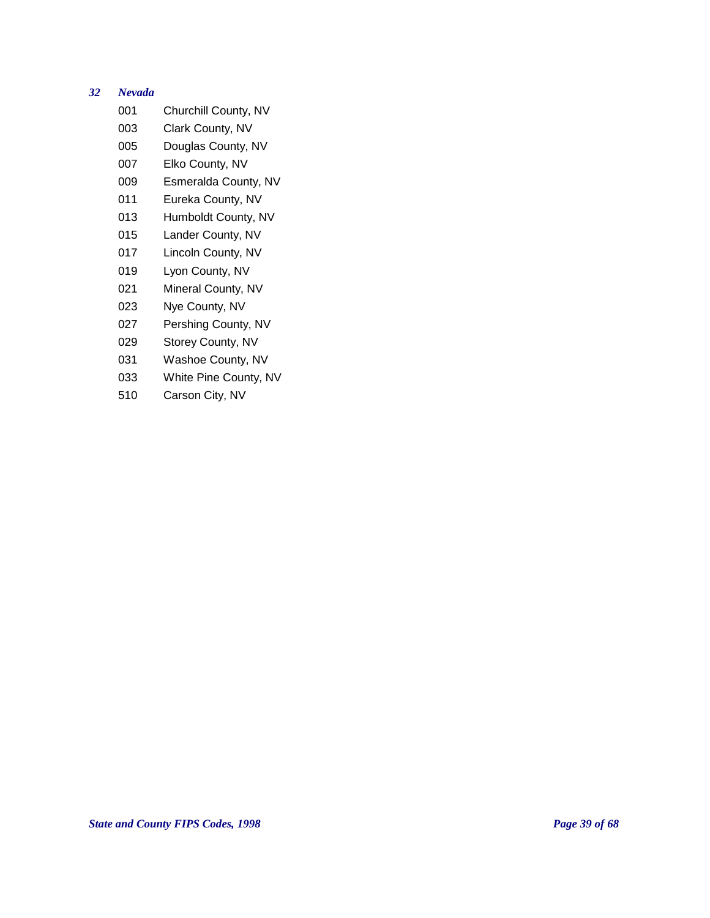*32 Nevada*

| Code | County |
|---|---|
| 001 | Churchill County, NV |
| 003 | Clark County, NV |
| 005 | Douglas County, NV |
| 007 | Elko County, NV |
| 009 | Esmeralda County, NV |
| 011 | Eureka County, NV |
| 013 | Humboldt County, NV |
| 015 | Lander County, NV |
| 017 | Lincoln County, NV |
| 019 | Lyon County, NV |
| 021 | Mineral County, NV |
| 023 | Nye County, NV |
| 027 | Pershing County, NV |
| 029 | Storey County, NV |
| 031 | Washoe County, NV |
| 033 | White Pine County, NV |
| 510 | Carson City, NV |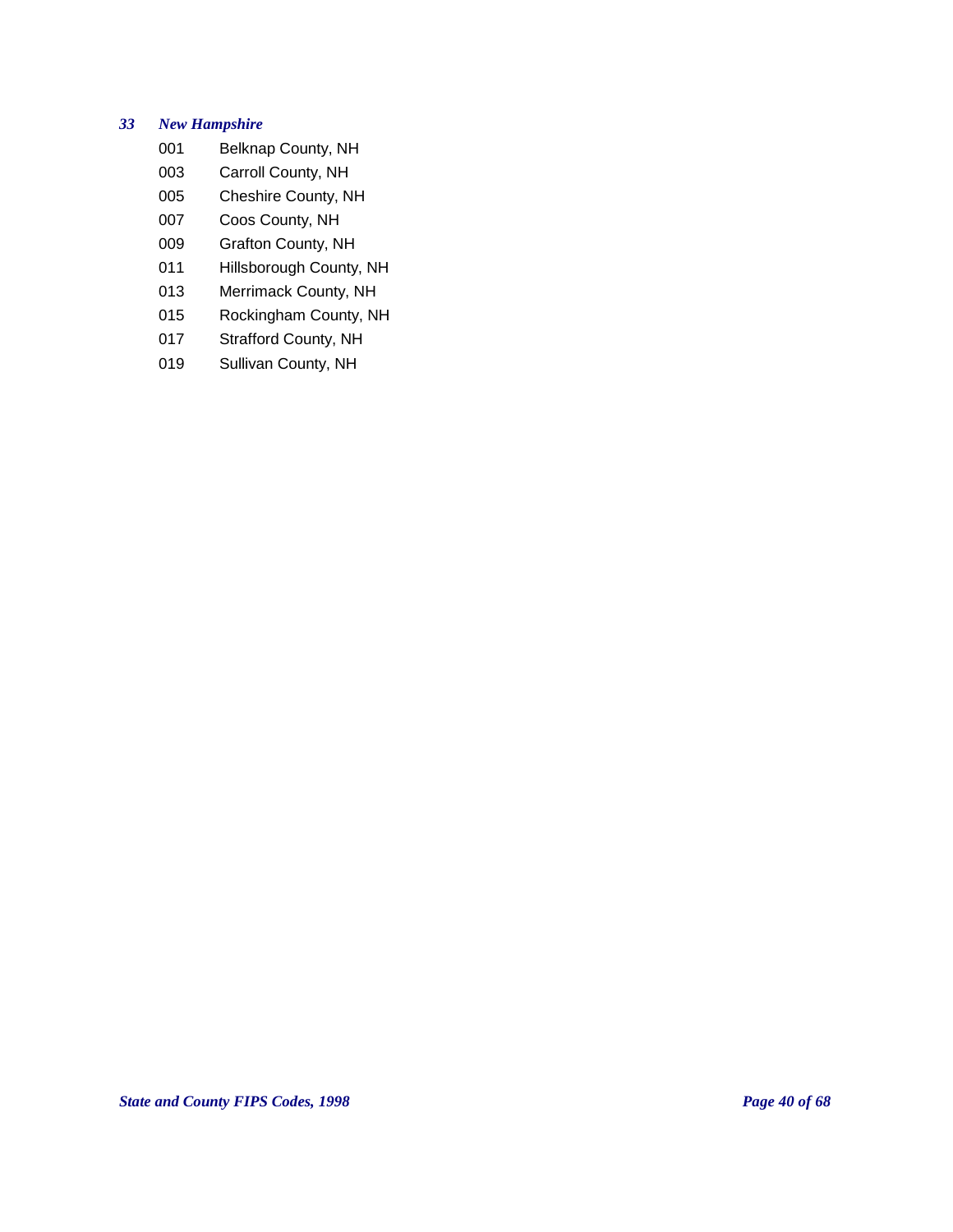### *33 New Hampshire*

| Code | County |
|---|---|
| 001 | Belknap County, NH |
| 003 | Carroll County, NH |
| 005 | Cheshire County, NH |
| 007 | Coos County, NH |
| 009 | Grafton County, NH |
| 011 | Hillsborough County, NH |
| 013 | Merrimack County, NH |
| 015 | Rockingham County, NH |
| 017 | Strafford County, NH |
| 019 | Sullivan County, NH |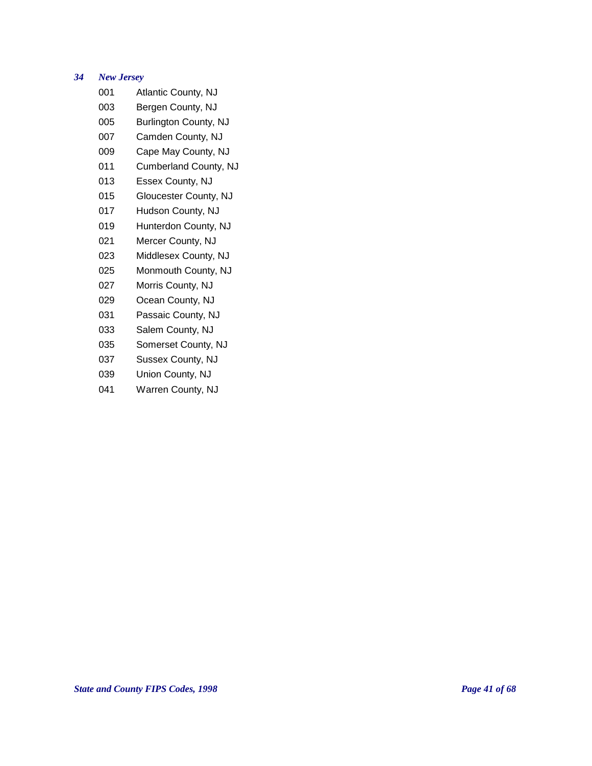*34 New Jersey*

| | |
|---|---|
| 001 | Atlantic County, NJ |
| 003 | Bergen County, NJ |
| 005 | Burlington County, NJ |
| 007 | Camden County, NJ |
| 009 | Cape May County, NJ |
| 011 | Cumberland County, NJ |
| 013 | Essex County, NJ |
| 015 | Gloucester County, NJ |
| 017 | Hudson County, NJ |
| 019 | Hunterdon County, NJ |
| 021 | Mercer County, NJ |
| 023 | Middlesex County, NJ |
| 025 | Monmouth County, NJ |
| 027 | Morris County, NJ |
| 029 | Ocean County, NJ |
| 031 | Passaic County, NJ |
| 033 | Salem County, NJ |
| 035 | Somerset County, NJ |
| 037 | Sussex County, NJ |
| 039 | Union County, NJ |
| 041 | Warren County, NJ |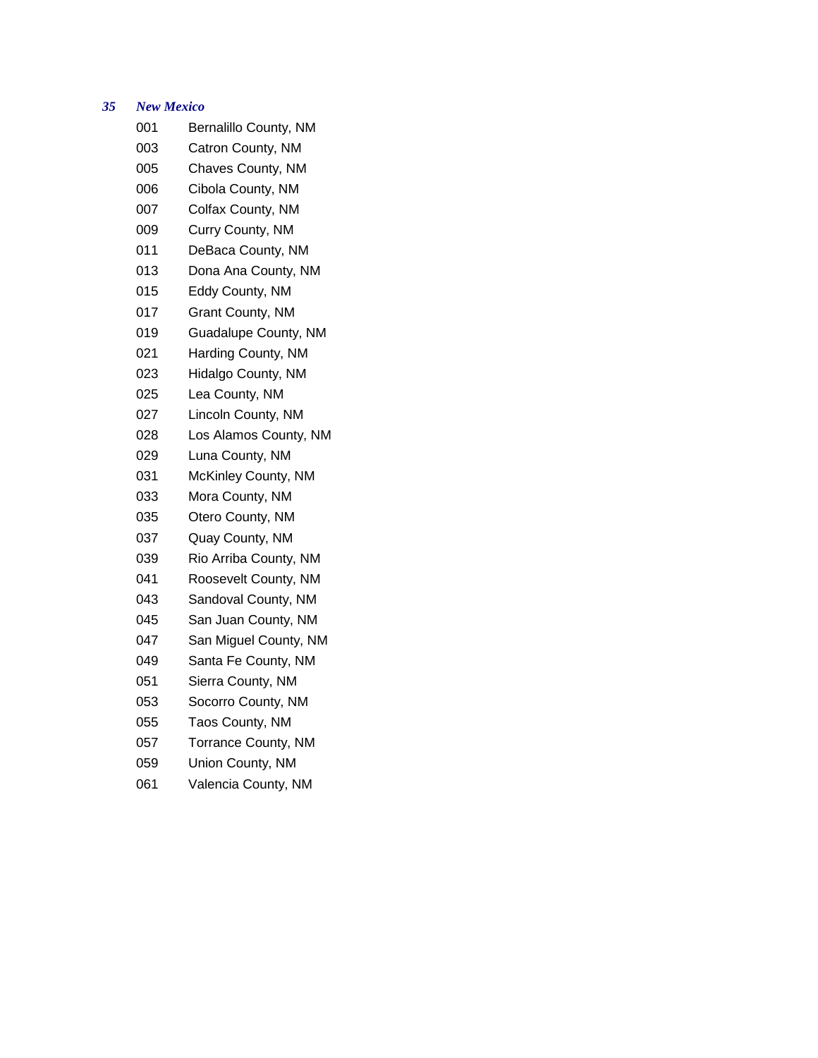*35 New Mexico*

| Code | County |
|---|---|
| 001 | Bernalillo County, NM |
| 003 | Catron County, NM |
| 005 | Chaves County, NM |
| 006 | Cibola County, NM |
| 007 | Colfax County, NM |
| 009 | Curry County, NM |
| 011 | DeBaca County, NM |
| 013 | Dona Ana County, NM |
| 015 | Eddy County, NM |
| 017 | Grant County, NM |
| 019 | Guadalupe County, NM |
| 021 | Harding County, NM |
| 023 | Hidalgo County, NM |
| 025 | Lea County, NM |
| 027 | Lincoln County, NM |
| 028 | Los Alamos County, NM |
| 029 | Luna County, NM |
| 031 | McKinley County, NM |
| 033 | Mora County, NM |
| 035 | Otero County, NM |
| 037 | Quay County, NM |
| 039 | Rio Arriba County, NM |
| 041 | Roosevelt County, NM |
| 043 | Sandoval County, NM |
| 045 | San Juan County, NM |
| 047 | San Miguel County, NM |
| 049 | Santa Fe County, NM |
| 051 | Sierra County, NM |
| 053 | Socorro County, NM |
| 055 | Taos County, NM |
| 057 | Torrance County, NM |
| 059 | Union County, NM |
| 061 | Valencia County, NM |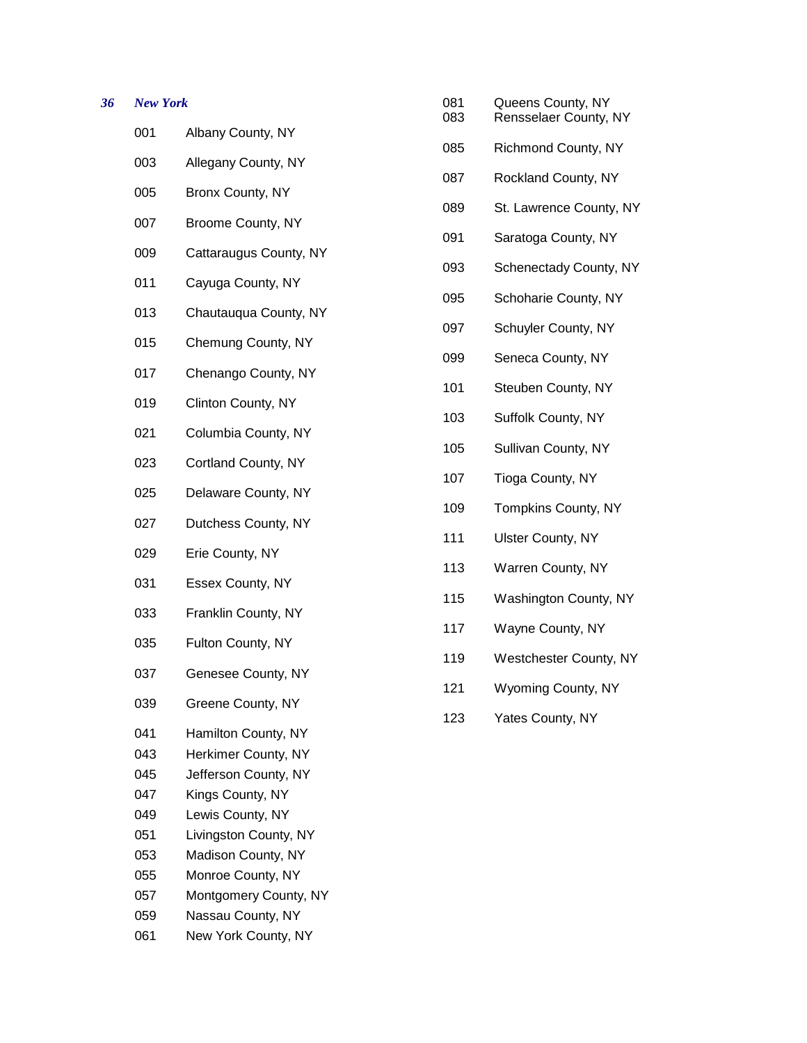*36 New York*

| Code | County |
|---|---|
| 001 | Albany County, NY |
| 003 | Allegany County, NY |
| 005 | Bronx County, NY |
| 007 | Broome County, NY |
| 009 | Cattaraugus County, NY |
| 011 | Cayuga County, NY |
| 013 | Chautauqua County, NY |
| 015 | Chemung County, NY |
| 017 | Chenango County, NY |
| 019 | Clinton County, NY |
| 021 | Columbia County, NY |
| 023 | Cortland County, NY |
| 025 | Delaware County, NY |
| 027 | Dutchess County, NY |
| 029 | Erie County, NY |
| 031 | Essex County, NY |
| 033 | Franklin County, NY |
| 035 | Fulton County, NY |
| 037 | Genesee County, NY |
| 039 | Greene County, NY |
| 041 | Hamilton County, NY |
| 043 | Herkimer County, NY |
| 045 | Jefferson County, NY |
| 047 | Kings County, NY |
| 049 | Lewis County, NY |
| 051 | Livingston County, NY |
| 053 | Madison County, NY |
| 055 | Monroe County, NY |
| 057 | Montgomery County, NY |
| 059 | Nassau County, NY |
| 061 | New York County, NY |
| 081 | Queens County, NY |
| 083 | Rensselaer County, NY |
| 085 | Richmond County, NY |
| 087 | Rockland County, NY |
| 089 | St. Lawrence County, NY |
| 091 | Saratoga County, NY |
| 093 | Schenectady County, NY |
| 095 | Schoharie County, NY |
| 097 | Schuyler County, NY |
| 099 | Seneca County, NY |
| 101 | Steuben County, NY |
| 103 | Suffolk County, NY |
| 105 | Sullivan County, NY |
| 107 | Tioga County, NY |
| 109 | Tompkins County, NY |
| 111 | Ulster County, NY |
| 113 | Warren County, NY |
| 115 | Washington County, NY |
| 117 | Wayne County, NY |
| 119 | Westchester County, NY |
| 121 | Wyoming County, NY |
| 123 | Yates County, NY |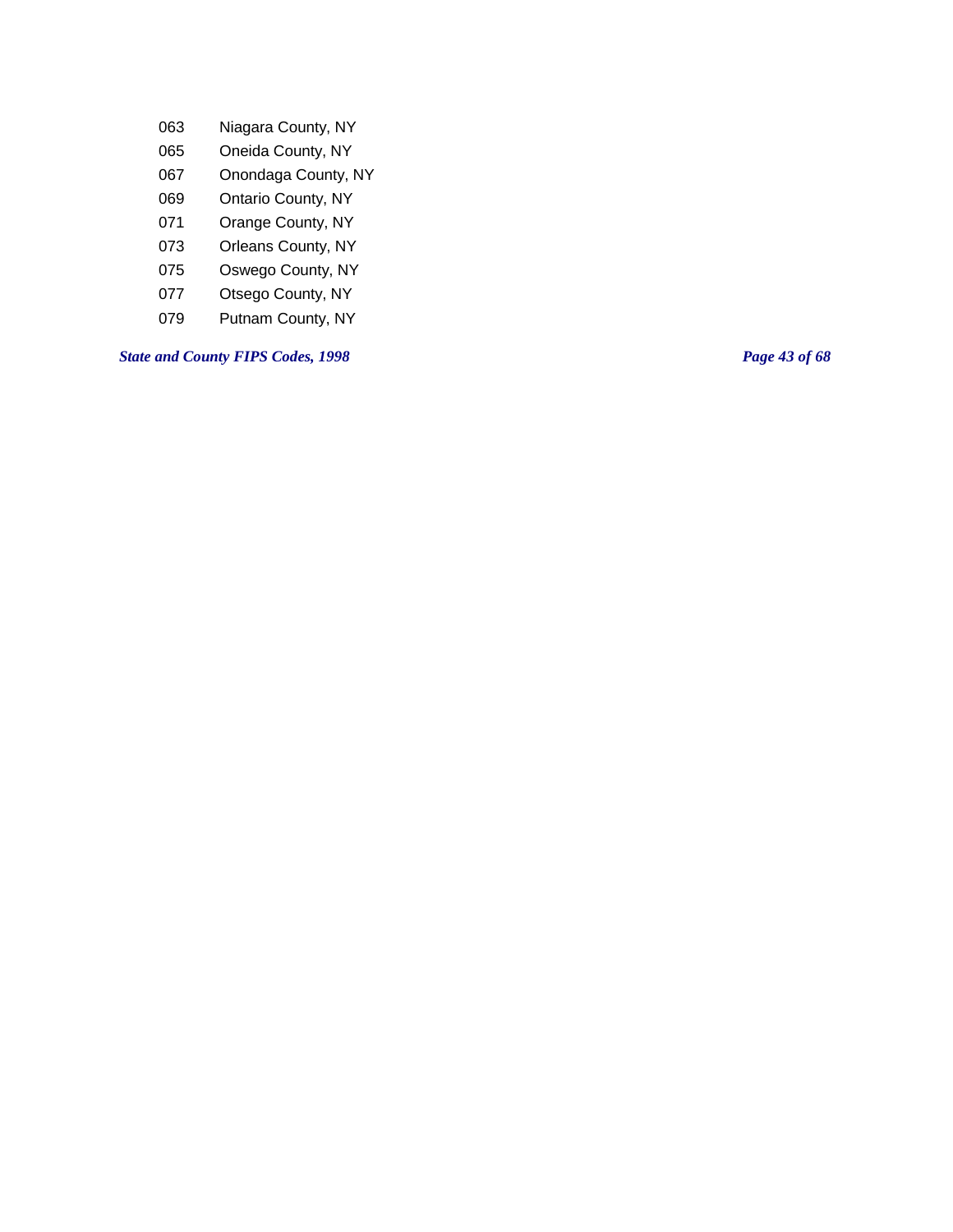| | |
|---|---|
| 063 | Niagara County, NY |
| 065 | Oneida County, NY |
| 067 | Onondaga County, NY |
| 069 | Ontario County, NY |
| 071 | Orange County, NY |
| 073 | Orleans County, NY |
| 075 | Oswego County, NY |
| 077 | Otsego County, NY |
| 079 | Putnam County, NY |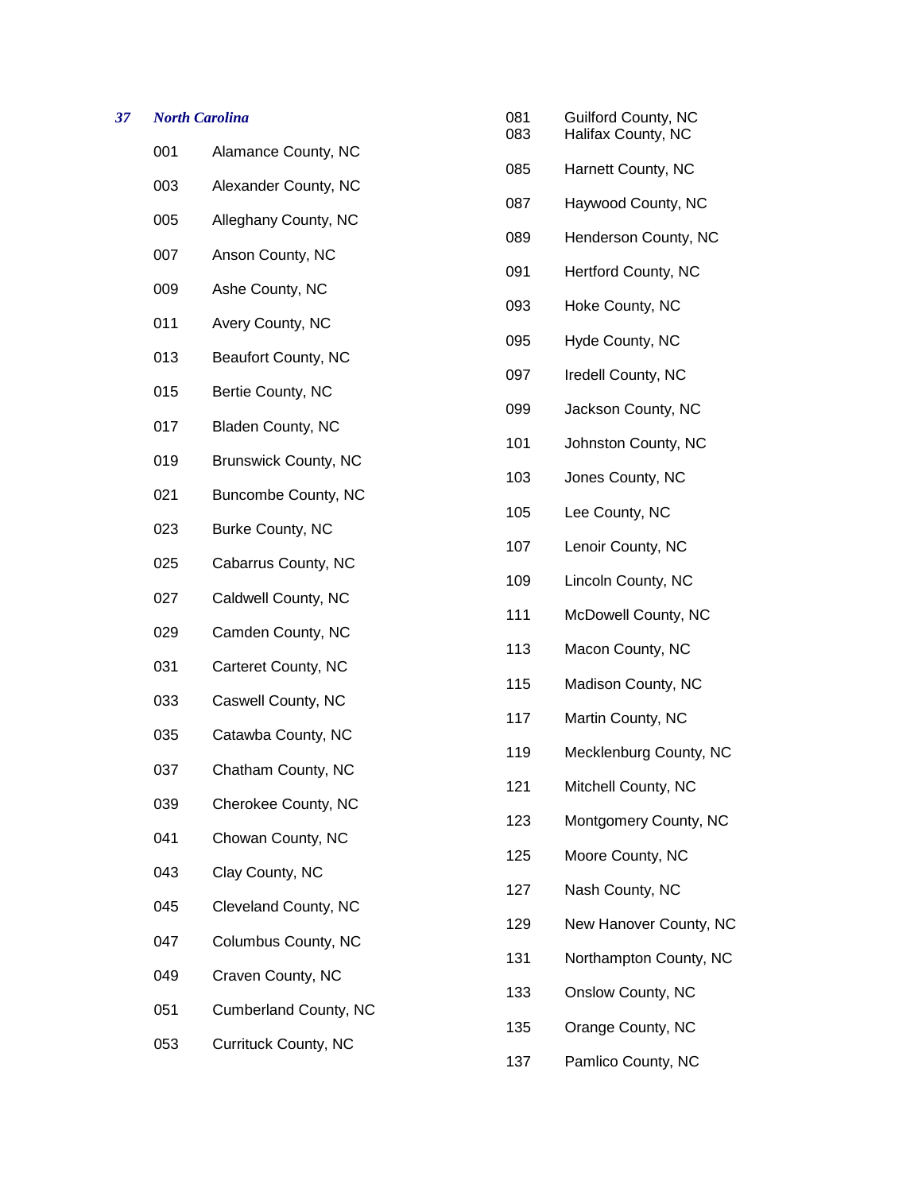***37 North Carolina***

| Code | County |
| --- | --- |
| 001 | Alamance County, NC |
| 003 | Alexander County, NC |
| 005 | Alleghany County, NC |
| 007 | Anson County, NC |
| 009 | Ashe County, NC |
| 011 | Avery County, NC |
| 013 | Beaufort County, NC |
| 015 | Bertie County, NC |
| 017 | Bladen County, NC |
| 019 | Brunswick County, NC |
| 021 | Buncombe County, NC |
| 023 | Burke County, NC |
| 025 | Cabarrus County, NC |
| 027 | Caldwell County, NC |
| 029 | Camden County, NC |
| 031 | Carteret County, NC |
| 033 | Caswell County, NC |
| 035 | Catawba County, NC |
| 037 | Chatham County, NC |
| 039 | Cherokee County, NC |
| 041 | Chowan County, NC |
| 043 | Clay County, NC |
| 045 | Cleveland County, NC |
| 047 | Columbus County, NC |
| 049 | Craven County, NC |
| 051 | Cumberland County, NC |
| 053 | Currituck County, NC |
| 081 | Guilford County, NC |
| 083 | Halifax County, NC |
| 085 | Harnett County, NC |
| 087 | Haywood County, NC |
| 089 | Henderson County, NC |
| 091 | Hertford County, NC |
| 093 | Hoke County, NC |
| 095 | Hyde County, NC |
| 097 | Iredell County, NC |
| 099 | Jackson County, NC |
| 101 | Johnston County, NC |
| 103 | Jones County, NC |
| 105 | Lee County, NC |
| 107 | Lenoir County, NC |
| 109 | Lincoln County, NC |
| 111 | McDowell County, NC |
| 113 | Macon County, NC |
| 115 | Madison County, NC |
| 117 | Martin County, NC |
| 119 | Mecklenburg County, NC |
| 121 | Mitchell County, NC |
| 123 | Montgomery County, NC |
| 125 | Moore County, NC |
| 127 | Nash County, NC |
| 129 | New Hanover County, NC |
| 131 | Northampton County, NC |
| 133 | Onslow County, NC |
| 135 | Orange County, NC |
| 137 | Pamlico County, NC |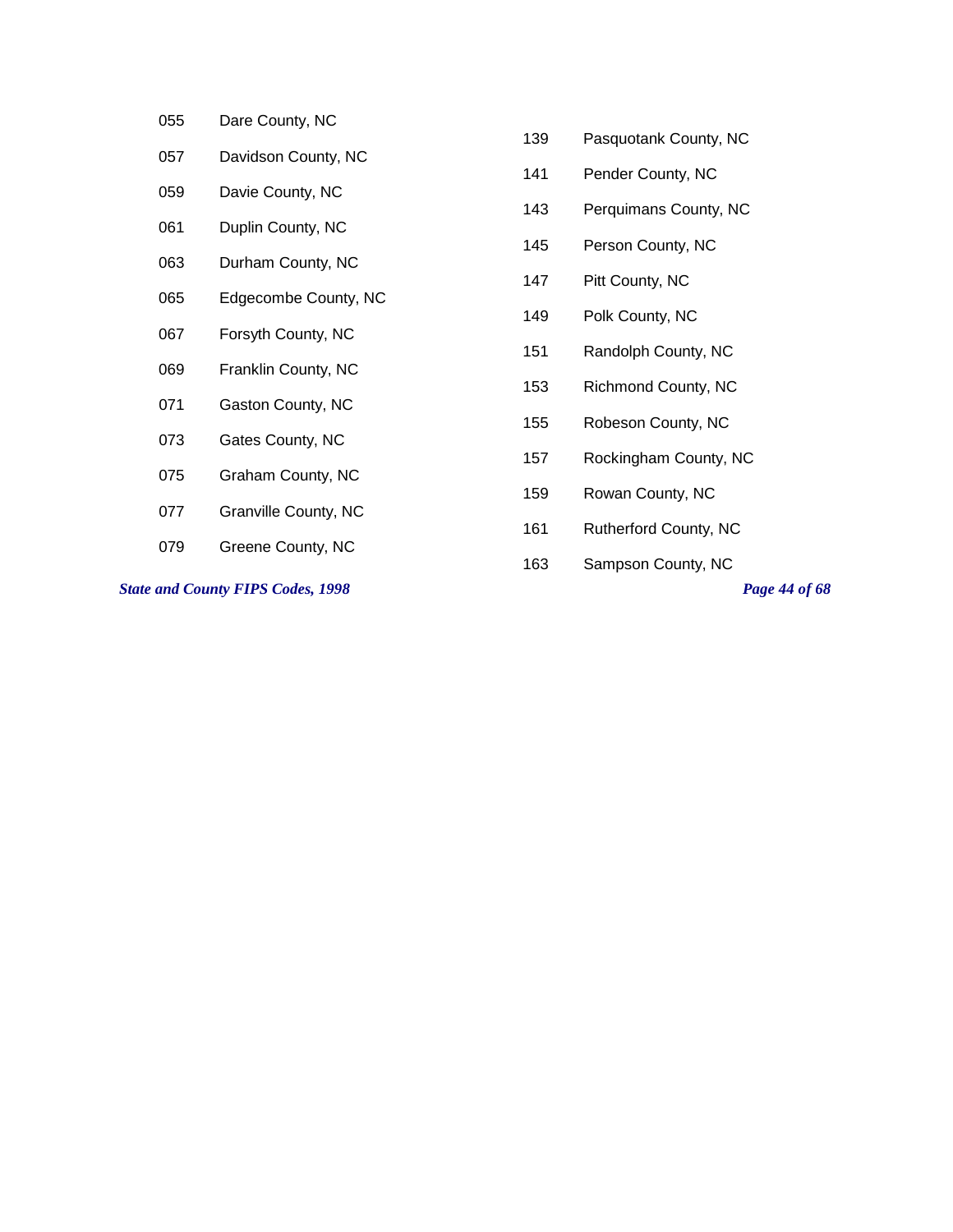| Code | County |
|---|---|
| 055 | Dare County, NC |
| 057 | Davidson County, NC |
| 059 | Davie County, NC |
| 061 | Duplin County, NC |
| 063 | Durham County, NC |
| 065 | Edgecombe County, NC |
| 067 | Forsyth County, NC |
| 069 | Franklin County, NC |
| 071 | Gaston County, NC |
| 073 | Gates County, NC |
| 075 | Graham County, NC |
| 077 | Granville County, NC |
| 079 | Greene County, NC |
| 139 | Pasquotank County, NC |
| 141 | Pender County, NC |
| 143 | Perquimans County, NC |
| 145 | Person County, NC |
| 147 | Pitt County, NC |
| 149 | Polk County, NC |
| 151 | Randolph County, NC |
| 153 | Richmond County, NC |
| 155 | Robeson County, NC |
| 157 | Rockingham County, NC |
| 159 | Rowan County, NC |
| 161 | Rutherford County, NC |
| 163 | Sampson County, NC |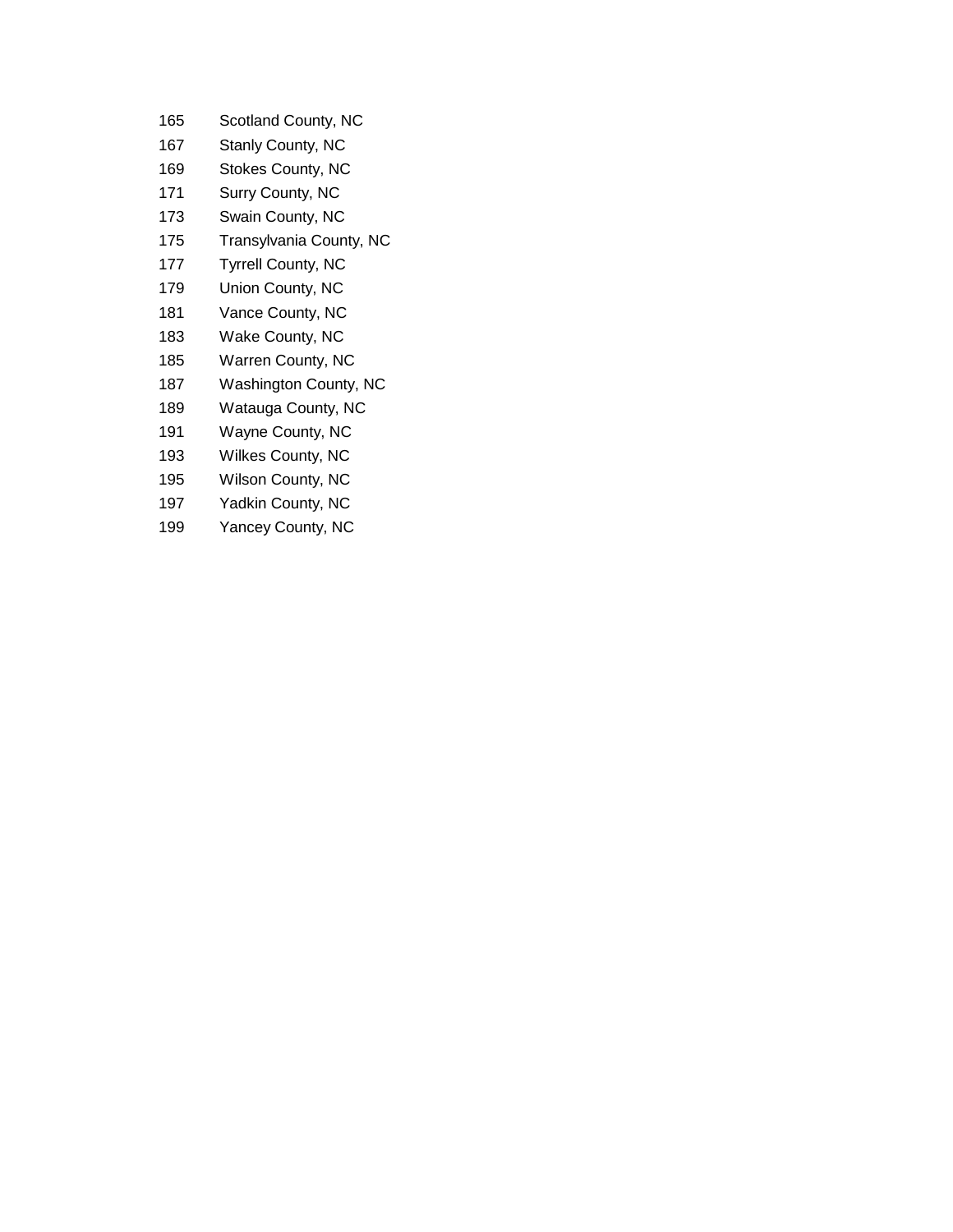| | |
|---|---|
| 165 | Scotland County, NC |
| 167 | Stanly County, NC |
| 169 | Stokes County, NC |
| 171 | Surry County, NC |
| 173 | Swain County, NC |
| 175 | Transylvania County, NC |
| 177 | Tyrrell County, NC |
| 179 | Union County, NC |
| 181 | Vance County, NC |
| 183 | Wake County, NC |
| 185 | Warren County, NC |
| 187 | Washington County, NC |
| 189 | Watauga County, NC |
| 191 | Wayne County, NC |
| 193 | Wilkes County, NC |
| 195 | Wilson County, NC |
| 197 | Yadkin County, NC |
| 199 | Yancey County, NC |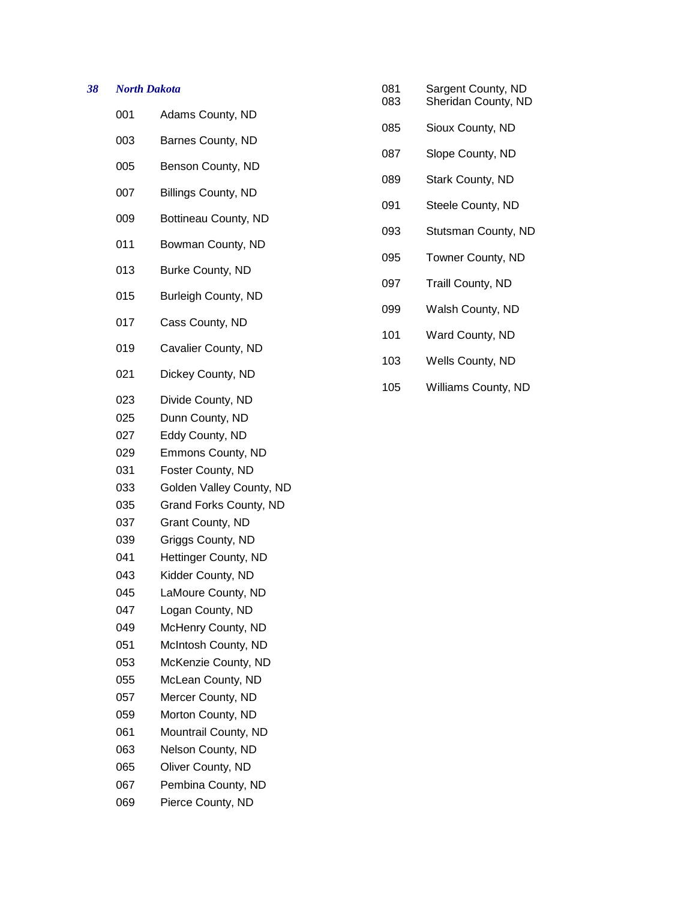***38 North Dakota***

| Code | County |
|---|---|
| 001 | Adams County, ND |
| 003 | Barnes County, ND |
| 005 | Benson County, ND |
| 007 | Billings County, ND |
| 009 | Bottineau County, ND |
| 011 | Bowman County, ND |
| 013 | Burke County, ND |
| 015 | Burleigh County, ND |
| 017 | Cass County, ND |
| 019 | Cavalier County, ND |
| 021 | Dickey County, ND |
| 023 | Divide County, ND |
| 025 | Dunn County, ND |
| 027 | Eddy County, ND |
| 029 | Emmons County, ND |
| 031 | Foster County, ND |
| 033 | Golden Valley County, ND |
| 035 | Grand Forks County, ND |
| 037 | Grant County, ND |
| 039 | Griggs County, ND |
| 041 | Hettinger County, ND |
| 043 | Kidder County, ND |
| 045 | LaMoure County, ND |
| 047 | Logan County, ND |
| 049 | McHenry County, ND |
| 051 | McIntosh County, ND |
| 053 | McKenzie County, ND |
| 055 | McLean County, ND |
| 057 | Mercer County, ND |
| 059 | Morton County, ND |
| 061 | Mountrail County, ND |
| 063 | Nelson County, ND |
| 065 | Oliver County, ND |
| 067 | Pembina County, ND |
| 069 | Pierce County, ND |
| 081 | Sargent County, ND |
| 083 | Sheridan County, ND |
| 085 | Sioux County, ND |
| 087 | Slope County, ND |
| 089 | Stark County, ND |
| 091 | Steele County, ND |
| 093 | Stutsman County, ND |
| 095 | Towner County, ND |
| 097 | Traill County, ND |
| 099 | Walsh County, ND |
| 101 | Ward County, ND |
| 103 | Wells County, ND |
| 105 | Williams County, ND |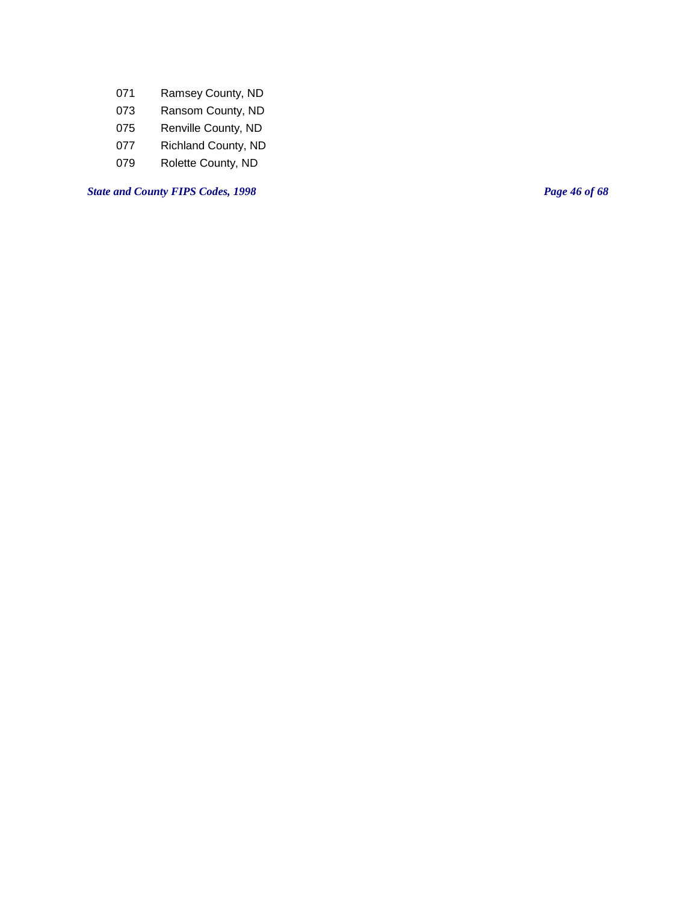| | |
|---|---|
| 071 | Ramsey County, ND |
| 073 | Ransom County, ND |
| 075 | Renville County, ND |
| 077 | Richland County, ND |
| 079 | Rolette County, ND |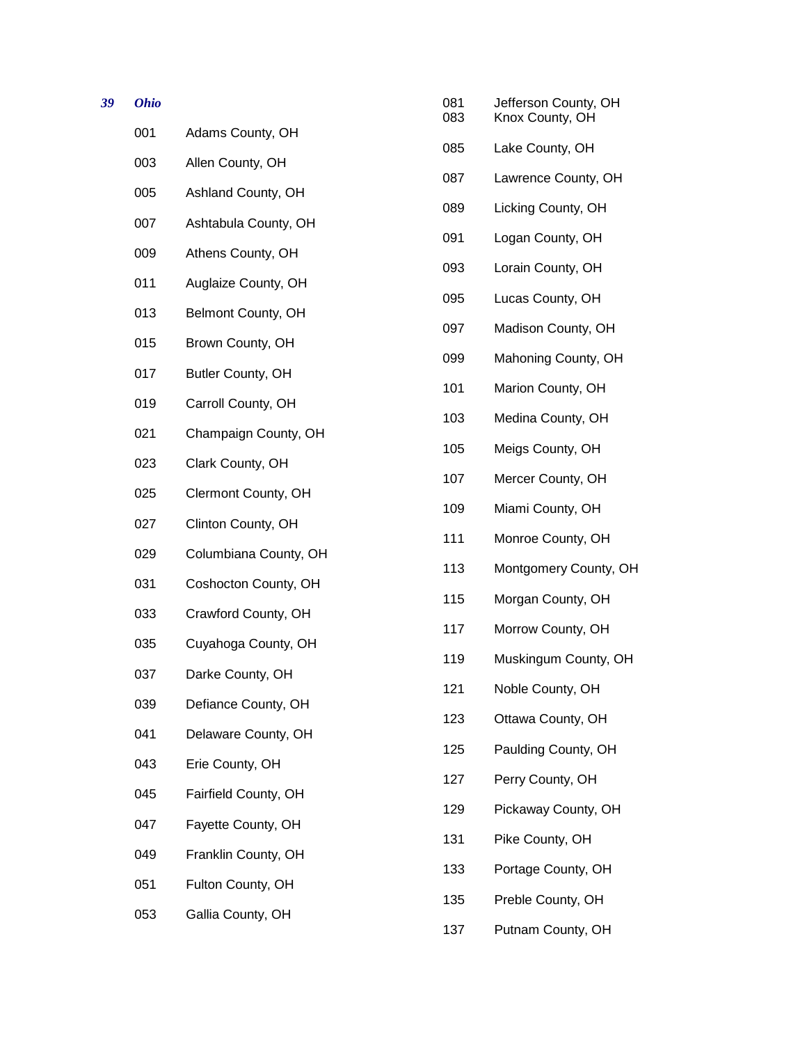***39 Ohio***

001 Adams County, OH

003 Allen County, OH

005 Ashland County, OH

007 Ashtabula County, OH

009 Athens County, OH

011 Auglaize County, OH

013 Belmont County, OH

015 Brown County, OH

017 Butler County, OH

019 Carroll County, OH

021 Champaign County, OH

023 Clark County, OH

025 Clermont County, OH

027 Clinton County, OH

029 Columbiana County, OH

031 Coshocton County, OH

033 Crawford County, OH

035 Cuyahoga County, OH

037 Darke County, OH

039 Defiance County, OH

041 Delaware County, OH

043 Erie County, OH

045 Fairfield County, OH

047 Fayette County, OH

049 Franklin County, OH

051 Fulton County, OH

053 Gallia County, OH

081 Jefferson County, OH

083 Knox County, OH

085 Lake County, OH

087 Lawrence County, OH

089 Licking County, OH

091 Logan County, OH

093 Lorain County, OH

095 Lucas County, OH

097 Madison County, OH

099 Mahoning County, OH

101 Marion County, OH

103 Medina County, OH

105 Meigs County, OH

107 Mercer County, OH

109 Miami County, OH

111 Monroe County, OH

113 Montgomery County, OH

115 Morgan County, OH

117 Morrow County, OH

119 Muskingum County, OH

121 Noble County, OH

123 Ottawa County, OH

125 Paulding County, OH

127 Perry County, OH

129 Pickaway County, OH

131 Pike County, OH

133 Portage County, OH

135 Preble County, OH

137 Putnam County, OH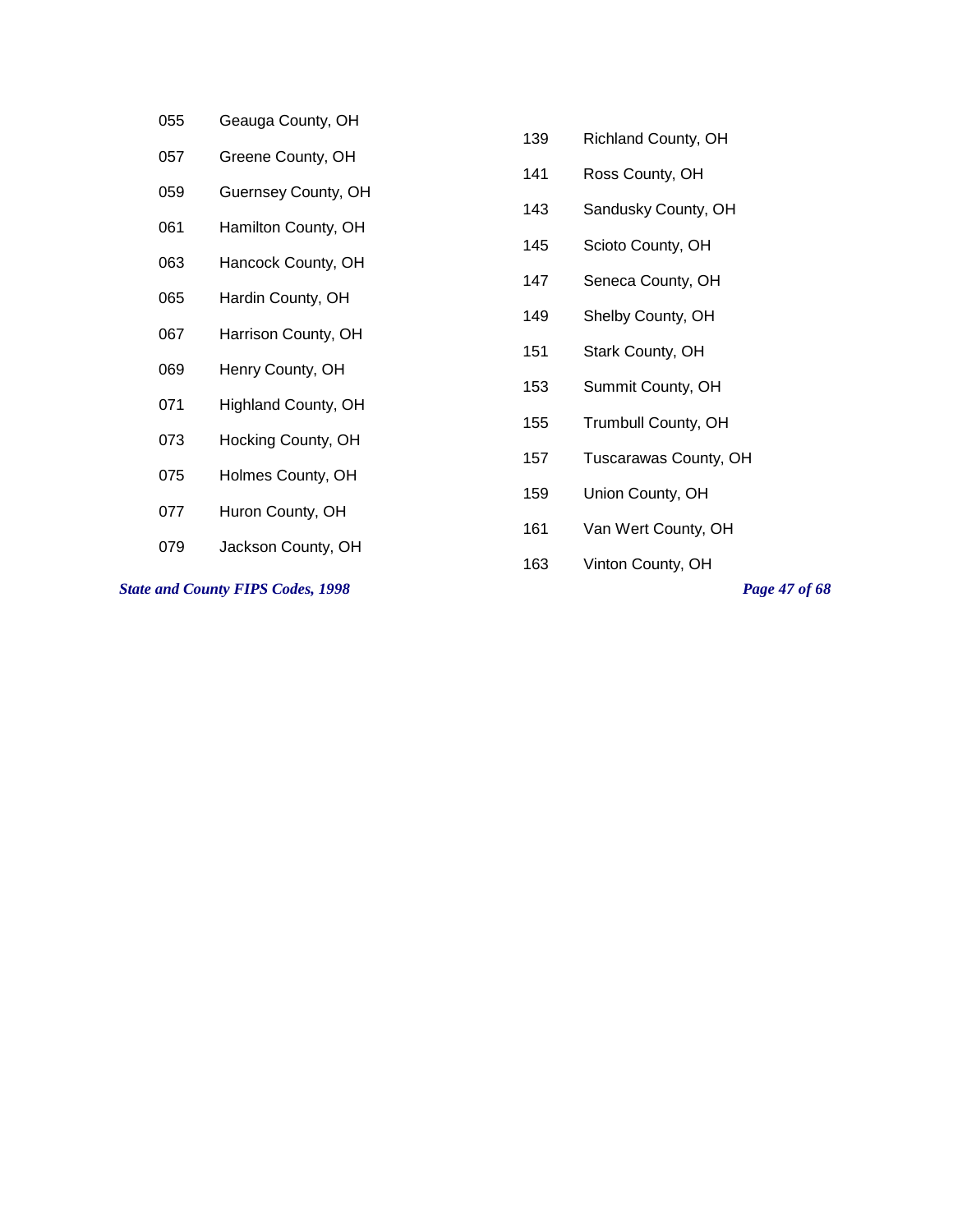| Code | County |
| --- | --- |
| 055 | Geauga County, OH |
| 057 | Greene County, OH |
| 059 | Guernsey County, OH |
| 061 | Hamilton County, OH |
| 063 | Hancock County, OH |
| 065 | Hardin County, OH |
| 067 | Harrison County, OH |
| 069 | Henry County, OH |
| 071 | Highland County, OH |
| 073 | Hocking County, OH |
| 075 | Holmes County, OH |
| 077 | Huron County, OH |
| 079 | Jackson County, OH |
| 139 | Richland County, OH |
| 141 | Ross County, OH |
| 143 | Sandusky County, OH |
| 145 | Scioto County, OH |
| 147 | Seneca County, OH |
| 149 | Shelby County, OH |
| 151 | Stark County, OH |
| 153 | Summit County, OH |
| 155 | Trumbull County, OH |
| 157 | Tuscarawas County, OH |
| 159 | Union County, OH |
| 161 | Van Wert County, OH |
| 163 | Vinton County, OH |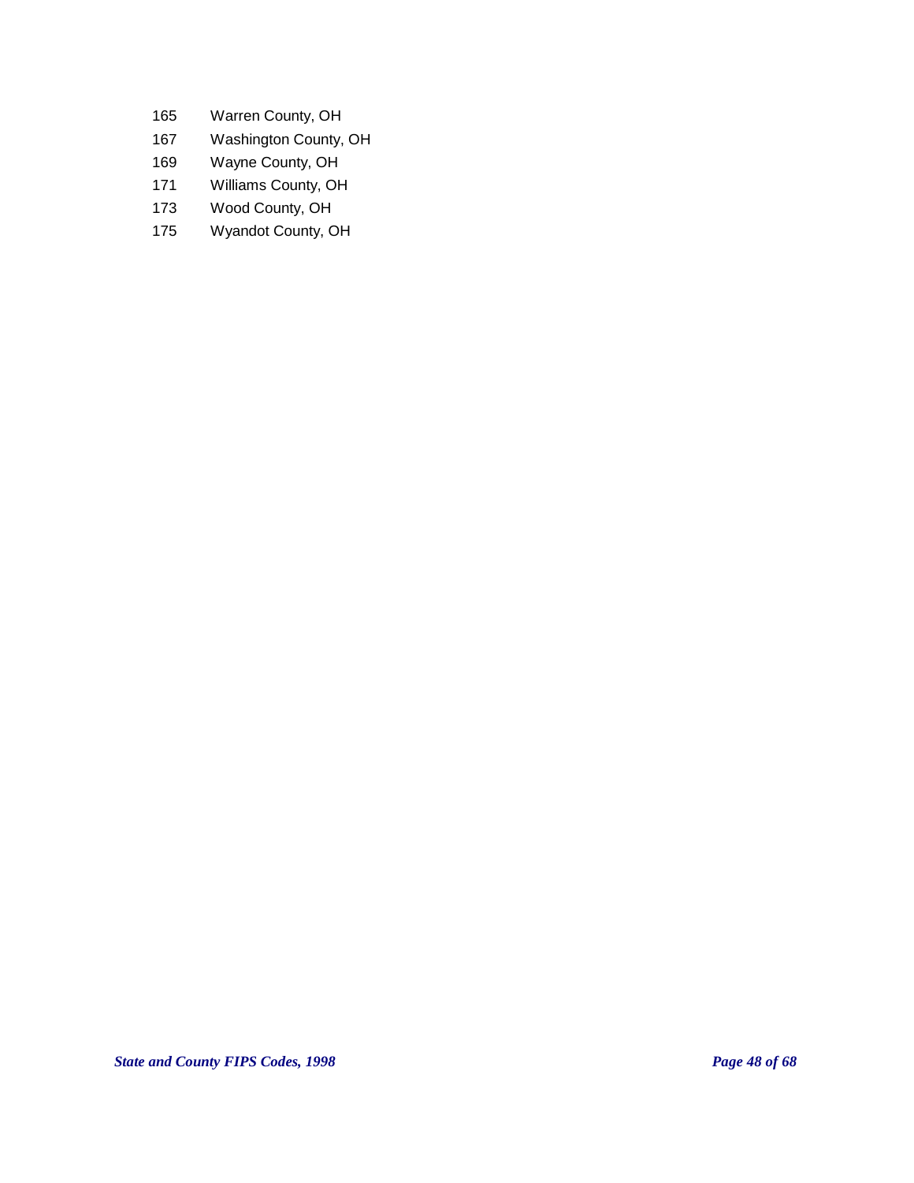| | |
|---|---|
| 165 | Warren County, OH |
| 167 | Washington County, OH |
| 169 | Wayne County, OH |
| 171 | Williams County, OH |
| 173 | Wood County, OH |
| 175 | Wyandot County, OH |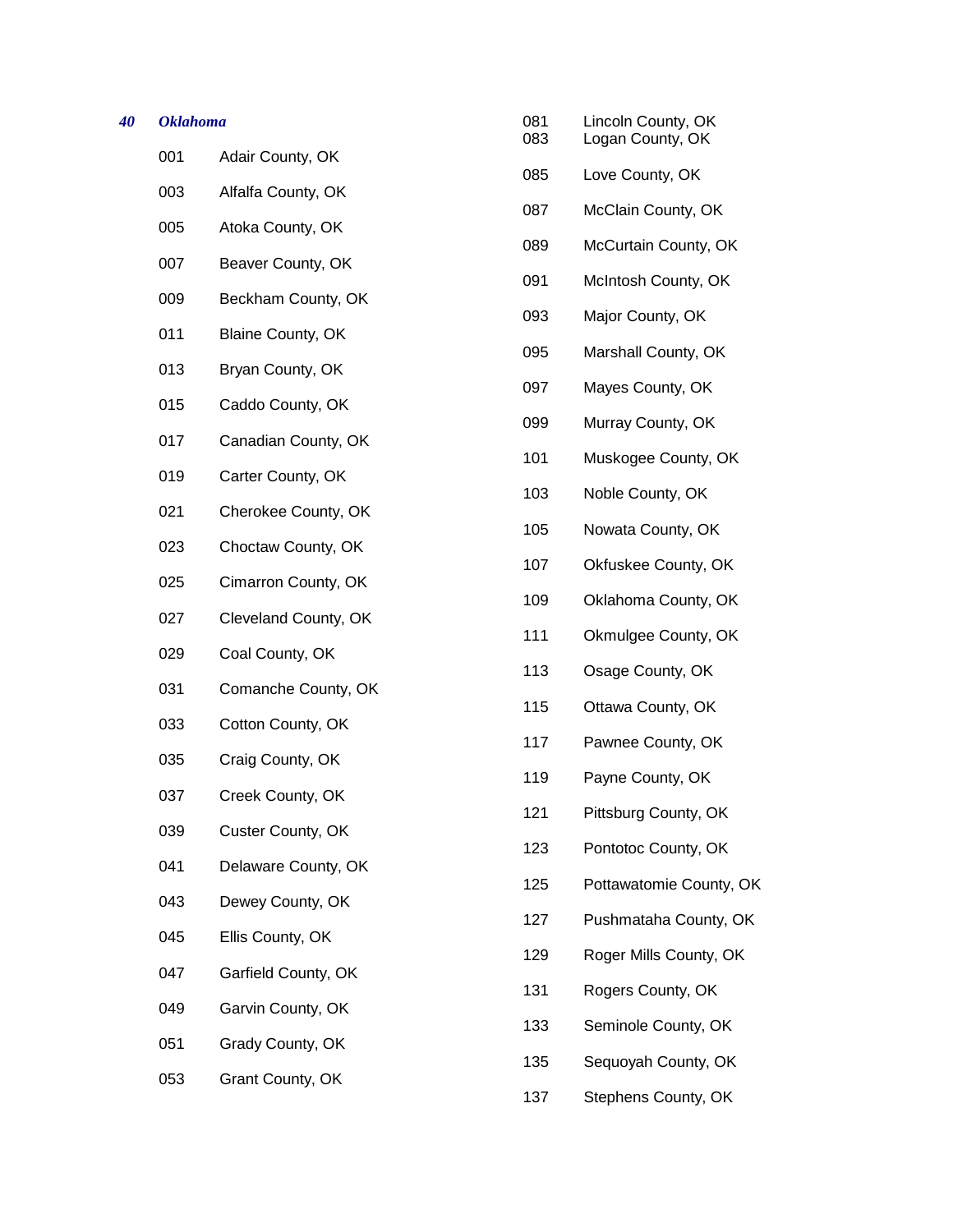***40 Oklahoma***

001 Adair County, OK

003 Alfalfa County, OK

005 Atoka County, OK

007 Beaver County, OK

009 Beckham County, OK

011 Blaine County, OK

013 Bryan County, OK

015 Caddo County, OK

017 Canadian County, OK

019 Carter County, OK

021 Cherokee County, OK

023 Choctaw County, OK

025 Cimarron County, OK

027 Cleveland County, OK

029 Coal County, OK

031 Comanche County, OK

033 Cotton County, OK

035 Craig County, OK

037 Creek County, OK

039 Custer County, OK

041 Delaware County, OK

043 Dewey County, OK

045 Ellis County, OK

047 Garfield County, OK

049 Garvin County, OK

051 Grady County, OK

053 Grant County, OK

081 Lincoln County, OK

083 Logan County, OK

085 Love County, OK

087 McClain County, OK

089 McCurtain County, OK

091 McIntosh County, OK

093 Major County, OK

095 Marshall County, OK

097 Mayes County, OK

099 Murray County, OK

101 Muskogee County, OK

103 Noble County, OK

105 Nowata County, OK

107 Okfuskee County, OK

109 Oklahoma County, OK

111 Okmulgee County, OK

113 Osage County, OK

115 Ottawa County, OK

117 Pawnee County, OK

119 Payne County, OK

121 Pittsburg County, OK

123 Pontotoc County, OK

125 Pottawatomie County, OK

127 Pushmataha County, OK

129 Roger Mills County, OK

131 Rogers County, OK

133 Seminole County, OK

135 Sequoyah County, OK

137 Stephens County, OK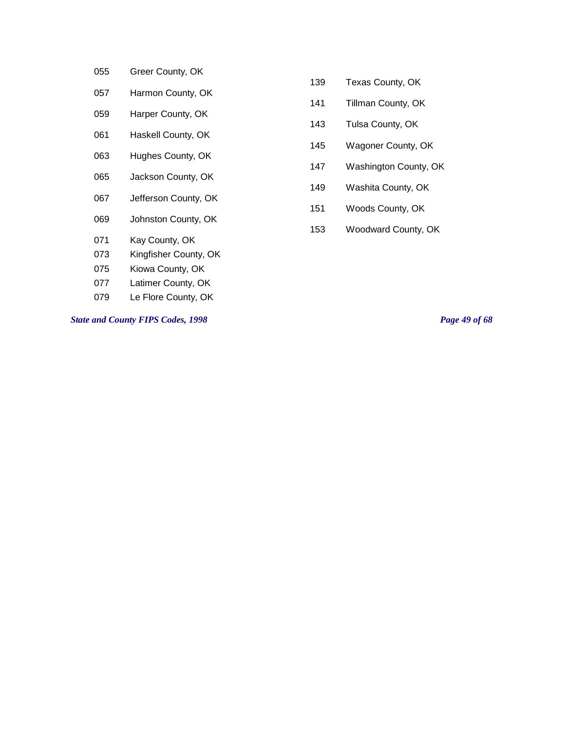055 Greer County, OK
057 Harmon County, OK
059 Harper County, OK
061 Haskell County, OK
063 Hughes County, OK
065 Jackson County, OK
067 Jefferson County, OK
069 Johnston County, OK
071 Kay County, OK
073 Kingfisher County, OK
075 Kiowa County, OK
077 Latimer County, OK
079 Le Flore County, OK
139 Texas County, OK
141 Tillman County, OK
143 Tulsa County, OK
145 Wagoner County, OK
147 Washington County, OK
149 Washita County, OK
151 Woods County, OK
153 Woodward County, OK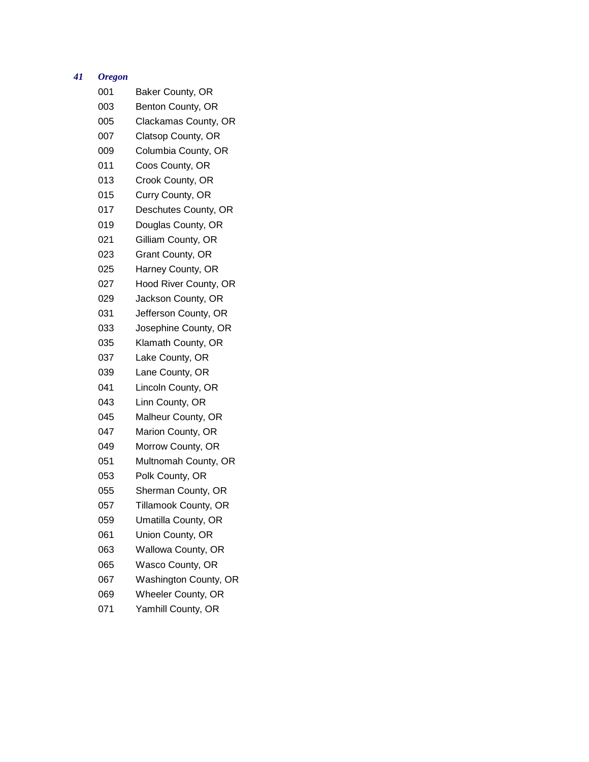### *41 Oregon*

| | |
|---|---|
| 001 | Baker County, OR |
| 003 | Benton County, OR |
| 005 | Clackamas County, OR |
| 007 | Clatsop County, OR |
| 009 | Columbia County, OR |
| 011 | Coos County, OR |
| 013 | Crook County, OR |
| 015 | Curry County, OR |
| 017 | Deschutes County, OR |
| 019 | Douglas County, OR |
| 021 | Gilliam County, OR |
| 023 | Grant County, OR |
| 025 | Harney County, OR |
| 027 | Hood River County, OR |
| 029 | Jackson County, OR |
| 031 | Jefferson County, OR |
| 033 | Josephine County, OR |
| 035 | Klamath County, OR |
| 037 | Lake County, OR |
| 039 | Lane County, OR |
| 041 | Lincoln County, OR |
| 043 | Linn County, OR |
| 045 | Malheur County, OR |
| 047 | Marion County, OR |
| 049 | Morrow County, OR |
| 051 | Multnomah County, OR |
| 053 | Polk County, OR |
| 055 | Sherman County, OR |
| 057 | Tillamook County, OR |
| 059 | Umatilla County, OR |
| 061 | Union County, OR |
| 063 | Wallowa County, OR |
| 065 | Wasco County, OR |
| 067 | Washington County, OR |
| 069 | Wheeler County, OR |
| 071 | Yamhill County, OR |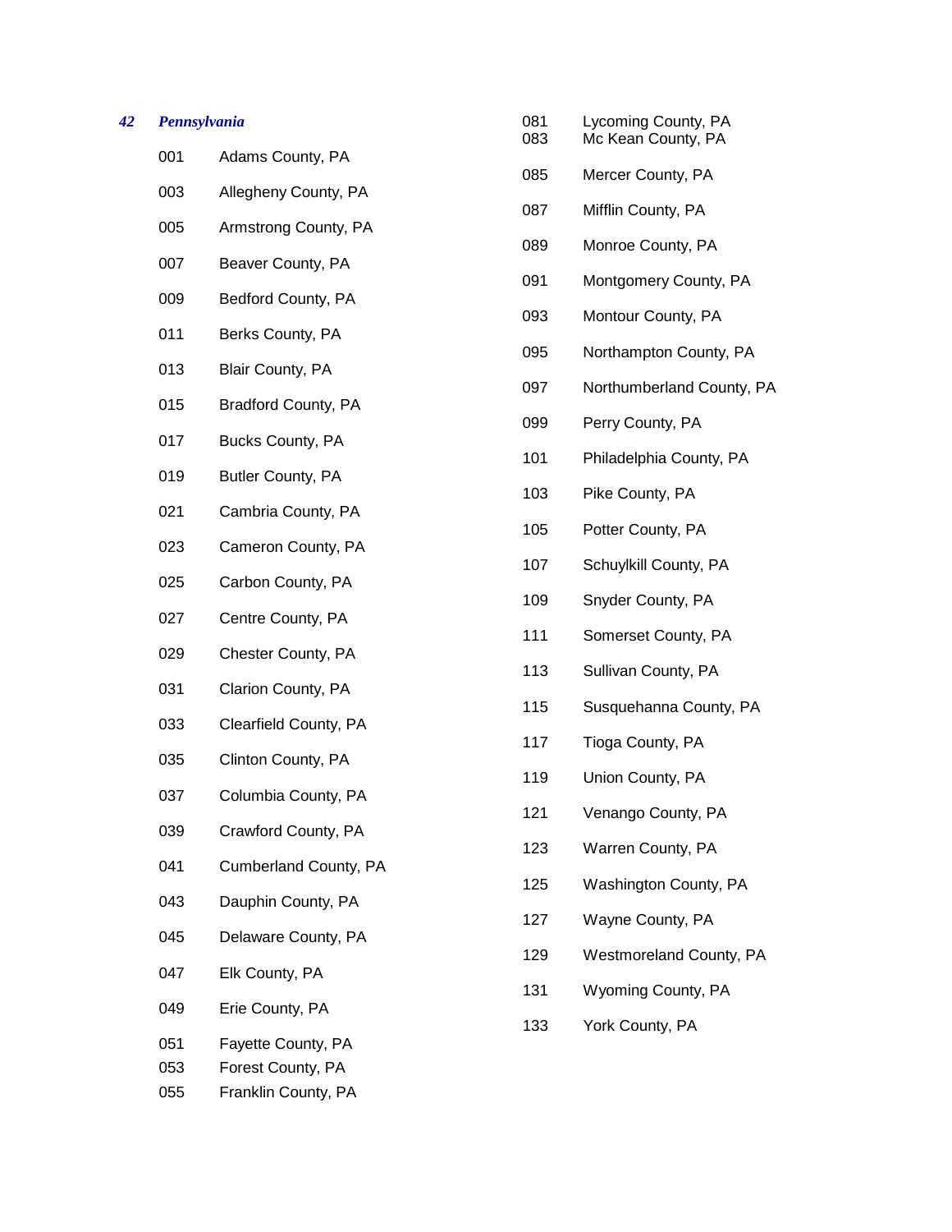*42 Pennsylvania*

| Code | County |
|---|---|
| 001 | Adams County, PA |
| 003 | Allegheny County, PA |
| 005 | Armstrong County, PA |
| 007 | Beaver County, PA |
| 009 | Bedford County, PA |
| 011 | Berks County, PA |
| 013 | Blair County, PA |
| 015 | Bradford County, PA |
| 017 | Bucks County, PA |
| 019 | Butler County, PA |
| 021 | Cambria County, PA |
| 023 | Cameron County, PA |
| 025 | Carbon County, PA |
| 027 | Centre County, PA |
| 029 | Chester County, PA |
| 031 | Clarion County, PA |
| 033 | Clearfield County, PA |
| 035 | Clinton County, PA |
| 037 | Columbia County, PA |
| 039 | Crawford County, PA |
| 041 | Cumberland County, PA |
| 043 | Dauphin County, PA |
| 045 | Delaware County, PA |
| 047 | Elk County, PA |
| 049 | Erie County, PA |
| 051 | Fayette County, PA |
| 053 | Forest County, PA |
| 055 | Franklin County, PA |
| 081 | Lycoming County, PA |
| 083 | Mc Kean County, PA |
| 085 | Mercer County, PA |
| 087 | Mifflin County, PA |
| 089 | Monroe County, PA |
| 091 | Montgomery County, PA |
| 093 | Montour County, PA |
| 095 | Northampton County, PA |
| 097 | Northumberland County, PA |
| 099 | Perry County, PA |
| 101 | Philadelphia County, PA |
| 103 | Pike County, PA |
| 105 | Potter County, PA |
| 107 | Schuylkill County, PA |
| 109 | Snyder County, PA |
| 111 | Somerset County, PA |
| 113 | Sullivan County, PA |
| 115 | Susquehanna County, PA |
| 117 | Tioga County, PA |
| 119 | Union County, PA |
| 121 | Venango County, PA |
| 123 | Warren County, PA |
| 125 | Washington County, PA |
| 127 | Wayne County, PA |
| 129 | Westmoreland County, PA |
| 131 | Wyoming County, PA |
| 133 | York County, PA |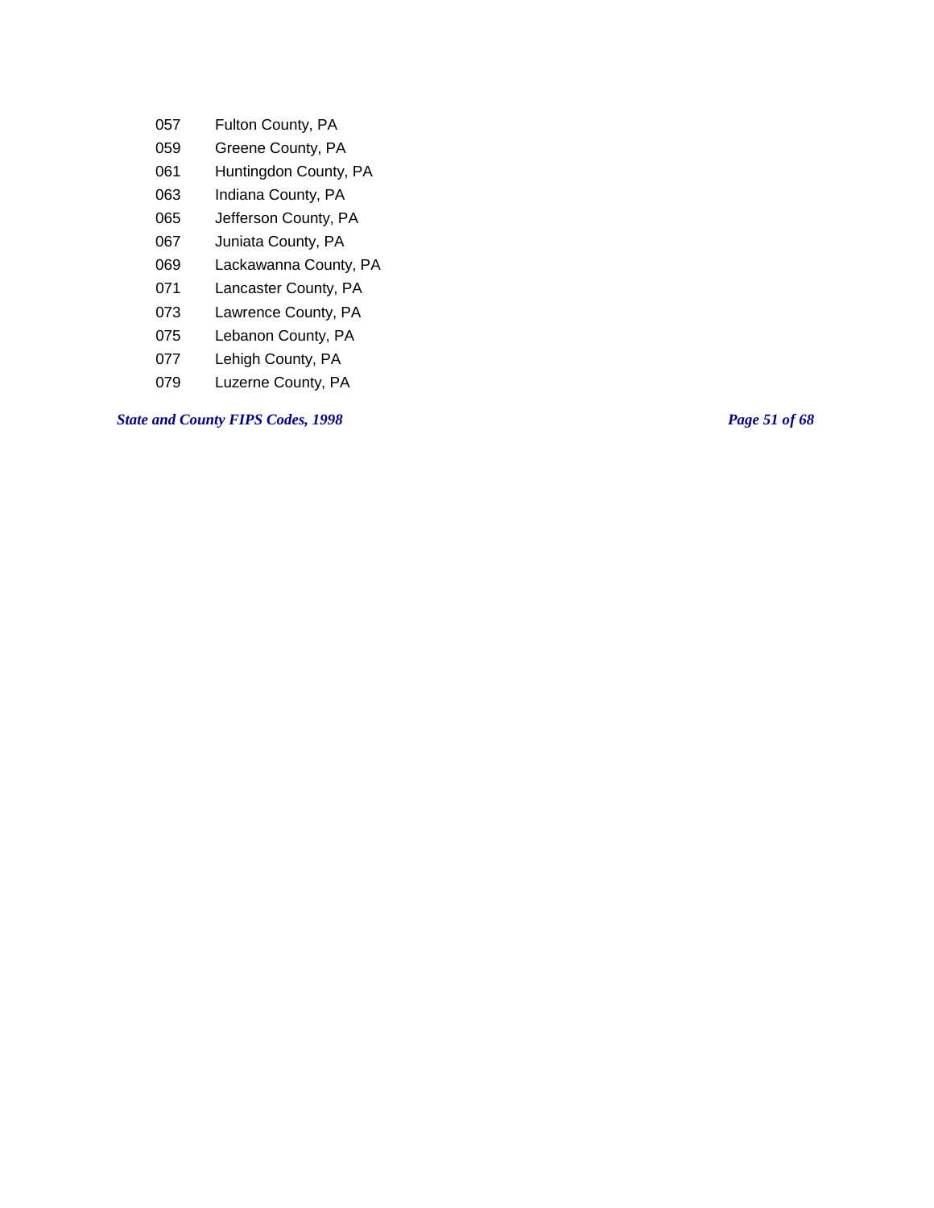| | |
|---|---|
| 057 | Fulton County, PA |
| 059 | Greene County, PA |
| 061 | Huntingdon County, PA |
| 063 | Indiana County, PA |
| 065 | Jefferson County, PA |
| 067 | Juniata County, PA |
| 069 | Lackawanna County, PA |
| 071 | Lancaster County, PA |
| 073 | Lawrence County, PA |
| 075 | Lebanon County, PA |
| 077 | Lehigh County, PA |
| 079 | Luzerne County, PA |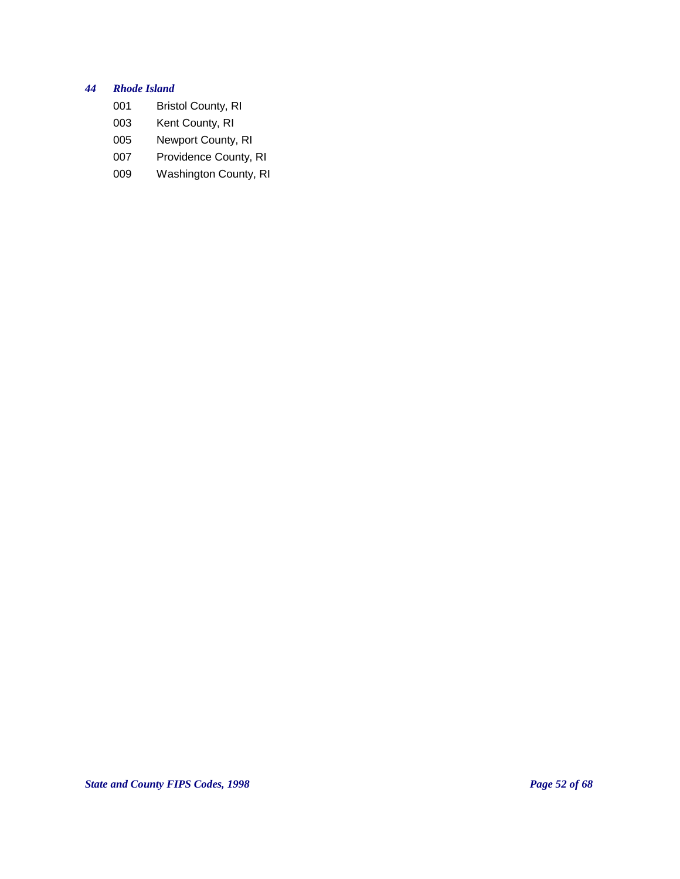### *44 Rhode Island*

| | |
|---|---|
| 001 | Bristol County, RI |
| 003 | Kent County, RI |
| 005 | Newport County, RI |
| 007 | Providence County, RI |
| 009 | Washington County, RI |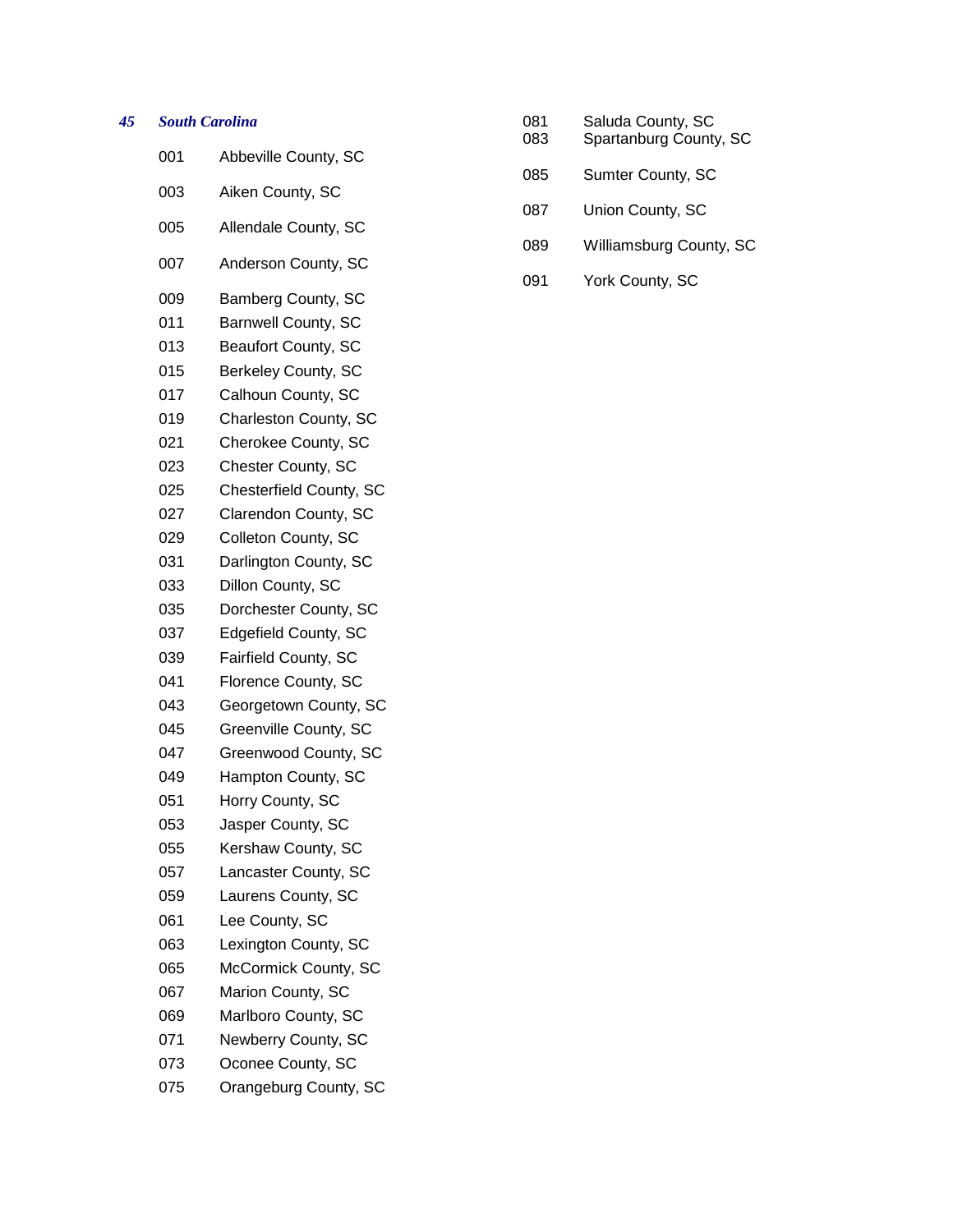## *45 South Carolina*

| Code | County |
|---|---|
| 001 | Abbeville County, SC |
| 003 | Aiken County, SC |
| 005 | Allendale County, SC |
| 007 | Anderson County, SC |
| 009 | Bamberg County, SC |
| 011 | Barnwell County, SC |
| 013 | Beaufort County, SC |
| 015 | Berkeley County, SC |
| 017 | Calhoun County, SC |
| 019 | Charleston County, SC |
| 021 | Cherokee County, SC |
| 023 | Chester County, SC |
| 025 | Chesterfield County, SC |
| 027 | Clarendon County, SC |
| 029 | Colleton County, SC |
| 031 | Darlington County, SC |
| 033 | Dillon County, SC |
| 035 | Dorchester County, SC |
| 037 | Edgefield County, SC |
| 039 | Fairfield County, SC |
| 041 | Florence County, SC |
| 043 | Georgetown County, SC |
| 045 | Greenville County, SC |
| 047 | Greenwood County, SC |
| 049 | Hampton County, SC |
| 051 | Horry County, SC |
| 053 | Jasper County, SC |
| 055 | Kershaw County, SC |
| 057 | Lancaster County, SC |
| 059 | Laurens County, SC |
| 061 | Lee County, SC |
| 063 | Lexington County, SC |
| 065 | McCormick County, SC |
| 067 | Marion County, SC |
| 069 | Marlboro County, SC |
| 071 | Newberry County, SC |
| 073 | Oconee County, SC |
| 075 | Orangeburg County, SC |
| 081 | Saluda County, SC |
| 083 | Spartanburg County, SC |
| 085 | Sumter County, SC |
| 087 | Union County, SC |
| 089 | Williamsburg County, SC |
| 091 | York County, SC |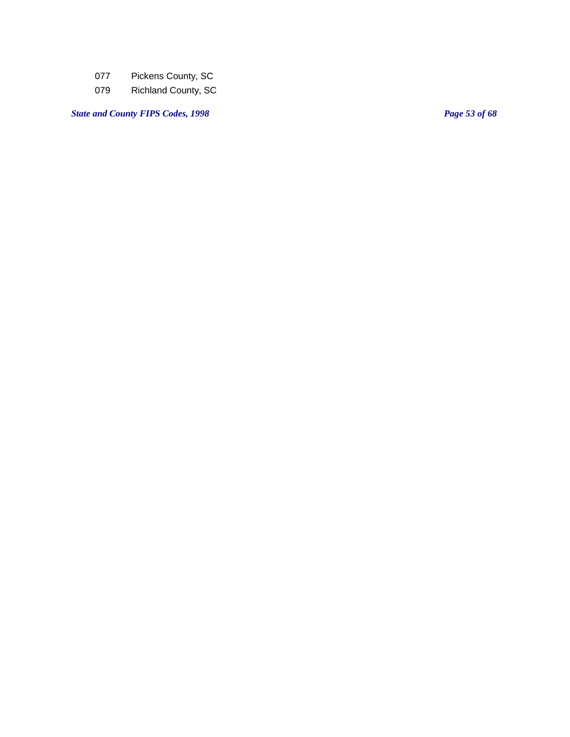077 Pickens County, SC

079 Richland County, SC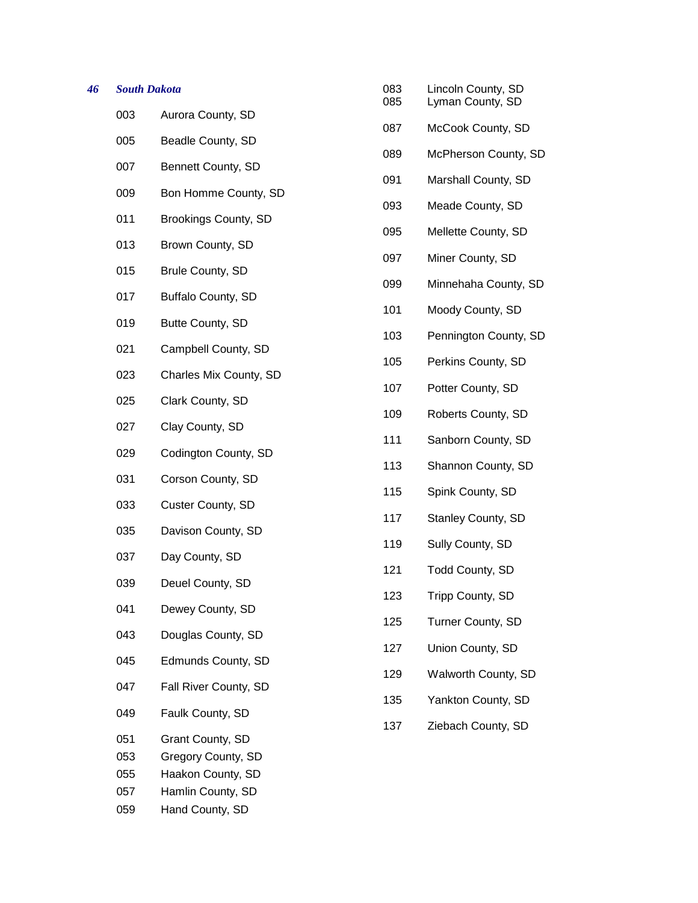***46 South Dakota***

003 Aurora County, SD

005 Beadle County, SD

007 Bennett County, SD

009 Bon Homme County, SD

011 Brookings County, SD

013 Brown County, SD

015 Brule County, SD

017 Buffalo County, SD

019 Butte County, SD

021 Campbell County, SD

023 Charles Mix County, SD

025 Clark County, SD

027 Clay County, SD

029 Codington County, SD

031 Corson County, SD

033 Custer County, SD

035 Davison County, SD

037 Day County, SD

039 Deuel County, SD

041 Dewey County, SD

043 Douglas County, SD

045 Edmunds County, SD

047 Fall River County, SD

049 Faulk County, SD

051 Grant County, SD
053 Gregory County, SD
055 Haakon County, SD
057 Hamlin County, SD
059 Hand County, SD

083 Lincoln County, SD
085 Lyman County, SD

087 McCook County, SD

089 McPherson County, SD

091 Marshall County, SD

093 Meade County, SD

095 Mellette County, SD

097 Miner County, SD

099 Minnehaha County, SD

101 Moody County, SD

103 Pennington County, SD

105 Perkins County, SD

107 Potter County, SD

109 Roberts County, SD

111 Sanborn County, SD

113 Shannon County, SD

115 Spink County, SD

117 Stanley County, SD

119 Sully County, SD

121 Todd County, SD

123 Tripp County, SD

125 Turner County, SD

127 Union County, SD

129 Walworth County, SD

135 Yankton County, SD

137 Ziebach County, SD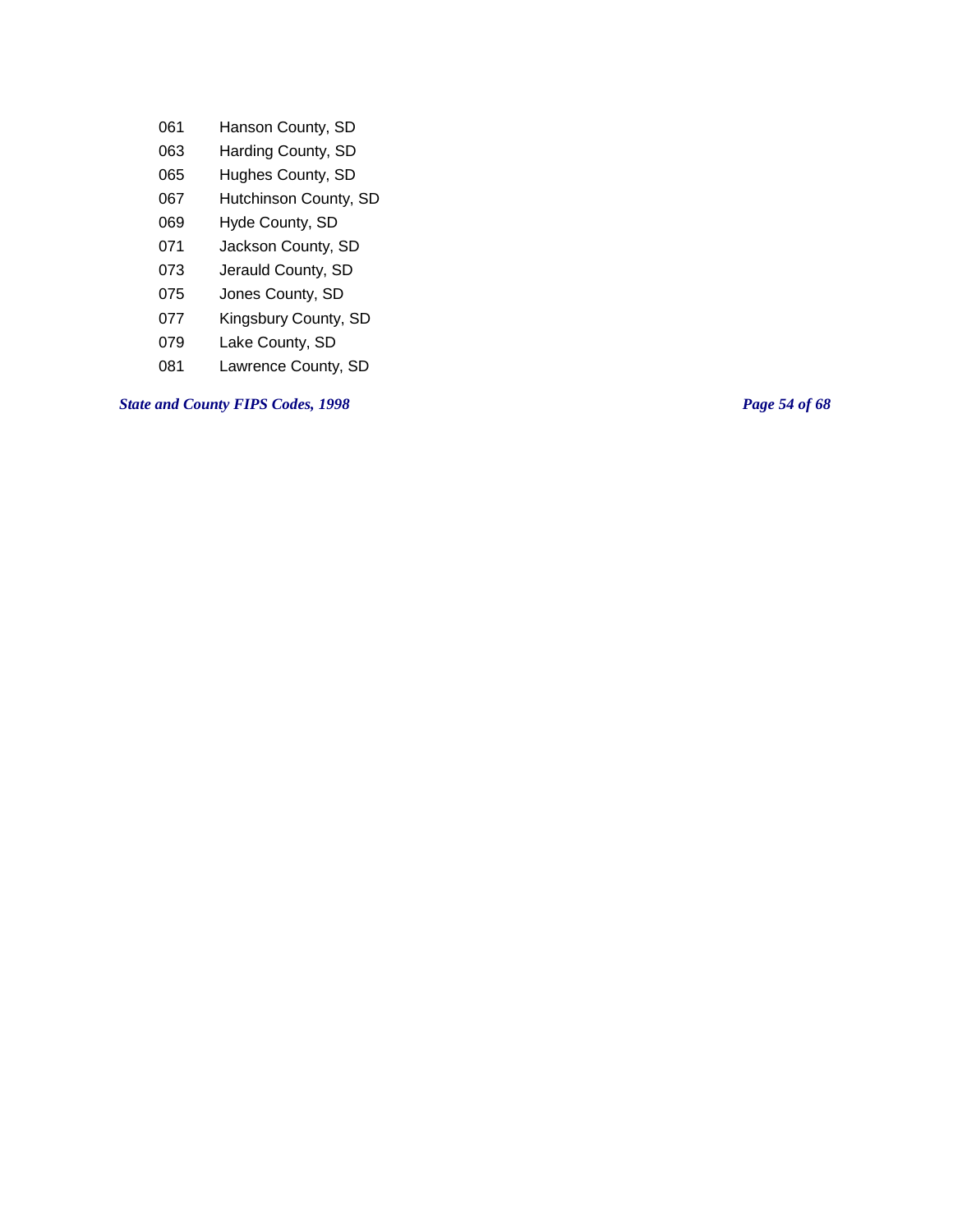| | |
|---|---|
| 061 | Hanson County, SD |
| 063 | Harding County, SD |
| 065 | Hughes County, SD |
| 067 | Hutchinson County, SD |
| 069 | Hyde County, SD |
| 071 | Jackson County, SD |
| 073 | Jerauld County, SD |
| 075 | Jones County, SD |
| 077 | Kingsbury County, SD |
| 079 | Lake County, SD |
| 081 | Lawrence County, SD |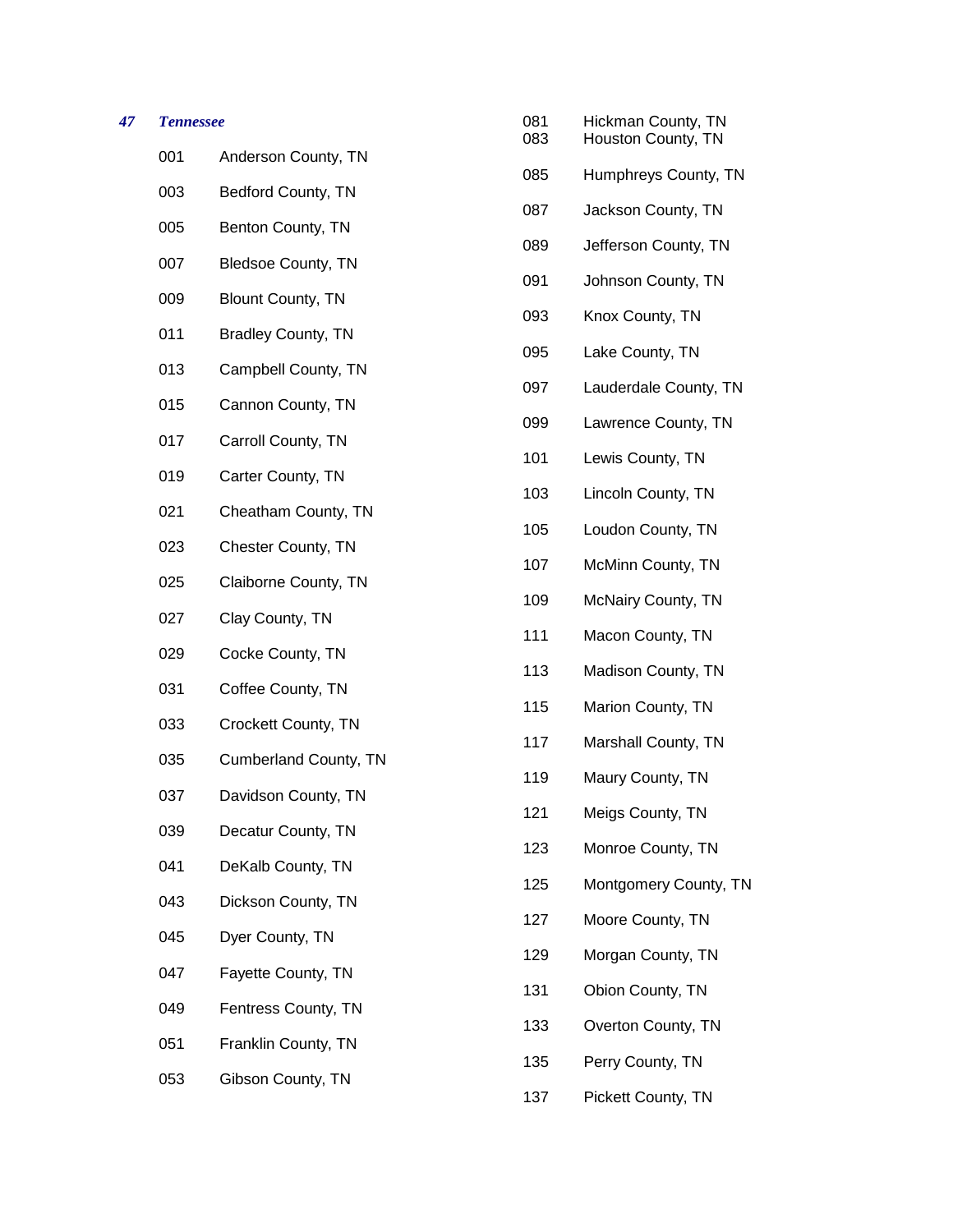*47 Tennessee*

| | |
|---|---|
| 001 | Anderson County, TN |
| 003 | Bedford County, TN |
| 005 | Benton County, TN |
| 007 | Bledsoe County, TN |
| 009 | Blount County, TN |
| 011 | Bradley County, TN |
| 013 | Campbell County, TN |
| 015 | Cannon County, TN |
| 017 | Carroll County, TN |
| 019 | Carter County, TN |
| 021 | Cheatham County, TN |
| 023 | Chester County, TN |
| 025 | Claiborne County, TN |
| 027 | Clay County, TN |
| 029 | Cocke County, TN |
| 031 | Coffee County, TN |
| 033 | Crockett County, TN |
| 035 | Cumberland County, TN |
| 037 | Davidson County, TN |
| 039 | Decatur County, TN |
| 041 | DeKalb County, TN |
| 043 | Dickson County, TN |
| 045 | Dyer County, TN |
| 047 | Fayette County, TN |
| 049 | Fentress County, TN |
| 051 | Franklin County, TN |
| 053 | Gibson County, TN |
| 081 | Hickman County, TN |
| 083 | Houston County, TN |
| 085 | Humphreys County, TN |
| 087 | Jackson County, TN |
| 089 | Jefferson County, TN |
| 091 | Johnson County, TN |
| 093 | Knox County, TN |
| 095 | Lake County, TN |
| 097 | Lauderdale County, TN |
| 099 | Lawrence County, TN |
| 101 | Lewis County, TN |
| 103 | Lincoln County, TN |
| 105 | Loudon County, TN |
| 107 | McMinn County, TN |
| 109 | McNairy County, TN |
| 111 | Macon County, TN |
| 113 | Madison County, TN |
| 115 | Marion County, TN |
| 117 | Marshall County, TN |
| 119 | Maury County, TN |
| 121 | Meigs County, TN |
| 123 | Monroe County, TN |
| 125 | Montgomery County, TN |
| 127 | Moore County, TN |
| 129 | Morgan County, TN |
| 131 | Obion County, TN |
| 133 | Overton County, TN |
| 135 | Perry County, TN |
| 137 | Pickett County, TN |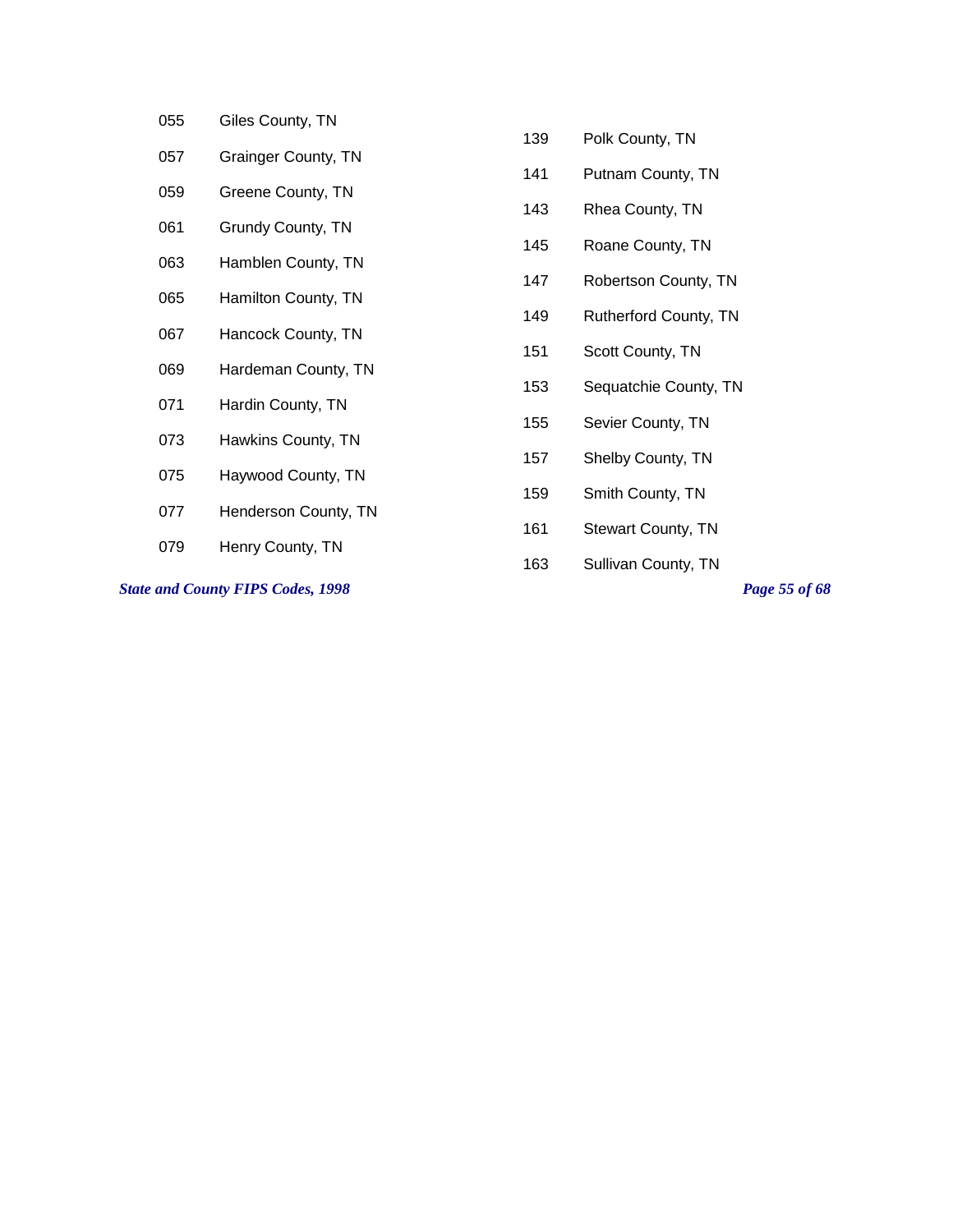055 Giles County, TN

057 Grainger County, TN

059 Greene County, TN

061 Grundy County, TN

063 Hamblen County, TN

065 Hamilton County, TN

067 Hancock County, TN

069 Hardeman County, TN

071 Hardin County, TN

073 Hawkins County, TN

075 Haywood County, TN

077 Henderson County, TN

079 Henry County, TN

139 Polk County, TN

141 Putnam County, TN

143 Rhea County, TN

145 Roane County, TN

147 Robertson County, TN

149 Rutherford County, TN

151 Scott County, TN

153 Sequatchie County, TN

155 Sevier County, TN

157 Shelby County, TN

159 Smith County, TN

161 Stewart County, TN

163 Sullivan County, TN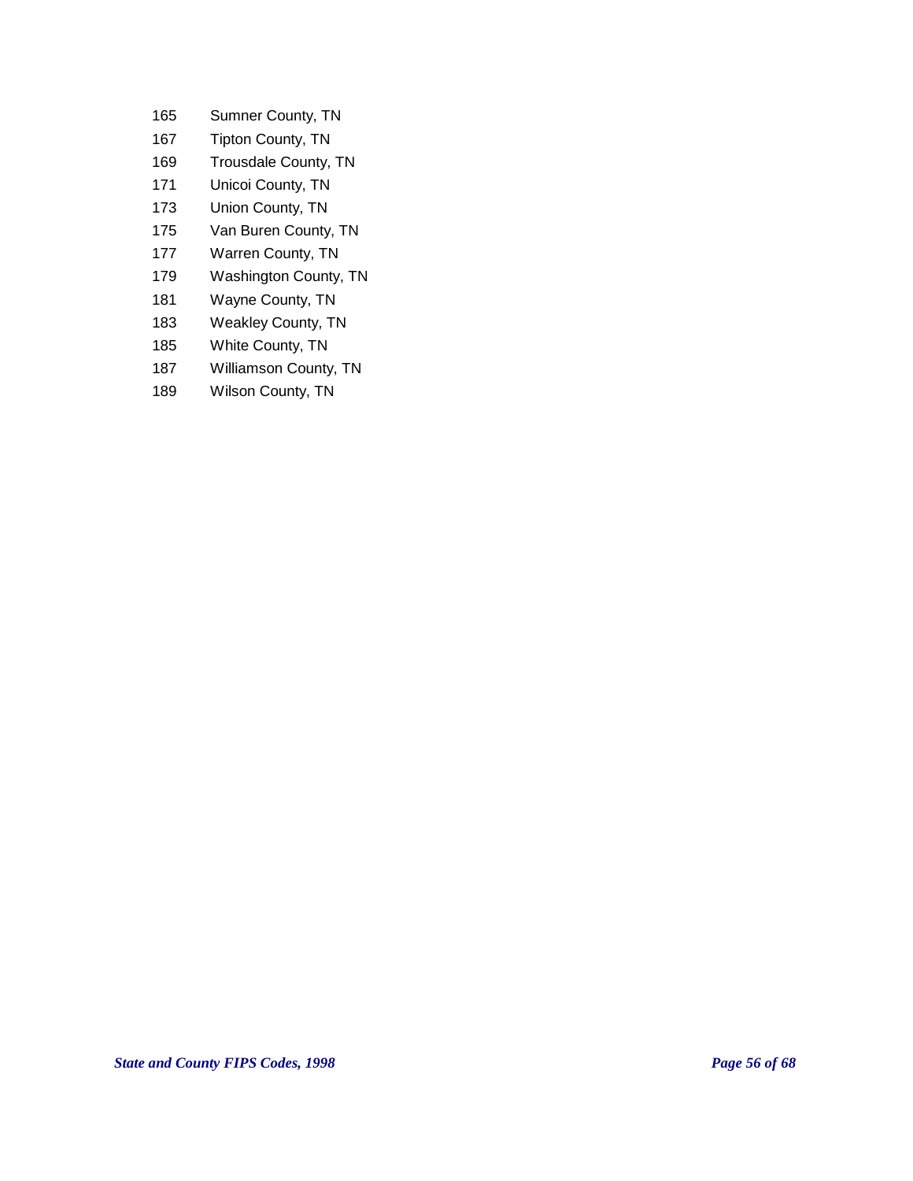| | |
|---|---|
| 165 | Sumner County, TN |
| 167 | Tipton County, TN |
| 169 | Trousdale County, TN |
| 171 | Unicoi County, TN |
| 173 | Union County, TN |
| 175 | Van Buren County, TN |
| 177 | Warren County, TN |
| 179 | Washington County, TN |
| 181 | Wayne County, TN |
| 183 | Weakley County, TN |
| 185 | White County, TN |
| 187 | Williamson County, TN |
| 189 | Wilson County, TN |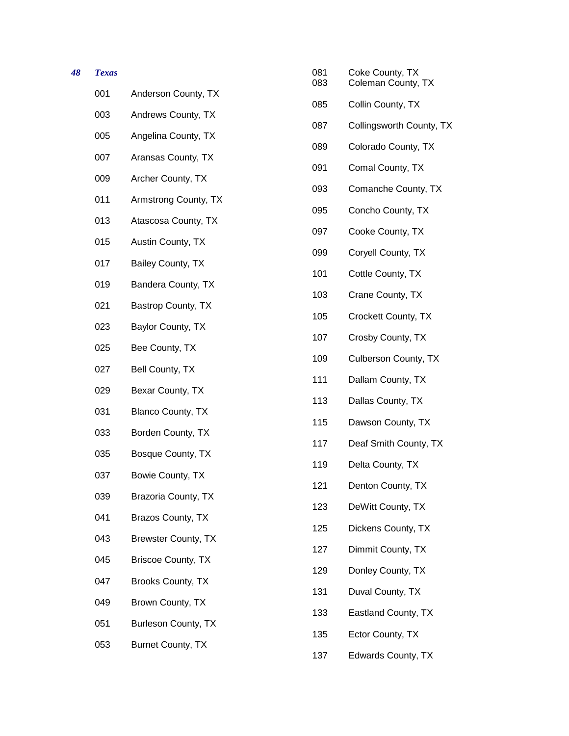***48 Texas***

| Code | County |
|---|---|
| 001 | Anderson County, TX |
| 003 | Andrews County, TX |
| 005 | Angelina County, TX |
| 007 | Aransas County, TX |
| 009 | Archer County, TX |
| 011 | Armstrong County, TX |
| 013 | Atascosa County, TX |
| 015 | Austin County, TX |
| 017 | Bailey County, TX |
| 019 | Bandera County, TX |
| 021 | Bastrop County, TX |
| 023 | Baylor County, TX |
| 025 | Bee County, TX |
| 027 | Bell County, TX |
| 029 | Bexar County, TX |
| 031 | Blanco County, TX |
| 033 | Borden County, TX |
| 035 | Bosque County, TX |
| 037 | Bowie County, TX |
| 039 | Brazoria County, TX |
| 041 | Brazos County, TX |
| 043 | Brewster County, TX |
| 045 | Briscoe County, TX |
| 047 | Brooks County, TX |
| 049 | Brown County, TX |
| 051 | Burleson County, TX |
| 053 | Burnet County, TX |
| 081 | Coke County, TX |
| 083 | Coleman County, TX |
| 085 | Collin County, TX |
| 087 | Collingsworth County, TX |
| 089 | Colorado County, TX |
| 091 | Comal County, TX |
| 093 | Comanche County, TX |
| 095 | Concho County, TX |
| 097 | Cooke County, TX |
| 099 | Coryell County, TX |
| 101 | Cottle County, TX |
| 103 | Crane County, TX |
| 105 | Crockett County, TX |
| 107 | Crosby County, TX |
| 109 | Culberson County, TX |
| 111 | Dallam County, TX |
| 113 | Dallas County, TX |
| 115 | Dawson County, TX |
| 117 | Deaf Smith County, TX |
| 119 | Delta County, TX |
| 121 | Denton County, TX |
| 123 | DeWitt County, TX |
| 125 | Dickens County, TX |
| 127 | Dimmit County, TX |
| 129 | Donley County, TX |
| 131 | Duval County, TX |
| 133 | Eastland County, TX |
| 135 | Ector County, TX |
| 137 | Edwards County, TX |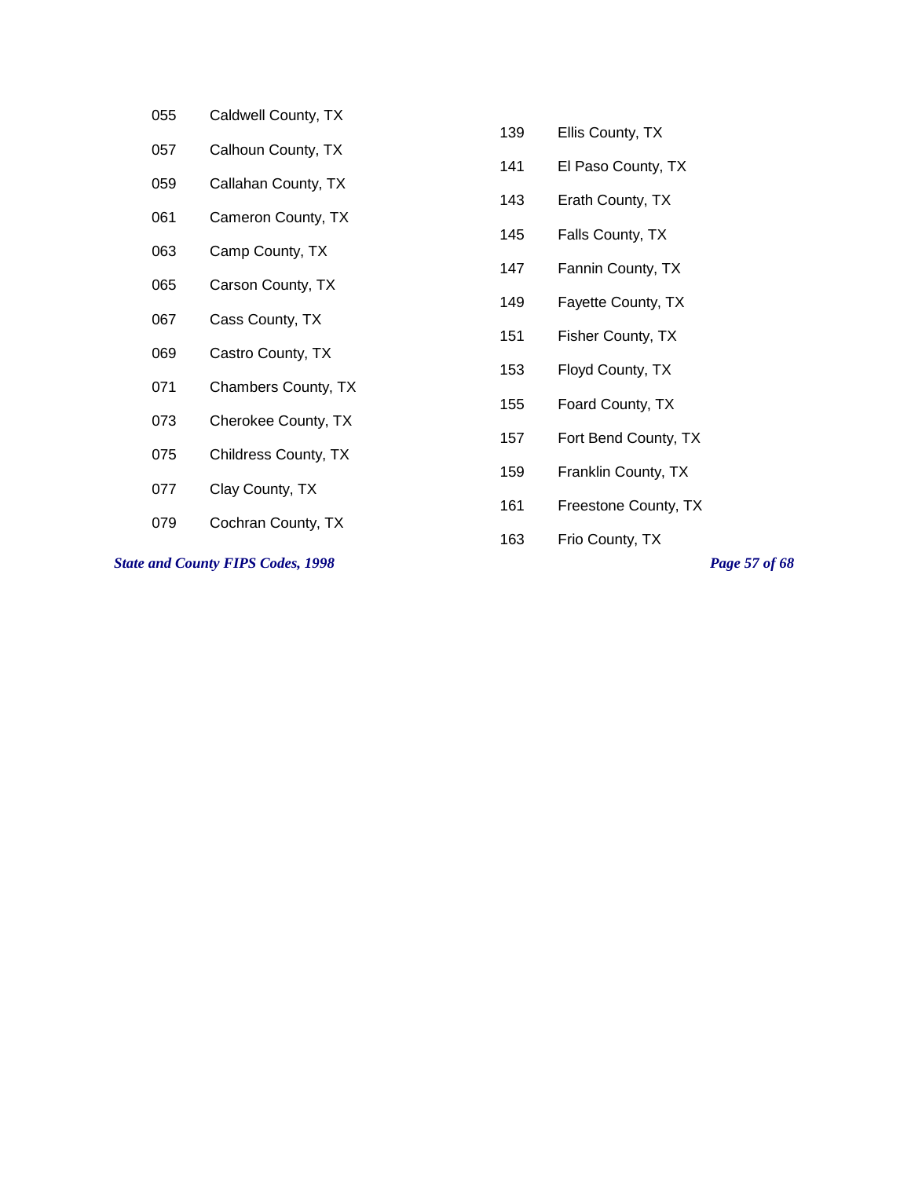055 Caldwell County, TX

057 Calhoun County, TX

059 Callahan County, TX

061 Cameron County, TX

063 Camp County, TX

065 Carson County, TX

067 Cass County, TX

069 Castro County, TX

071 Chambers County, TX

073 Cherokee County, TX

075 Childress County, TX

077 Clay County, TX

079 Cochran County, TX

139 Ellis County, TX

141 El Paso County, TX

143 Erath County, TX

145 Falls County, TX

147 Fannin County, TX

149 Fayette County, TX

151 Fisher County, TX

153 Floyd County, TX

155 Foard County, TX

157 Fort Bend County, TX

159 Franklin County, TX

161 Freestone County, TX

163 Frio County, TX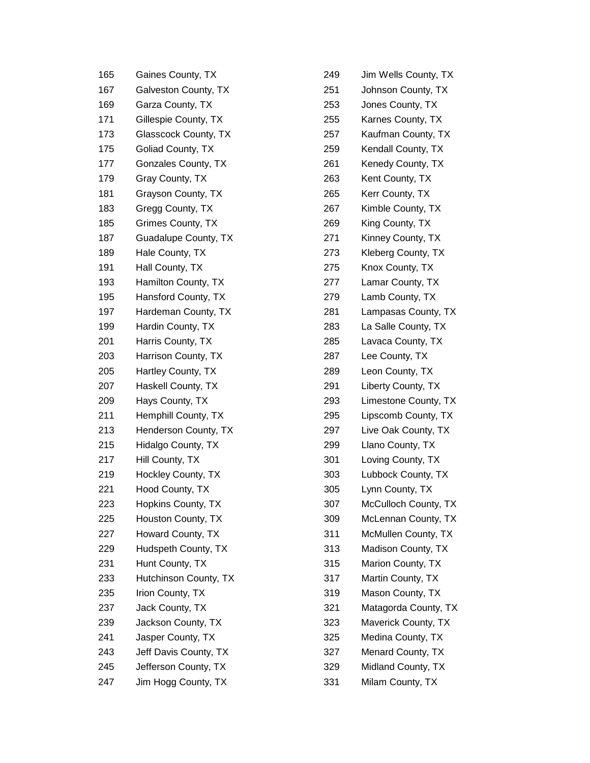| | |
|---|---|
| 165 | Gaines County, TX |
| 167 | Galveston County, TX |
| 169 | Garza County, TX |
| 171 | Gillespie County, TX |
| 173 | Glasscock County, TX |
| 175 | Goliad County, TX |
| 177 | Gonzales County, TX |
| 179 | Gray County, TX |
| 181 | Grayson County, TX |
| 183 | Gregg County, TX |
| 185 | Grimes County, TX |
| 187 | Guadalupe County, TX |
| 189 | Hale County, TX |
| 191 | Hall County, TX |
| 193 | Hamilton County, TX |
| 195 | Hansford County, TX |
| 197 | Hardeman County, TX |
| 199 | Hardin County, TX |
| 201 | Harris County, TX |
| 203 | Harrison County, TX |
| 205 | Hartley County, TX |
| 207 | Haskell County, TX |
| 209 | Hays County, TX |
| 211 | Hemphill County, TX |
| 213 | Henderson County, TX |
| 215 | Hidalgo County, TX |
| 217 | Hill County, TX |
| 219 | Hockley County, TX |
| 221 | Hood County, TX |
| 223 | Hopkins County, TX |
| 225 | Houston County, TX |
| 227 | Howard County, TX |
| 229 | Hudspeth County, TX |
| 231 | Hunt County, TX |
| 233 | Hutchinson County, TX |
| 235 | Irion County, TX |
| 237 | Jack County, TX |
| 239 | Jackson County, TX |
| 241 | Jasper County, TX |
| 243 | Jeff Davis County, TX |
| 245 | Jefferson County, TX |
| 247 | Jim Hogg County, TX |
| 249 | Jim Wells County, TX |
| 251 | Johnson County, TX |
| 253 | Jones County, TX |
| 255 | Karnes County, TX |
| 257 | Kaufman County, TX |
| 259 | Kendall County, TX |
| 261 | Kenedy County, TX |
| 263 | Kent County, TX |
| 265 | Kerr County, TX |
| 267 | Kimble County, TX |
| 269 | King County, TX |
| 271 | Kinney County, TX |
| 273 | Kleberg County, TX |
| 275 | Knox County, TX |
| 277 | Lamar County, TX |
| 279 | Lamb County, TX |
| 281 | Lampasas County, TX |
| 283 | La Salle County, TX |
| 285 | Lavaca County, TX |
| 287 | Lee County, TX |
| 289 | Leon County, TX |
| 291 | Liberty County, TX |
| 293 | Limestone County, TX |
| 295 | Lipscomb County, TX |
| 297 | Live Oak County, TX |
| 299 | Llano County, TX |
| 301 | Loving County, TX |
| 303 | Lubbock County, TX |
| 305 | Lynn County, TX |
| 307 | McCulloch County, TX |
| 309 | McLennan County, TX |
| 311 | McMullen County, TX |
| 313 | Madison County, TX |
| 315 | Marion County, TX |
| 317 | Martin County, TX |
| 319 | Mason County, TX |
| 321 | Matagorda County, TX |
| 323 | Maverick County, TX |
| 325 | Medina County, TX |
| 327 | Menard County, TX |
| 329 | Midland County, TX |
| 331 | Milam County, TX |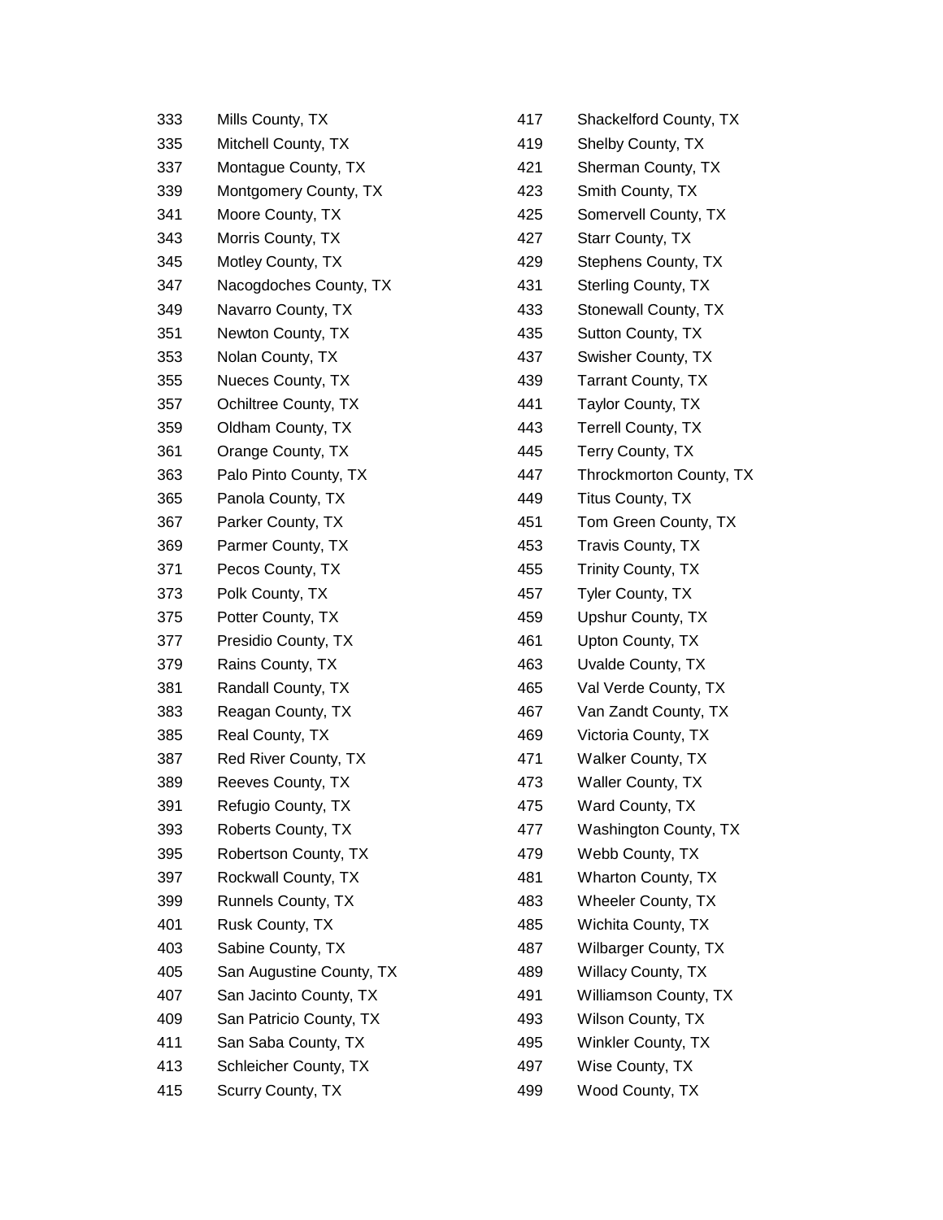| | |
|---|---|
| 333 | Mills County, TX |
| 335 | Mitchell County, TX |
| 337 | Montague County, TX |
| 339 | Montgomery County, TX |
| 341 | Moore County, TX |
| 343 | Morris County, TX |
| 345 | Motley County, TX |
| 347 | Nacogdoches County, TX |
| 349 | Navarro County, TX |
| 351 | Newton County, TX |
| 353 | Nolan County, TX |
| 355 | Nueces County, TX |
| 357 | Ochiltree County, TX |
| 359 | Oldham County, TX |
| 361 | Orange County, TX |
| 363 | Palo Pinto County, TX |
| 365 | Panola County, TX |
| 367 | Parker County, TX |
| 369 | Parmer County, TX |
| 371 | Pecos County, TX |
| 373 | Polk County, TX |
| 375 | Potter County, TX |
| 377 | Presidio County, TX |
| 379 | Rains County, TX |
| 381 | Randall County, TX |
| 383 | Reagan County, TX |
| 385 | Real County, TX |
| 387 | Red River County, TX |
| 389 | Reeves County, TX |
| 391 | Refugio County, TX |
| 393 | Roberts County, TX |
| 395 | Robertson County, TX |
| 397 | Rockwall County, TX |
| 399 | Runnels County, TX |
| 401 | Rusk County, TX |
| 403 | Sabine County, TX |
| 405 | San Augustine County, TX |
| 407 | San Jacinto County, TX |
| 409 | San Patricio County, TX |
| 411 | San Saba County, TX |
| 413 | Schleicher County, TX |
| 415 | Scurry County, TX |
| 417 | Shackelford County, TX |
| 419 | Shelby County, TX |
| 421 | Sherman County, TX |
| 423 | Smith County, TX |
| 425 | Somervell County, TX |
| 427 | Starr County, TX |
| 429 | Stephens County, TX |
| 431 | Sterling County, TX |
| 433 | Stonewall County, TX |
| 435 | Sutton County, TX |
| 437 | Swisher County, TX |
| 439 | Tarrant County, TX |
| 441 | Taylor County, TX |
| 443 | Terrell County, TX |
| 445 | Terry County, TX |
| 447 | Throckmorton County, TX |
| 449 | Titus County, TX |
| 451 | Tom Green County, TX |
| 453 | Travis County, TX |
| 455 | Trinity County, TX |
| 457 | Tyler County, TX |
| 459 | Upshur County, TX |
| 461 | Upton County, TX |
| 463 | Uvalde County, TX |
| 465 | Val Verde County, TX |
| 467 | Van Zandt County, TX |
| 469 | Victoria County, TX |
| 471 | Walker County, TX |
| 473 | Waller County, TX |
| 475 | Ward County, TX |
| 477 | Washington County, TX |
| 479 | Webb County, TX |
| 481 | Wharton County, TX |
| 483 | Wheeler County, TX |
| 485 | Wichita County, TX |
| 487 | Wilbarger County, TX |
| 489 | Willacy County, TX |
| 491 | Williamson County, TX |
| 493 | Wilson County, TX |
| 495 | Winkler County, TX |
| 497 | Wise County, TX |
| 499 | Wood County, TX |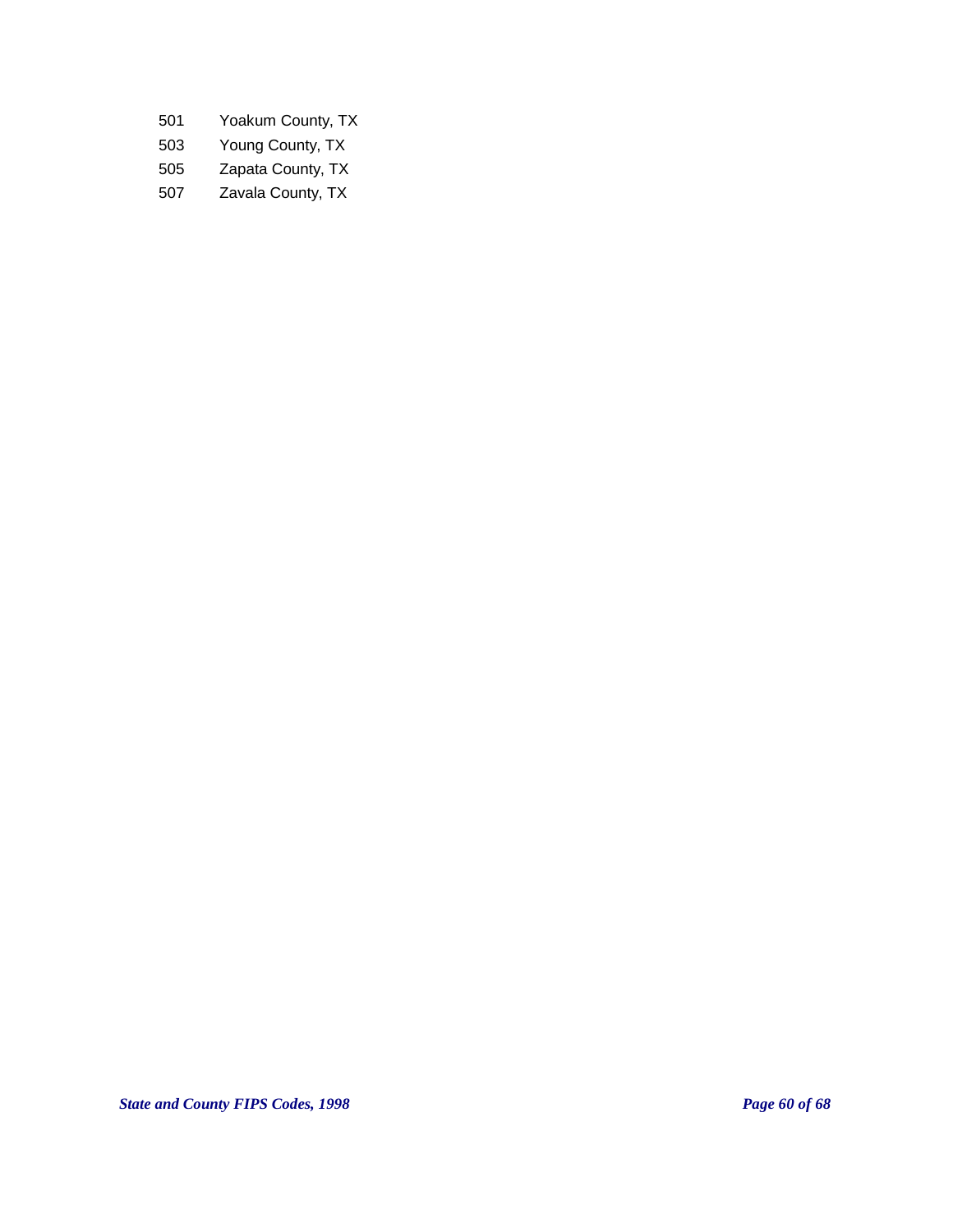| | |
|---|---|
| 501 | Yoakum County, TX |
| 503 | Young County, TX |
| 505 | Zapata County, TX |
| 507 | Zavala County, TX |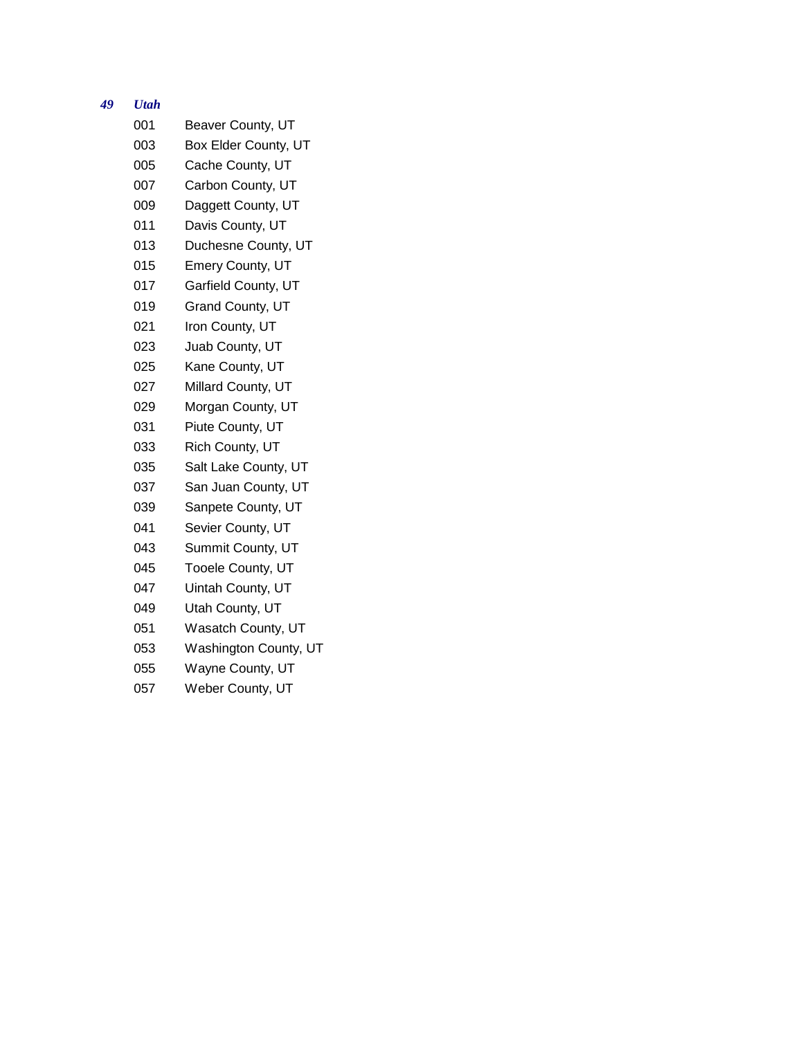***49 Utah***

| | |
|---|---|
| 001 | Beaver County, UT |
| 003 | Box Elder County, UT |
| 005 | Cache County, UT |
| 007 | Carbon County, UT |
| 009 | Daggett County, UT |
| 011 | Davis County, UT |
| 013 | Duchesne County, UT |
| 015 | Emery County, UT |
| 017 | Garfield County, UT |
| 019 | Grand County, UT |
| 021 | Iron County, UT |
| 023 | Juab County, UT |
| 025 | Kane County, UT |
| 027 | Millard County, UT |
| 029 | Morgan County, UT |
| 031 | Piute County, UT |
| 033 | Rich County, UT |
| 035 | Salt Lake County, UT |
| 037 | San Juan County, UT |
| 039 | Sanpete County, UT |
| 041 | Sevier County, UT |
| 043 | Summit County, UT |
| 045 | Tooele County, UT |
| 047 | Uintah County, UT |
| 049 | Utah County, UT |
| 051 | Wasatch County, UT |
| 053 | Washington County, UT |
| 055 | Wayne County, UT |
| 057 | Weber County, UT |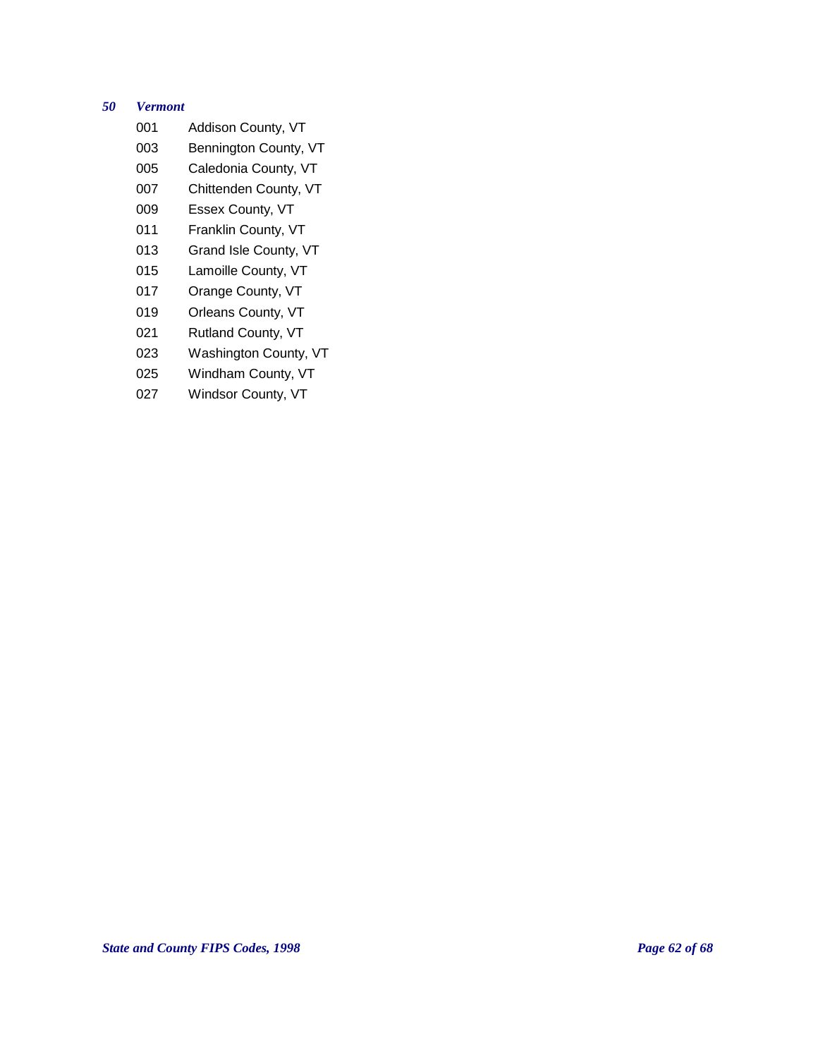### *50 Vermont*

| Code | County |
|---|---|
| 001 | Addison County, VT |
| 003 | Bennington County, VT |
| 005 | Caledonia County, VT |
| 007 | Chittenden County, VT |
| 009 | Essex County, VT |
| 011 | Franklin County, VT |
| 013 | Grand Isle County, VT |
| 015 | Lamoille County, VT |
| 017 | Orange County, VT |
| 019 | Orleans County, VT |
| 021 | Rutland County, VT |
| 023 | Washington County, VT |
| 025 | Windham County, VT |
| 027 | Windsor County, VT |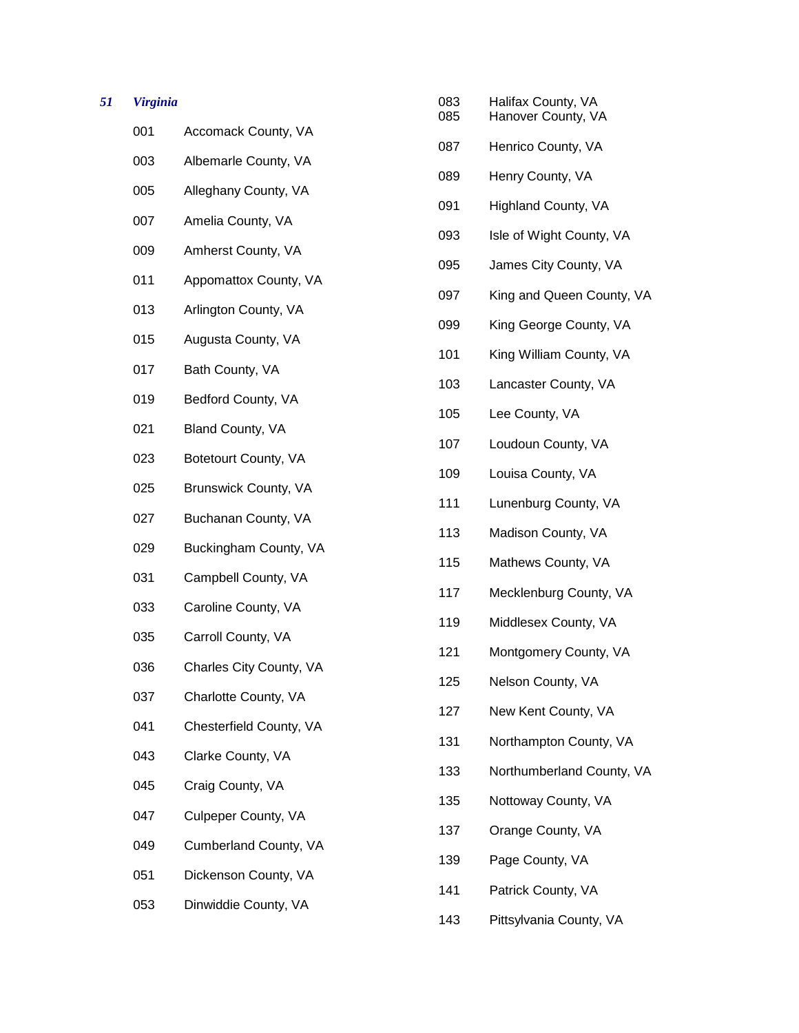***51 Virginia***

| Code | County |
|---|---|
| 001 | Accomack County, VA |
| 003 | Albemarle County, VA |
| 005 | Alleghany County, VA |
| 007 | Amelia County, VA |
| 009 | Amherst County, VA |
| 011 | Appomattox County, VA |
| 013 | Arlington County, VA |
| 015 | Augusta County, VA |
| 017 | Bath County, VA |
| 019 | Bedford County, VA |
| 021 | Bland County, VA |
| 023 | Botetourt County, VA |
| 025 | Brunswick County, VA |
| 027 | Buchanan County, VA |
| 029 | Buckingham County, VA |
| 031 | Campbell County, VA |
| 033 | Caroline County, VA |
| 035 | Carroll County, VA |
| 036 | Charles City County, VA |
| 037 | Charlotte County, VA |
| 041 | Chesterfield County, VA |
| 043 | Clarke County, VA |
| 045 | Craig County, VA |
| 047 | Culpeper County, VA |
| 049 | Cumberland County, VA |
| 051 | Dickenson County, VA |
| 053 | Dinwiddie County, VA |
| 083 | Halifax County, VA |
| 085 | Hanover County, VA |
| 087 | Henrico County, VA |
| 089 | Henry County, VA |
| 091 | Highland County, VA |
| 093 | Isle of Wight County, VA |
| 095 | James City County, VA |
| 097 | King and Queen County, VA |
| 099 | King George County, VA |
| 101 | King William County, VA |
| 103 | Lancaster County, VA |
| 105 | Lee County, VA |
| 107 | Loudoun County, VA |
| 109 | Louisa County, VA |
| 111 | Lunenburg County, VA |
| 113 | Madison County, VA |
| 115 | Mathews County, VA |
| 117 | Mecklenburg County, VA |
| 119 | Middlesex County, VA |
| 121 | Montgomery County, VA |
| 125 | Nelson County, VA |
| 127 | New Kent County, VA |
| 131 | Northampton County, VA |
| 133 | Northumberland County, VA |
| 135 | Nottoway County, VA |
| 137 | Orange County, VA |
| 139 | Page County, VA |
| 141 | Patrick County, VA |
| 143 | Pittsylvania County, VA |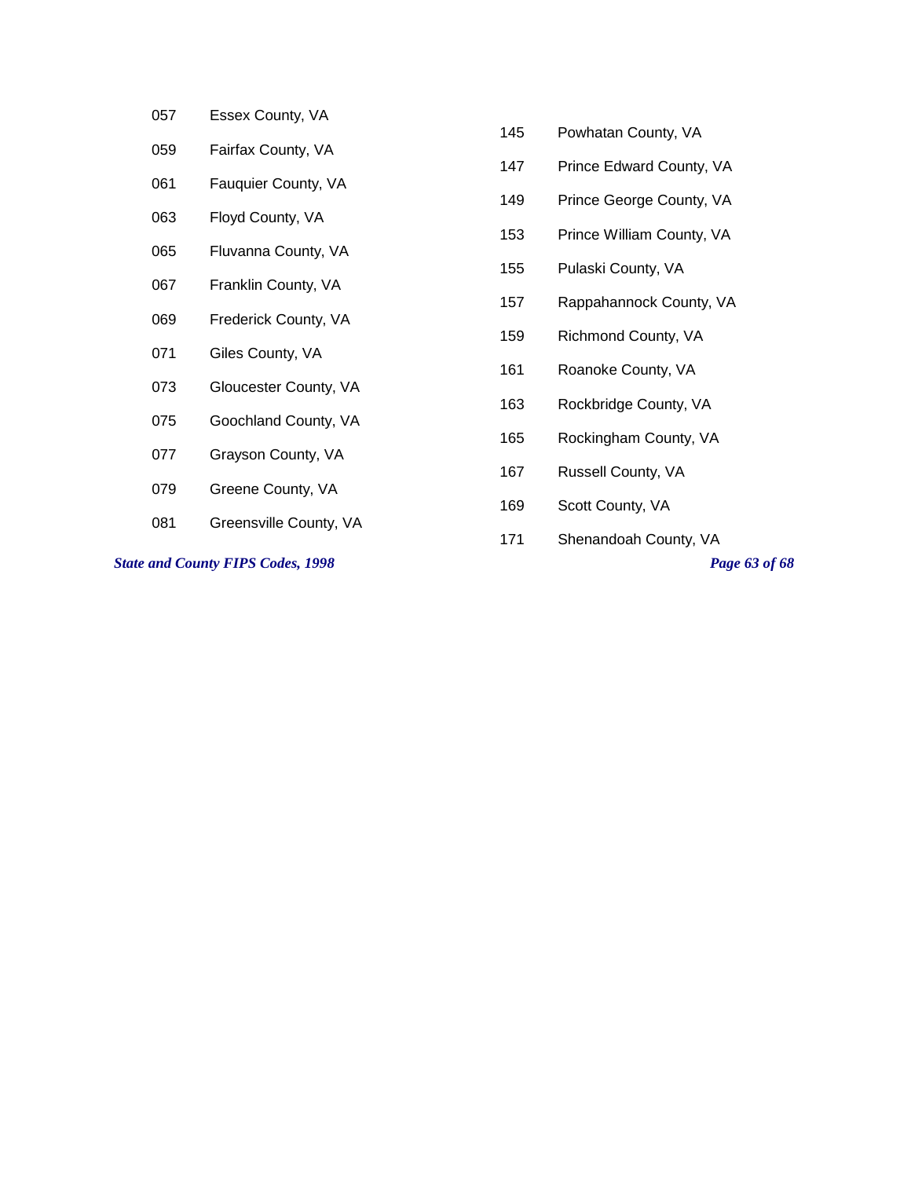057 Essex County, VA

059 Fairfax County, VA

061 Fauquier County, VA

063 Floyd County, VA

065 Fluvanna County, VA

067 Franklin County, VA

069 Frederick County, VA

071 Giles County, VA

073 Gloucester County, VA

075 Goochland County, VA

077 Grayson County, VA

079 Greene County, VA

081 Greensville County, VA

145 Powhatan County, VA

147 Prince Edward County, VA

149 Prince George County, VA

153 Prince William County, VA

155 Pulaski County, VA

157 Rappahannock County, VA

159 Richmond County, VA

161 Roanoke County, VA

163 Rockbridge County, VA

165 Rockingham County, VA

167 Russell County, VA

169 Scott County, VA

171 Shenandoah County, VA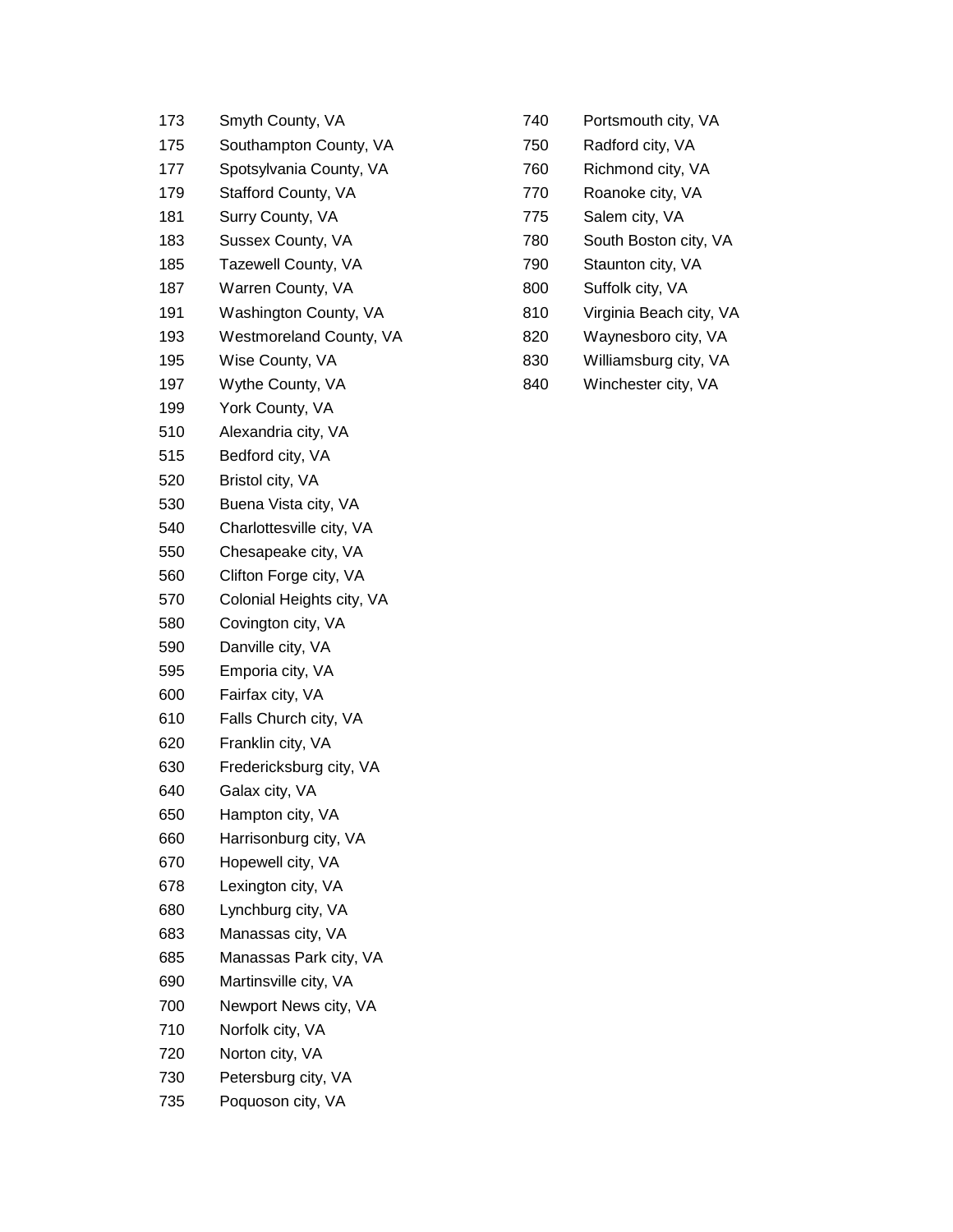| | |
|---|---|
| 173 | Smyth County, VA |
| 175 | Southampton County, VA |
| 177 | Spotsylvania County, VA |
| 179 | Stafford County, VA |
| 181 | Surry County, VA |
| 183 | Sussex County, VA |
| 185 | Tazewell County, VA |
| 187 | Warren County, VA |
| 191 | Washington County, VA |
| 193 | Westmoreland County, VA |
| 195 | Wise County, VA |
| 197 | Wythe County, VA |
| 199 | York County, VA |
| 510 | Alexandria city, VA |
| 515 | Bedford city, VA |
| 520 | Bristol city, VA |
| 530 | Buena Vista city, VA |
| 540 | Charlottesville city, VA |
| 550 | Chesapeake city, VA |
| 560 | Clifton Forge city, VA |
| 570 | Colonial Heights city, VA |
| 580 | Covington city, VA |
| 590 | Danville city, VA |
| 595 | Emporia city, VA |
| 600 | Fairfax city, VA |
| 610 | Falls Church city, VA |
| 620 | Franklin city, VA |
| 630 | Fredericksburg city, VA |
| 640 | Galax city, VA |
| 650 | Hampton city, VA |
| 660 | Harrisonburg city, VA |
| 670 | Hopewell city, VA |
| 678 | Lexington city, VA |
| 680 | Lynchburg city, VA |
| 683 | Manassas city, VA |
| 685 | Manassas Park city, VA |
| 690 | Martinsville city, VA |
| 700 | Newport News city, VA |
| 710 | Norfolk city, VA |
| 720 | Norton city, VA |
| 730 | Petersburg city, VA |
| 735 | Poquoson city, VA |
| 740 | Portsmouth city, VA |
| 750 | Radford city, VA |
| 760 | Richmond city, VA |
| 770 | Roanoke city, VA |
| 775 | Salem city, VA |
| 780 | South Boston city, VA |
| 790 | Staunton city, VA |
| 800 | Suffolk city, VA |
| 810 | Virginia Beach city, VA |
| 820 | Waynesboro city, VA |
| 830 | Williamsburg city, VA |
| 840 | Winchester city, VA |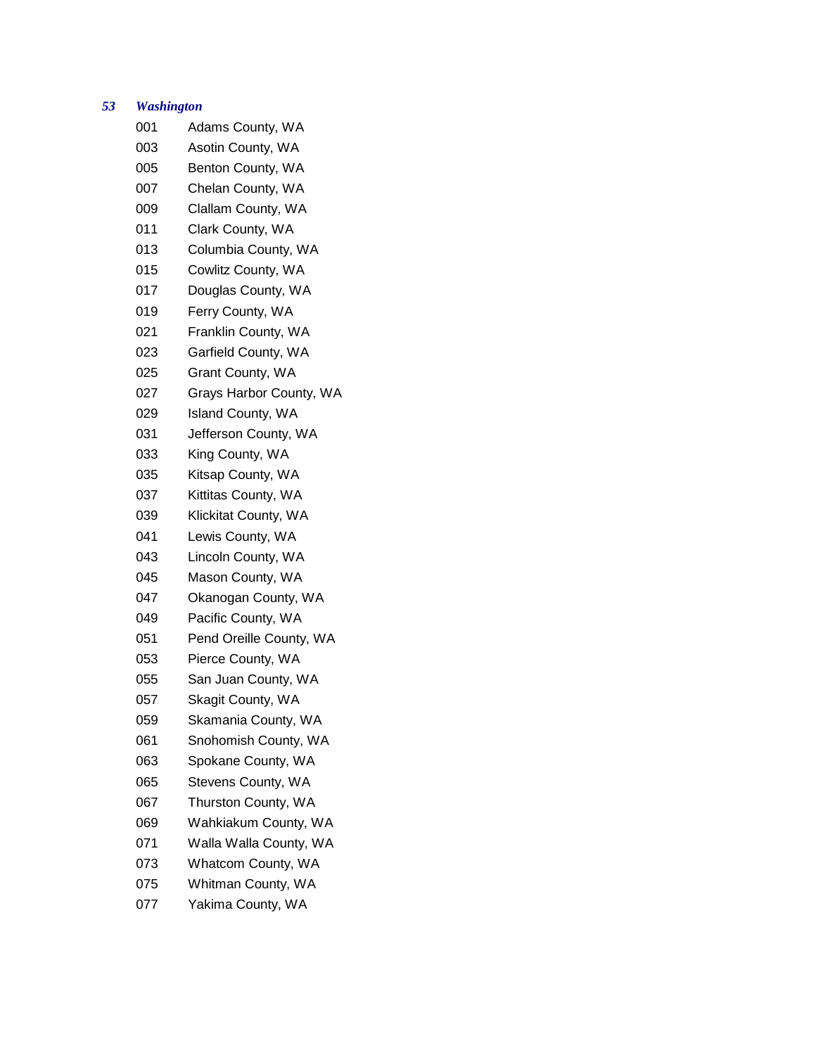### *53 Washington*

| Code | County |
|---|---|
| 001 | Adams County, WA |
| 003 | Asotin County, WA |
| 005 | Benton County, WA |
| 007 | Chelan County, WA |
| 009 | Clallam County, WA |
| 011 | Clark County, WA |
| 013 | Columbia County, WA |
| 015 | Cowlitz County, WA |
| 017 | Douglas County, WA |
| 019 | Ferry County, WA |
| 021 | Franklin County, WA |
| 023 | Garfield County, WA |
| 025 | Grant County, WA |
| 027 | Grays Harbor County, WA |
| 029 | Island County, WA |
| 031 | Jefferson County, WA |
| 033 | King County, WA |
| 035 | Kitsap County, WA |
| 037 | Kittitas County, WA |
| 039 | Klickitat County, WA |
| 041 | Lewis County, WA |
| 043 | Lincoln County, WA |
| 045 | Mason County, WA |
| 047 | Okanogan County, WA |
| 049 | Pacific County, WA |
| 051 | Pend Oreille County, WA |
| 053 | Pierce County, WA |
| 055 | San Juan County, WA |
| 057 | Skagit County, WA |
| 059 | Skamania County, WA |
| 061 | Snohomish County, WA |
| 063 | Spokane County, WA |
| 065 | Stevens County, WA |
| 067 | Thurston County, WA |
| 069 | Wahkiakum County, WA |
| 071 | Walla Walla County, WA |
| 073 | Whatcom County, WA |
| 075 | Whitman County, WA |
| 077 | Yakima County, WA |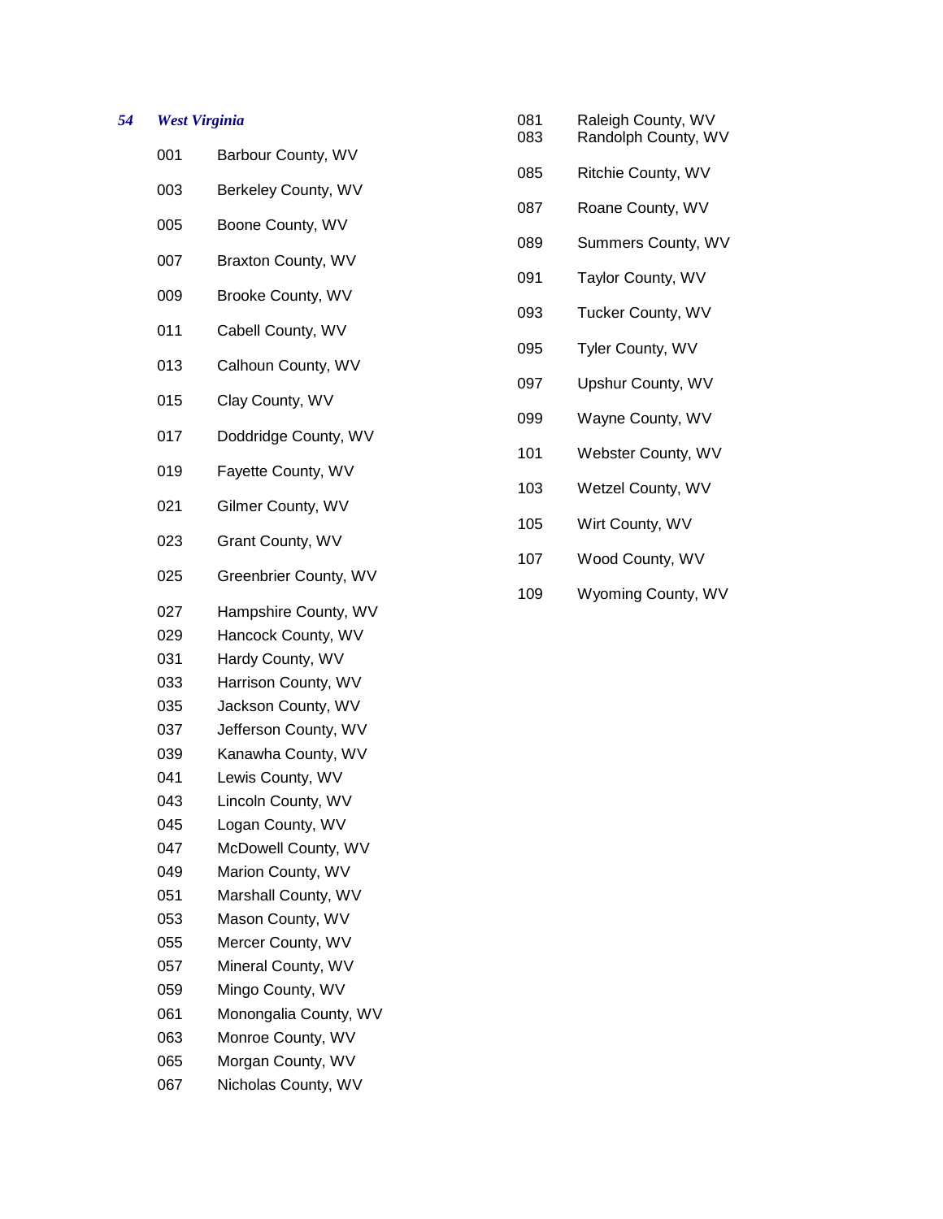### *54 West Virginia*

| Code | County |
|---|---|
| 001 | Barbour County, WV |
| 003 | Berkeley County, WV |
| 005 | Boone County, WV |
| 007 | Braxton County, WV |
| 009 | Brooke County, WV |
| 011 | Cabell County, WV |
| 013 | Calhoun County, WV |
| 015 | Clay County, WV |
| 017 | Doddridge County, WV |
| 019 | Fayette County, WV |
| 021 | Gilmer County, WV |
| 023 | Grant County, WV |
| 025 | Greenbrier County, WV |
| 027 | Hampshire County, WV |
| 029 | Hancock County, WV |
| 031 | Hardy County, WV |
| 033 | Harrison County, WV |
| 035 | Jackson County, WV |
| 037 | Jefferson County, WV |
| 039 | Kanawha County, WV |
| 041 | Lewis County, WV |
| 043 | Lincoln County, WV |
| 045 | Logan County, WV |
| 047 | McDowell County, WV |
| 049 | Marion County, WV |
| 051 | Marshall County, WV |
| 053 | Mason County, WV |
| 055 | Mercer County, WV |
| 057 | Mineral County, WV |
| 059 | Mingo County, WV |
| 061 | Monongalia County, WV |
| 063 | Monroe County, WV |
| 065 | Morgan County, WV |
| 067 | Nicholas County, WV |
| 081 | Raleigh County, WV |
| 083 | Randolph County, WV |
| 085 | Ritchie County, WV |
| 087 | Roane County, WV |
| 089 | Summers County, WV |
| 091 | Taylor County, WV |
| 093 | Tucker County, WV |
| 095 | Tyler County, WV |
| 097 | Upshur County, WV |
| 099 | Wayne County, WV |
| 101 | Webster County, WV |
| 103 | Wetzel County, WV |
| 105 | Wirt County, WV |
| 107 | Wood County, WV |
| 109 | Wyoming County, WV |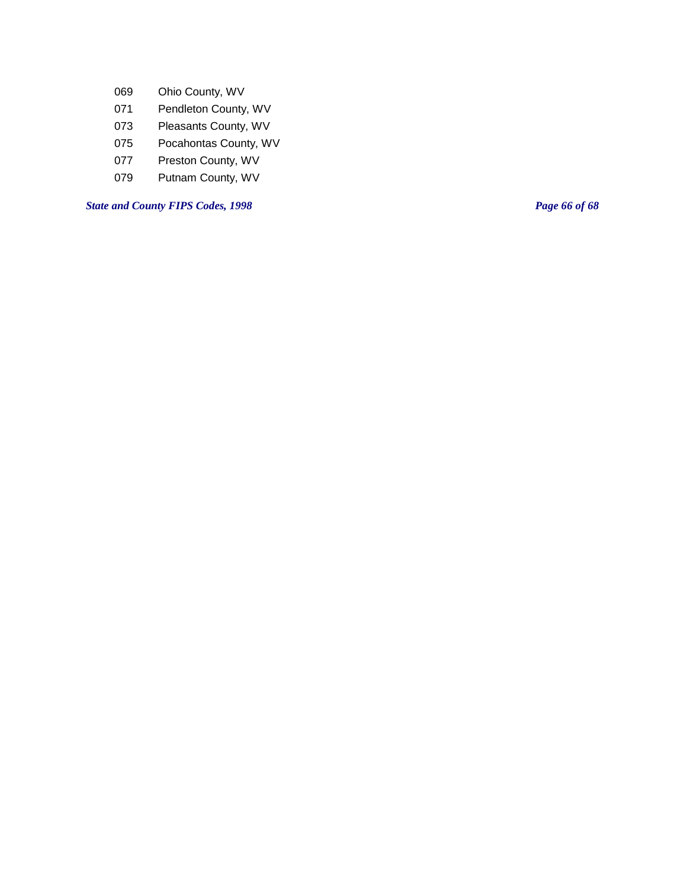| | |
|---|---|
| 069 | Ohio County, WV |
| 071 | Pendleton County, WV |
| 073 | Pleasants County, WV |
| 075 | Pocahontas County, WV |
| 077 | Preston County, WV |
| 079 | Putnam County, WV |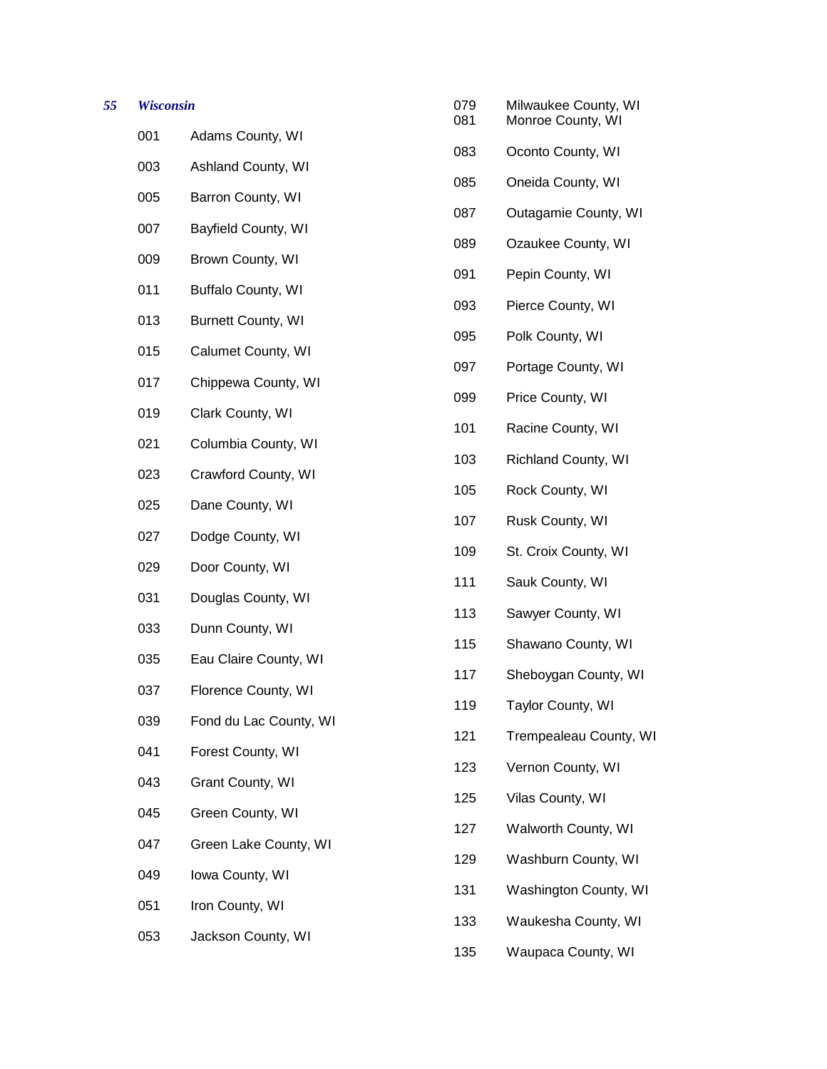***55 Wisconsin***

| Code | County |
|---|---|
| 001 | Adams County, WI |
| 003 | Ashland County, WI |
| 005 | Barron County, WI |
| 007 | Bayfield County, WI |
| 009 | Brown County, WI |
| 011 | Buffalo County, WI |
| 013 | Burnett County, WI |
| 015 | Calumet County, WI |
| 017 | Chippewa County, WI |
| 019 | Clark County, WI |
| 021 | Columbia County, WI |
| 023 | Crawford County, WI |
| 025 | Dane County, WI |
| 027 | Dodge County, WI |
| 029 | Door County, WI |
| 031 | Douglas County, WI |
| 033 | Dunn County, WI |
| 035 | Eau Claire County, WI |
| 037 | Florence County, WI |
| 039 | Fond du Lac County, WI |
| 041 | Forest County, WI |
| 043 | Grant County, WI |
| 045 | Green County, WI |
| 047 | Green Lake County, WI |
| 049 | Iowa County, WI |
| 051 | Iron County, WI |
| 053 | Jackson County, WI |
| 079 | Milwaukee County, WI |
| 081 | Monroe County, WI |
| 083 | Oconto County, WI |
| 085 | Oneida County, WI |
| 087 | Outagamie County, WI |
| 089 | Ozaukee County, WI |
| 091 | Pepin County, WI |
| 093 | Pierce County, WI |
| 095 | Polk County, WI |
| 097 | Portage County, WI |
| 099 | Price County, WI |
| 101 | Racine County, WI |
| 103 | Richland County, WI |
| 105 | Rock County, WI |
| 107 | Rusk County, WI |
| 109 | St. Croix County, WI |
| 111 | Sauk County, WI |
| 113 | Sawyer County, WI |
| 115 | Shawano County, WI |
| 117 | Sheboygan County, WI |
| 119 | Taylor County, WI |
| 121 | Trempealeau County, WI |
| 123 | Vernon County, WI |
| 125 | Vilas County, WI |
| 127 | Walworth County, WI |
| 129 | Washburn County, WI |
| 131 | Washington County, WI |
| 133 | Waukesha County, WI |
| 135 | Waupaca County, WI |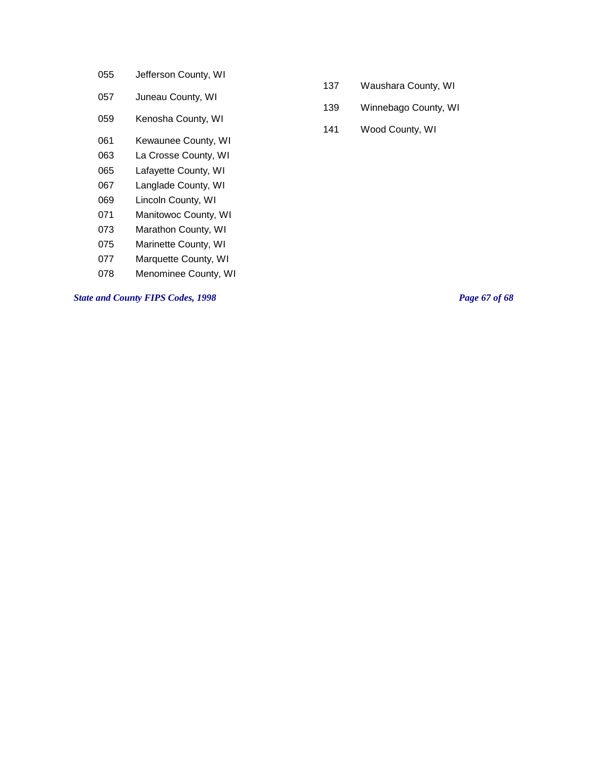| Code | County |
| --- | --- |
| 055 | Jefferson County, WI |
| 057 | Juneau County, WI |
| 059 | Kenosha County, WI |
| 061 | Kewaunee County, WI |
| 063 | La Crosse County, WI |
| 065 | Lafayette County, WI |
| 067 | Langlade County, WI |
| 069 | Lincoln County, WI |
| 071 | Manitowoc County, WI |
| 073 | Marathon County, WI |
| 075 | Marinette County, WI |
| 077 | Marquette County, WI |
| 078 | Menominee County, WI |
| 137 | Waushara County, WI |
| 139 | Winnebago County, WI |
| 141 | Wood County, WI |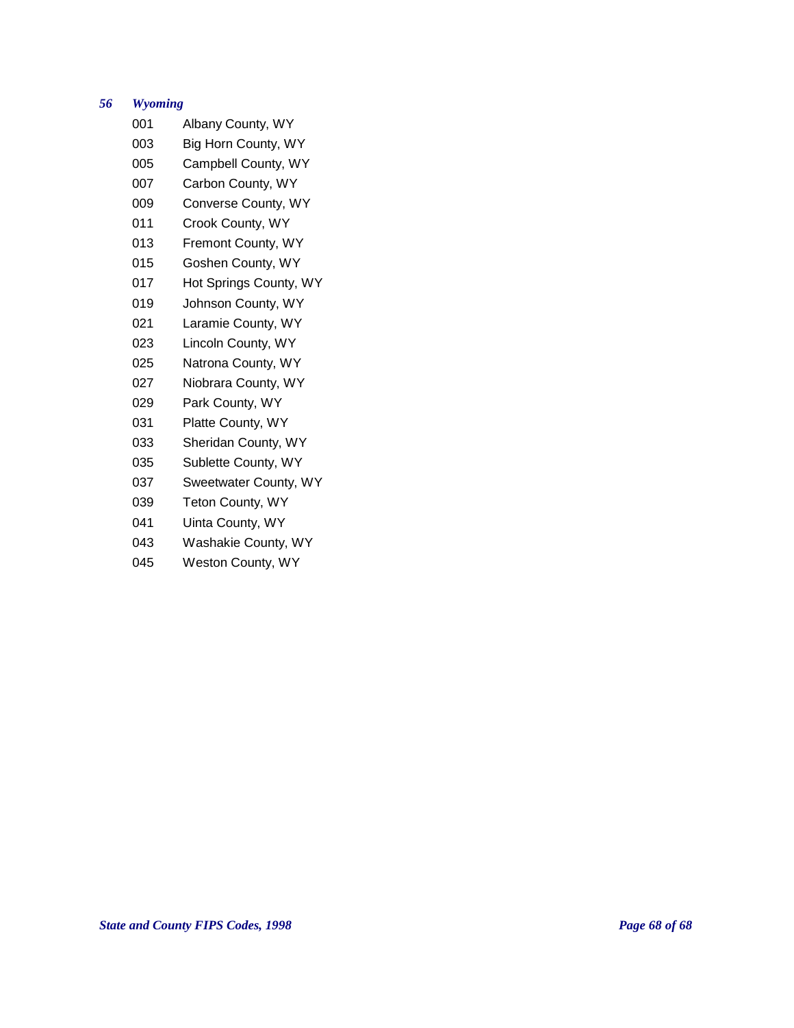*56 Wyoming*

| | |
|---|---|
| 001 | Albany County, WY |
| 003 | Big Horn County, WY |
| 005 | Campbell County, WY |
| 007 | Carbon County, WY |
| 009 | Converse County, WY |
| 011 | Crook County, WY |
| 013 | Fremont County, WY |
| 015 | Goshen County, WY |
| 017 | Hot Springs County, WY |
| 019 | Johnson County, WY |
| 021 | Laramie County, WY |
| 023 | Lincoln County, WY |
| 025 | Natrona County, WY |
| 027 | Niobrara County, WY |
| 029 | Park County, WY |
| 031 | Platte County, WY |
| 033 | Sheridan County, WY |
| 035 | Sublette County, WY |
| 037 | Sweetwater County, WY |
| 039 | Teton County, WY |
| 041 | Uinta County, WY |
| 043 | Washakie County, WY |
| 045 | Weston County, WY |